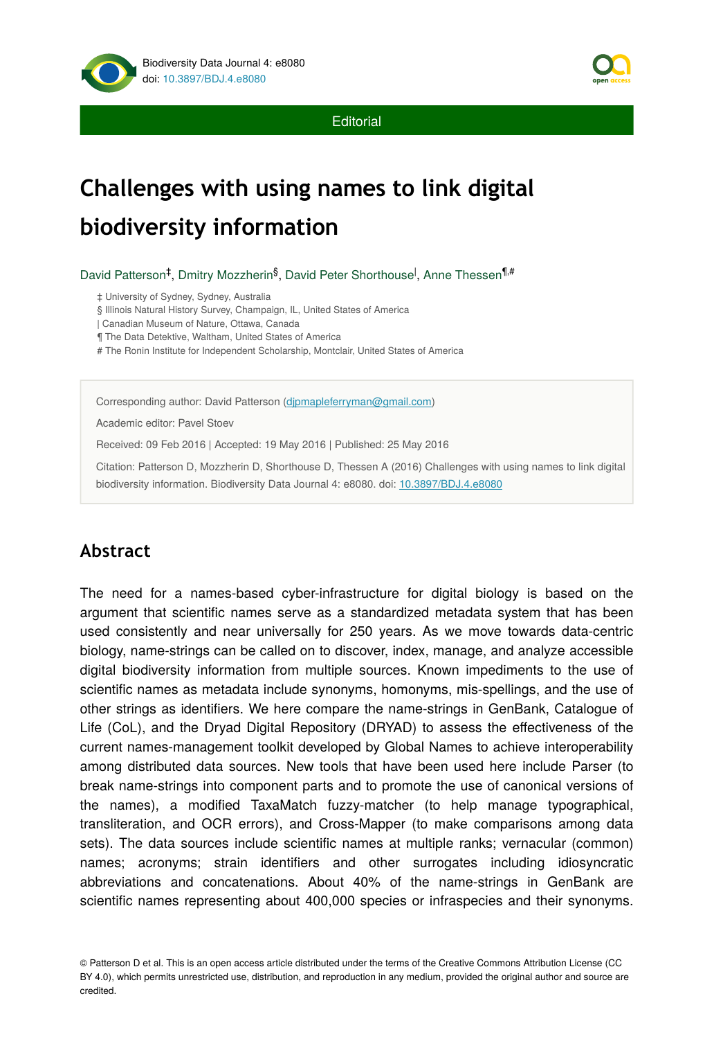Editorial

# Challenges with using names to link digital biodiversity information

David Patterson[‡], Dmitry Mozzherin[§], David Peter Shorthouse[|], Anne Thessen[¶,#]

‡ University of Sydney, Sydney, Australia

§ Illinois Natural History Survey, Champaign, IL, United States of America

| Canadian Museum of Nature, Ottawa, Canada

¶ The Data Detektive, Waltham, United States of America

# The Ronin Institute for Independent Scholarship, Montclair, United States of America

Corresponding author: David Patterson (djpmapleferryman@gmail.com)

Academic editor: Pavel Stoev

Received: 09 Feb 2016 | Accepted: 19 May 2016 | Published: 25 May 2016

Citation: Patterson D, Mozzherin D, Shorthouse D, Thessen A (2016) Challenges with using names to link digital biodiversity information. Biodiversity Data Journal 4: e8080. doi: 10.3897/BDJ.4.e8080

## Abstract

The need for a names-based cyber-infrastructure for digital biology is based on the argument that scientific names serve as a standardized metadata system that has been used consistently and near universally for 250 years. As we move towards data-centric biology, name-strings can be called on to discover, index, manage, and analyze accessible digital biodiversity information from multiple sources. Known impediments to the use of scientific names as metadata include synonyms, homonyms, mis-spellings, and the use of other strings as identifiers. We here compare the name-strings in GenBank, Catalogue of Life (CoL), and the Dryad Digital Repository (DRYAD) to assess the effectiveness of the current names-management toolkit developed by Global Names to achieve interoperability among distributed data sources. New tools that have been used here include Parser (to break name-strings into component parts and to promote the use of canonical versions of the names), a modified TaxaMatch fuzzy-matcher (to help manage typographical, transliteration, and OCR errors), and Cross-Mapper (to make comparisons among data sets). The data sources include scientific names at multiple ranks; vernacular (common) names; acronyms; strain identifiers and other surrogates including idiosyncratic abbreviations and concatenations. About 40% of the name-strings in GenBank are scientific names representing about 400,000 species or infraspecies and their synonyms.

© Patterson D et al. This is an open access article distributed under the terms of the Creative Commons Attribution License (CC BY 4.0), which permits unrestricted use, distribution, and reproduction in any medium, provided the original author and source are credited.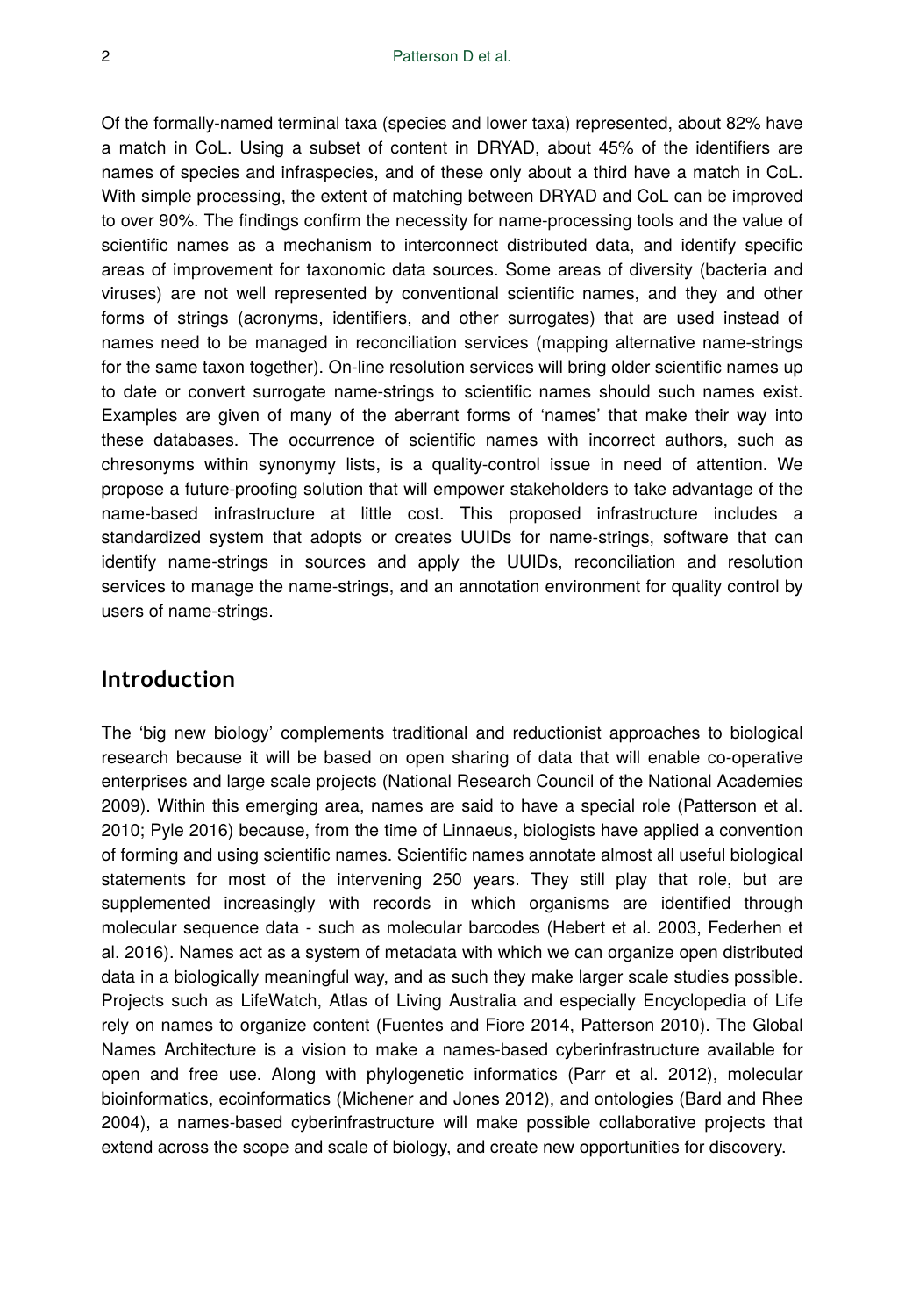Of the formally-named terminal taxa (species and lower taxa) represented, about 82% have a match in CoL. Using a subset of content in DRYAD, about 45% of the identifiers are names of species and infraspecies, and of these only about a third have a match in CoL. With simple processing, the extent of matching between DRYAD and CoL can be improved to over 90%. The findings confirm the necessity for name-processing tools and the value of scientific names as a mechanism to interconnect distributed data, and identify specific areas of improvement for taxonomic data sources. Some areas of diversity (bacteria and viruses) are not well represented by conventional scientific names, and they and other forms of strings (acronyms, identifiers, and other surrogates) that are used instead of names need to be managed in reconciliation services (mapping alternative name-strings for the same taxon together). On-line resolution services will bring older scientific names up to date or convert surrogate name-strings to scientific names should such names exist. Examples are given of many of the aberrant forms of 'names' that make their way into these databases. The occurrence of scientific names with incorrect authors, such as chresonyms within synonymy lists, is a quality-control issue in need of attention. We propose a future-proofing solution that will empower stakeholders to take advantage of the name-based infrastructure at little cost. This proposed infrastructure includes a standardized system that adopts or creates UUIDs for name-strings, software that can identify name-strings in sources and apply the UUIDs, reconciliation and resolution services to manage the name-strings, and an annotation environment for quality control by users of name-strings.

## Introduction

The 'big new biology' complements traditional and reductionist approaches to biological research because it will be based on open sharing of data that will enable co-operative enterprises and large scale projects (National Research Council of the National Academies 2009). Within this emerging area, names are said to have a special role (Patterson et al. 2010; Pyle 2016) because, from the time of Linnaeus, biologists have applied a convention of forming and using scientific names. Scientific names annotate almost all useful biological statements for most of the intervening 250 years. They still play that role, but are supplemented increasingly with records in which organisms are identified through molecular sequence data - such as molecular barcodes (Hebert et al. 2003, Federhen et al. 2016). Names act as a system of metadata with which we can organize open distributed data in a biologically meaningful way, and as such they make larger scale studies possible. Projects such as LifeWatch, Atlas of Living Australia and especially Encyclopedia of Life rely on names to organize content (Fuentes and Fiore 2014, Patterson 2010). The Global Names Architecture is a vision to make a names-based cyberinfrastructure available for open and free use. Along with phylogenetic informatics (Parr et al. 2012), molecular bioinformatics, ecoinformatics (Michener and Jones 2012), and ontologies (Bard and Rhee 2004), a names-based cyberinfrastructure will make possible collaborative projects that extend across the scope and scale of biology, and create new opportunities for discovery.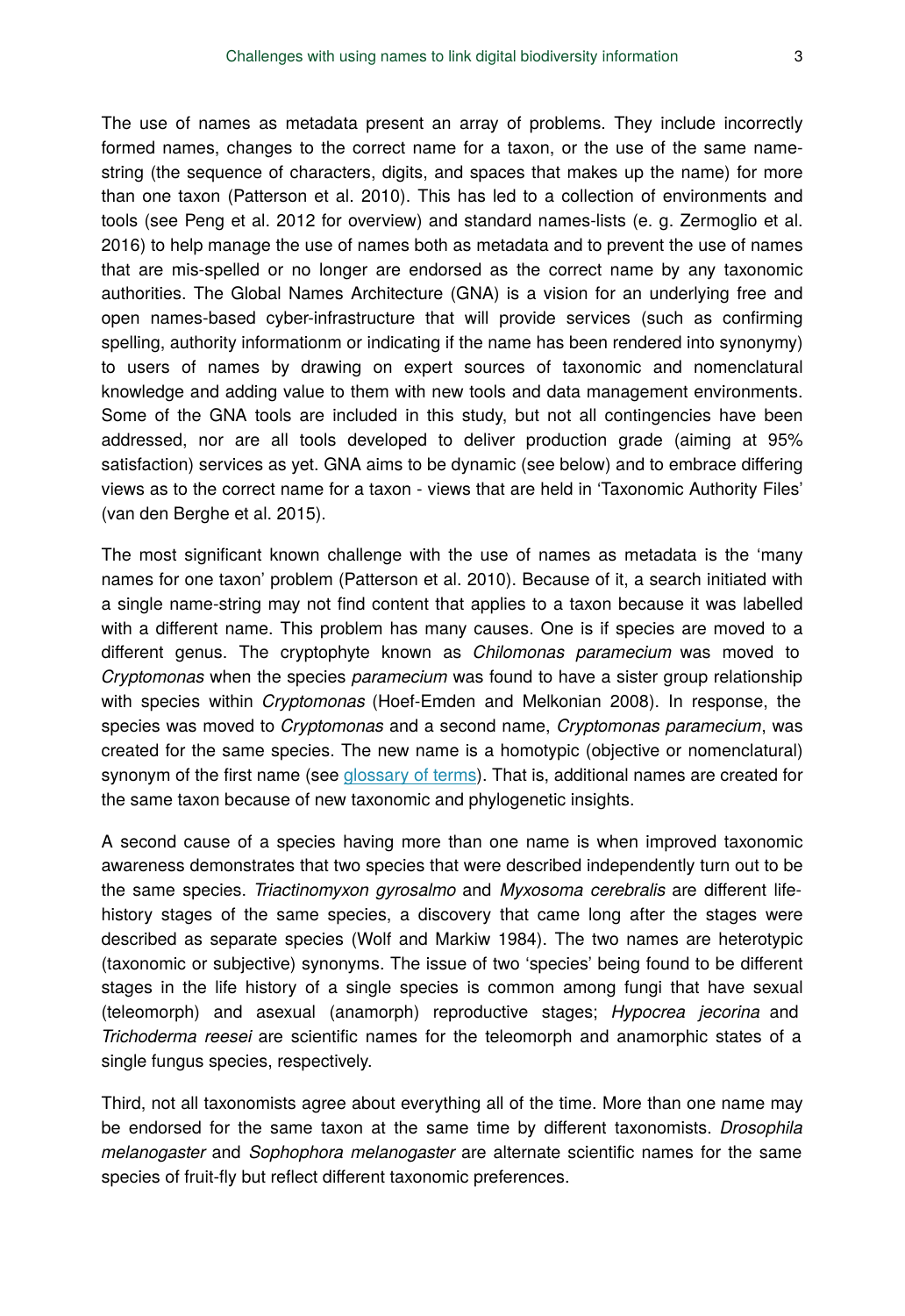The use of names as metadata present an array of problems. They include incorrectly formed names, changes to the correct name for a taxon, or the use of the same name-string (the sequence of characters, digits, and spaces that makes up the name) for more than one taxon (Patterson et al. 2010). This has led to a collection of environments and tools (see Peng et al. 2012 for overview) and standard names-lists (e. g. Zermoglio et al. 2016) to help manage the use of names both as metadata and to prevent the use of names that are mis-spelled or no longer are endorsed as the correct name by any taxonomic authorities. The Global Names Architecture (GNA) is a vision for an underlying free and open names-based cyber-infrastructure that will provide services (such as confirming spelling, authority informationm or indicating if the name has been rendered into synonymy) to users of names by drawing on expert sources of taxonomic and nomenclatural knowledge and adding value to them with new tools and data management environments. Some of the GNA tools are included in this study, but not all contingencies have been addressed, nor are all tools developed to deliver production grade (aiming at 95% satisfaction) services as yet. GNA aims to be dynamic (see below) and to embrace differing views as to the correct name for a taxon - views that are held in 'Taxonomic Authority Files' (van den Berghe et al. 2015).

The most significant known challenge with the use of names as metadata is the 'many names for one taxon' problem (Patterson et al. 2010). Because of it, a search initiated with a single name-string may not find content that applies to a taxon because it was labelled with a different name. This problem has many causes. One is if species are moved to a different genus. The cryptophyte known as *Chilomonas paramecium* was moved to *Cryptomonas* when the species *paramecium* was found to have a sister group relationship with species within *Cryptomonas* (Hoef-Emden and Melkonian 2008). In response, the species was moved to *Cryptomonas* and a second name, *Cryptomonas paramecium*, was created for the same species. The new name is a homotypic (objective or nomenclatural) synonym of the first name (see glossary of terms). That is, additional names are created for the same taxon because of new taxonomic and phylogenetic insights.

A second cause of a species having more than one name is when improved taxonomic awareness demonstrates that two species that were described independently turn out to be the same species. *Triactinomyxon gyrosalmo* and *Myxosoma cerebralis* are different life-history stages of the same species, a discovery that came long after the stages were described as separate species (Wolf and Markiw 1984). The two names are heterotypic (taxonomic or subjective) synonyms. The issue of two 'species' being found to be different stages in the life history of a single species is common among fungi that have sexual (teleomorph) and asexual (anamorph) reproductive stages; *Hypocrea jecorina* and *Trichoderma reesei* are scientific names for the teleomorph and anamorphic states of a single fungus species, respectively.

Third, not all taxonomists agree about everything all of the time. More than one name may be endorsed for the same taxon at the same time by different taxonomists. *Drosophila melanogaster* and *Sophophora melanogaster* are alternate scientific names for the same species of fruit-fly but reflect different taxonomic preferences.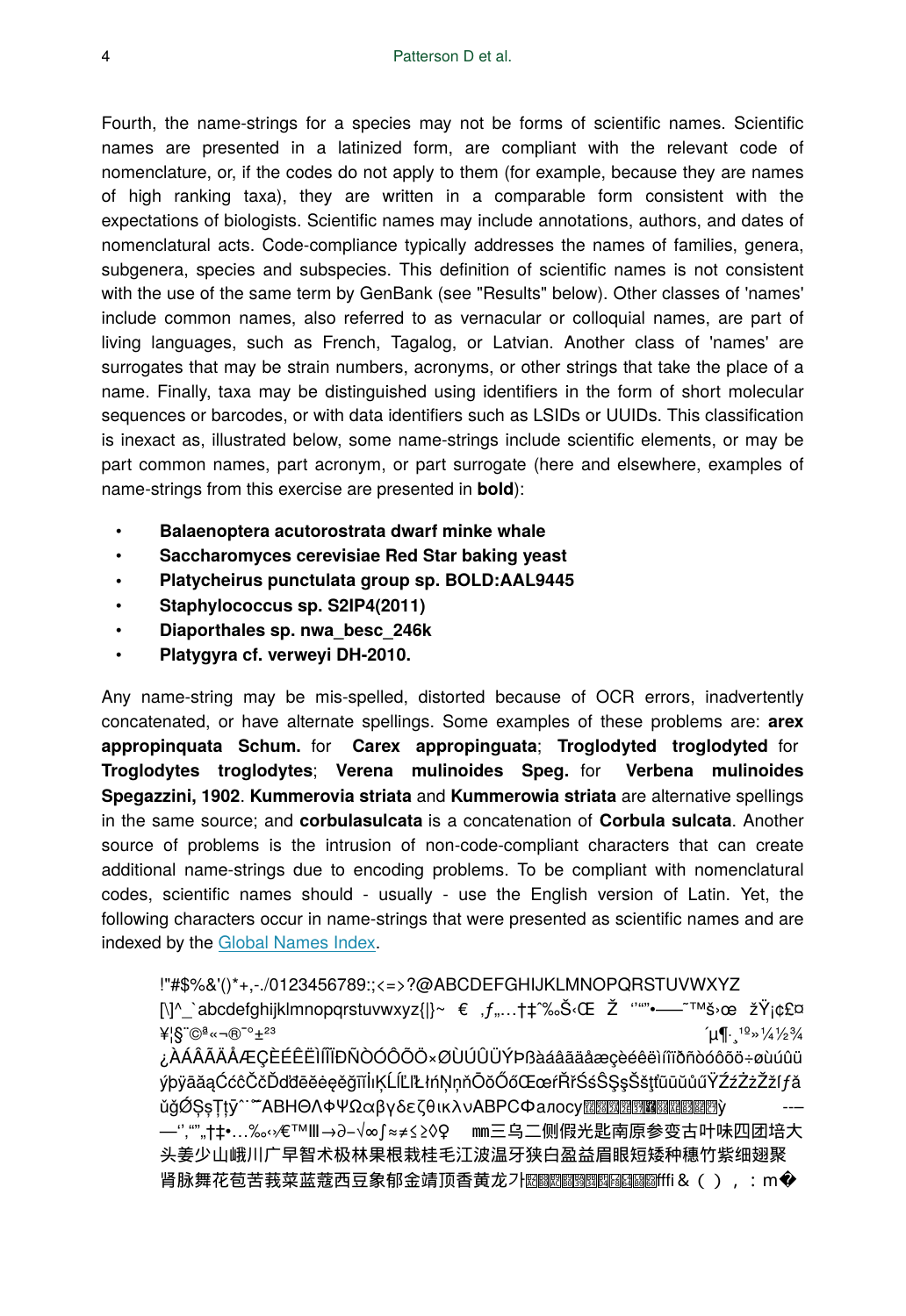Fourth, the name-strings for a species may not be forms of scientific names. Scientific names are presented in a latinized form, are compliant with the relevant code of nomenclature, or, if the codes do not apply to them (for example, because they are names of high ranking taxa), they are written in a comparable form consistent with the expectations of biologists. Scientific names may include annotations, authors, and dates of nomenclatural acts. Code-compliance typically addresses the names of families, genera, subgenera, species and subspecies. This definition of scientific names is not consistent with the use of the same term by GenBank (see "Results" below). Other classes of 'names' include common names, also referred to as vernacular or colloquial names, are part of living languages, such as French, Tagalog, or Latvian. Another class of 'names' are surrogates that may be strain numbers, acronyms, or other strings that take the place of a name. Finally, taxa may be distinguished using identifiers in the form of short molecular sequences or barcodes, or with data identifiers such as LSIDs or UUIDs. This classification is inexact as, illustrated below, some name-strings include scientific elements, or may be part common names, part acronym, or part surrogate (here and elsewhere, examples of name-strings from this exercise are presented in **bold**):

- **Balaenoptera acutorostrata dwarf minke whale**
- **Saccharomyces cerevisiae Red Star baking yeast**
- **Platycheirus punctulata group sp. BOLD:AAL9445**
- **Staphylococcus sp. S2IP4(2011)**
- **Diaporthales sp. nwa_besc_246k**
- **Platygyra cf. verweyi DH-2010.**

Any name-string may be mis-spelled, distorted because of OCR errors, inadvertently concatenated, or have alternate spellings. Some examples of these problems are: **arex appropinquata Schum.** for **Carex appropinguata**; **Troglodyted troglodyted** for **Troglodytes troglodytes**; **Verena mulinoides Speg.** for **Verbena mulinoides Spegazzini, 1902**. **Kummerovia striata** and **Kummerowia striata** are alternative spellings in the same source; and **corbulasulcata** is a concatenation of **Corbula sulcata**. Another source of problems is the intrusion of non-code-compliant characters that can create additional name-strings due to encoding problems. To be compliant with nomenclatural codes, scientific names should - usually - use the English version of Latin. Yet, the following characters occur in name-strings that were presented as scientific names and are indexed by the Global Names Index.

> !"#$%&'()*+,-./0123456789:;<=>?@ABCDEFGHIJKLMNOPQRSTUVWXYZ [\]^_`abcdefghijklmnopqrstuvwxyz{|}~ € ‚ƒ„…†‡ˆ‰Š‹Œ Ž ''""•–—˜™š›œ žŸ¡¢£¤ ¥¦§¨©ª«¬®¯°±²³ ´µ¶·¸¹º»¼½¾ ¿ÀÁÂÃÄÅÆÇÈÉÊËÌÍÎÏÐÑÒÓÔÕÖ×ØÙÚÛÜÝÞßàáâãäåæçèéêëìíîïðñòóôõö÷øùúûü ýþÿāăąĆćĉČčĎďđēĕėęěğīĭİıĶĹĺĽľŁłńŅņňŌŏŐőŒœŕŘřŚśŜŞşŠšţťūŭůűŸŹźŻżŽžſƒǎ ǔǧǾȘșȚțȳˆˇ˘˜ΑΒΗΘΛΦΨΩαβγδεζθικλνΑΒΡСΦалосуỳ ––– —'',"",„†‡•…‰‹›€™Ⅲ→∂−√∞∫≈≠≤≥◊♀ ㎜三乌二侧假光匙南原参变古叶味四团培大头姜少山峨川广早智术极林果根栽桂毛江波温牙狭白盈益眉眼短矮种穗竹紫细翅聚肾脉舞花苞苦莪菜蓝蔻西豆象郁金靖顶香黄龙가ﬃ＆（），：m�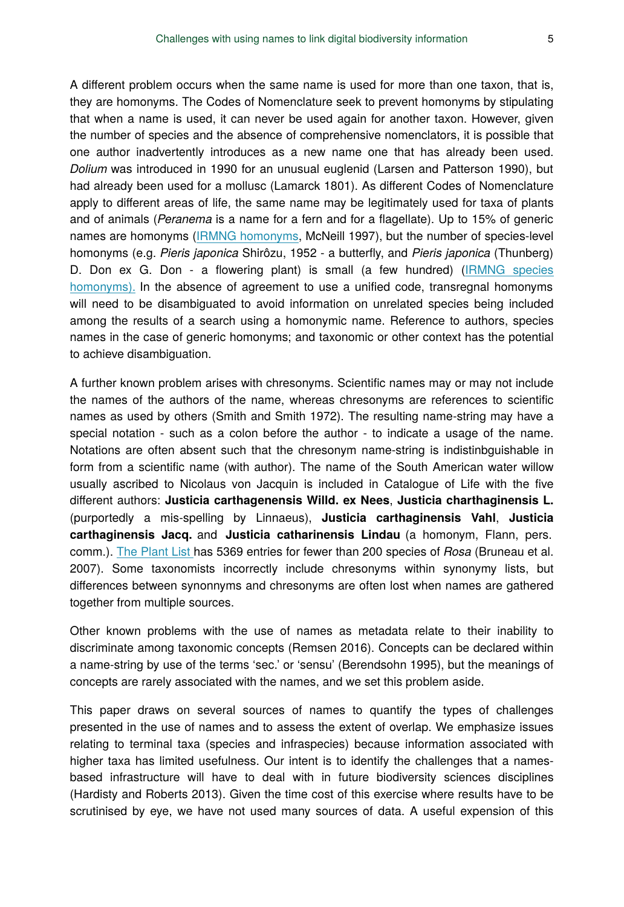A different problem occurs when the same name is used for more than one taxon, that is, they are homonyms. The Codes of Nomenclature seek to prevent homonyms by stipulating that when a name is used, it can never be used again for another taxon. However, given the number of species and the absence of comprehensive nomenclators, it is possible that one author inadvertently introduces as a new name one that has already been used. *Dolium* was introduced in 1990 for an unusual euglenid (Larsen and Patterson 1990), but had already been used for a mollusc (Lamarck 1801). As different Codes of Nomenclature apply to different areas of life, the same name may be legitimately used for taxa of plants and of animals (*Peranema* is a name for a fern and for a flagellate). Up to 15% of generic names are homonyms (IRMNG homonyms, McNeill 1997), but the number of species-level homonyms (e.g. *Pieris japonica* Shirôzu, 1952 - a butterfly, and *Pieris japonica* (Thunberg) D. Don ex G. Don - a flowering plant) is small (a few hundred) (IRMNG species homonyms). In the absence of agreement to use a unified code, transregnal homonyms will need to be disambiguated to avoid information on unrelated species being included among the results of a search using a homonymic name. Reference to authors, species names in the case of generic homonyms; and taxonomic or other context has the potential to achieve disambiguation.

A further known problem arises with chresonyms. Scientific names may or may not include the names of the authors of the name, whereas chresonyms are references to scientific names as used by others (Smith and Smith 1972). The resulting name-string may have a special notation - such as a colon before the author - to indicate a usage of the name. Notations are often absent such that the chresonym name-string is indistinbguishable in form from a scientific name (with author). The name of the South American water willow usually ascribed to Nicolaus von Jacquin is included in Catalogue of Life with the five different authors: **Justicia carthagenensis Willd. ex Nees**, **Justicia charthaginensis L.** (purportedly a mis-spelling by Linnaeus), **Justicia carthaginensis Vahl**, **Justicia carthaginensis Jacq.** and **Justicia catharinensis Lindau** (a homonym, Flann, pers. comm.). The Plant List has 5369 entries for fewer than 200 species of *Rosa* (Bruneau et al. 2007). Some taxonomists incorrectly include chresonyms within synonymy lists, but differences between synonnyms and chresonyms are often lost when names are gathered together from multiple sources.

Other known problems with the use of names as metadata relate to their inability to discriminate among taxonomic concepts (Remsen 2016). Concepts can be declared within a name-string by use of the terms 'sec.' or 'sensu' (Berendsohn 1995), but the meanings of concepts are rarely associated with the names, and we set this problem aside.

This paper draws on several sources of names to quantify the types of challenges presented in the use of names and to assess the extent of overlap. We emphasize issues relating to terminal taxa (species and infraspecies) because information associated with higher taxa has limited usefulness. Our intent is to identify the challenges that a names-based infrastructure will have to deal with in future biodiversity sciences disciplines (Hardisty and Roberts 2013). Given the time cost of this exercise where results have to be scrutinised by eye, we have not used many sources of data. A useful expension of this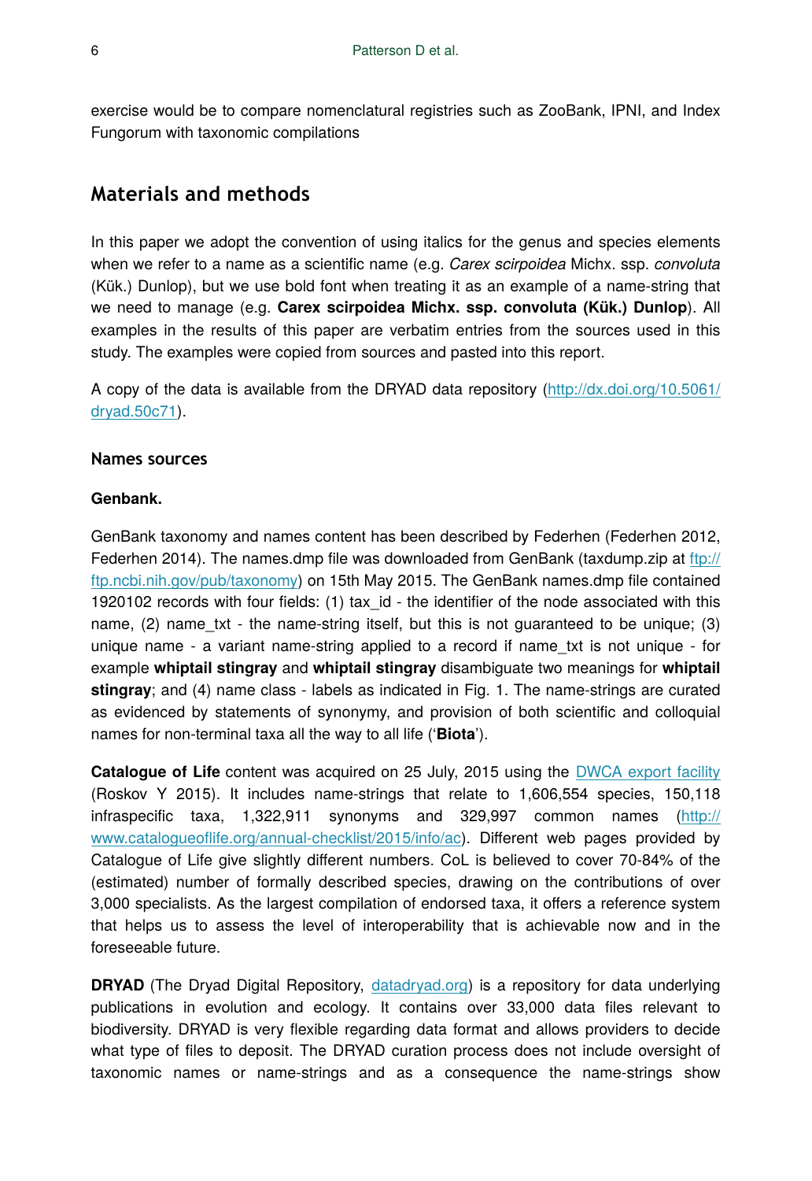exercise would be to compare nomenclatural registries such as ZooBank, IPNI, and Index Fungorum with taxonomic compilations

## Materials and methods

In this paper we adopt the convention of using italics for the genus and species elements when we refer to a name as a scientific name (e.g. *Carex scirpoidea* Michx. ssp. *convoluta* (Kük.) Dunlop), but we use bold font when treating it as an example of a name-string that we need to manage (e.g. **Carex scirpoidea Michx. ssp. convoluta (Kük.) Dunlop**). All examples in the results of this paper are verbatim entries from the sources used in this study. The examples were copied from sources and pasted into this report.

A copy of the data is available from the DRYAD data repository (http://dx.doi.org/10.5061/dryad.50c71).

### Names sources

**Genbank.**

GenBank taxonomy and names content has been described by Federhen (Federhen 2012, Federhen 2014). The names.dmp file was downloaded from GenBank (taxdump.zip at ftp://ftp.ncbi.nih.gov/pub/taxonomy) on 15th May 2015. The GenBank names.dmp file contained 1920102 records with four fields: (1) tax_id - the identifier of the node associated with this name, (2) name_txt - the name-string itself, but this is not guaranteed to be unique; (3) unique name - a variant name-string applied to a record if name_txt is not unique - for example **whiptail stingray** and **whiptail stingray** disambiguate two meanings for **whiptail stingray**; and (4) name class - labels as indicated in Fig. 1. The name-strings are curated as evidenced by statements of synonymy, and provision of both scientific and colloquial names for non-terminal taxa all the way to all life ('**Biota**').

**Catalogue of Life** content was acquired on 25 July, 2015 using the DWCA export facility (Roskov Y 2015). It includes name-strings that relate to 1,606,554 species, 150,118 infraspecific taxa, 1,322,911 synonyms and 329,997 common names (http://www.catalogueoflife.org/annual-checklist/2015/info/ac). Different web pages provided by Catalogue of Life give slightly different numbers. CoL is believed to cover 70-84% of the (estimated) number of formally described species, drawing on the contributions of over 3,000 specialists. As the largest compilation of endorsed taxa, it offers a reference system that helps us to assess the level of interoperability that is achievable now and in the foreseeable future.

**DRYAD** (The Dryad Digital Repository, datadryad.org) is a repository for data underlying publications in evolution and ecology. It contains over 33,000 data files relevant to biodiversity. DRYAD is very flexible regarding data format and allows providers to decide what type of files to deposit. The DRYAD curation process does not include oversight of taxonomic names or name-strings and as a consequence the name-strings show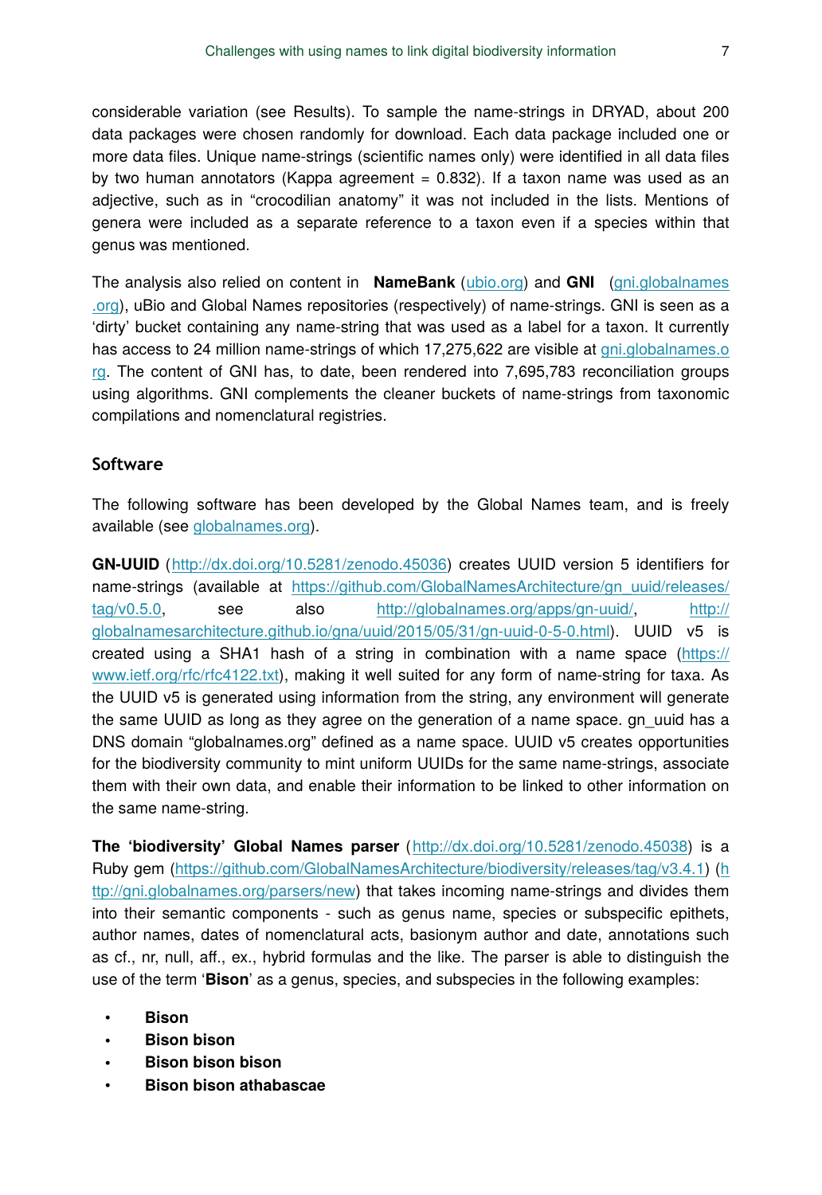considerable variation (see Results). To sample the name-strings in DRYAD, about 200 data packages were chosen randomly for download. Each data package included one or more data files. Unique name-strings (scientific names only) were identified in all data files by two human annotators (Kappa agreement = 0.832). If a taxon name was used as an adjective, such as in "crocodilian anatomy" it was not included in the lists. Mentions of genera were included as a separate reference to a taxon even if a species within that genus was mentioned.

The analysis also relied on content in **NameBank** (ubio.org) and **GNI** (gni.globalnames.org), uBio and Global Names repositories (respectively) of name-strings. GNI is seen as a 'dirty' bucket containing any name-string that was used as a label for a taxon. It currently has access to 24 million name-strings of which 17,275,622 are visible at gni.globalnames.org. The content of GNI has, to date, been rendered into 7,695,783 reconciliation groups using algorithms. GNI complements the cleaner buckets of name-strings from taxonomic compilations and nomenclatural registries.

## Software

The following software has been developed by the Global Names team, and is freely available (see globalnames.org).

**GN-UUID** (http://dx.doi.org/10.5281/zenodo.45036) creates UUID version 5 identifiers for name-strings (available at https://github.com/GlobalNamesArchitecture/gn_uuid/releases/tag/v0.5.0, see also http://globalnames.org/apps/gn-uuid/, http://globalnamesarchitecture.github.io/gna/uuid/2015/05/31/gn-uuid-0-5-0.html). UUID v5 is created using a SHA1 hash of a string in combination with a name space (https://www.ietf.org/rfc/rfc4122.txt), making it well suited for any form of name-string for taxa. As the UUID v5 is generated using information from the string, any environment will generate the same UUID as long as they agree on the generation of a name space. gn_uuid has a DNS domain "globalnames.org" defined as a name space. UUID v5 creates opportunities for the biodiversity community to mint uniform UUIDs for the same name-strings, associate them with their own data, and enable their information to be linked to other information on the same name-string.

**The 'biodiversity' Global Names parser** (http://dx.doi.org/10.5281/zenodo.45038) is a Ruby gem (https://github.com/GlobalNamesArchitecture/biodiversity/releases/tag/v3.4.1) (http://gni.globalnames.org/parsers/new) that takes incoming name-strings and divides them into their semantic components - such as genus name, species or subspecific epithets, author names, dates of nomenclatural acts, basionym author and date, annotations such as cf., nr, null, aff., ex., hybrid formulas and the like. The parser is able to distinguish the use of the term '**Bison**' as a genus, species, and subspecies in the following examples:

- **Bison**
- **Bison bison**
- **Bison bison bison**
- **Bison bison athabascae**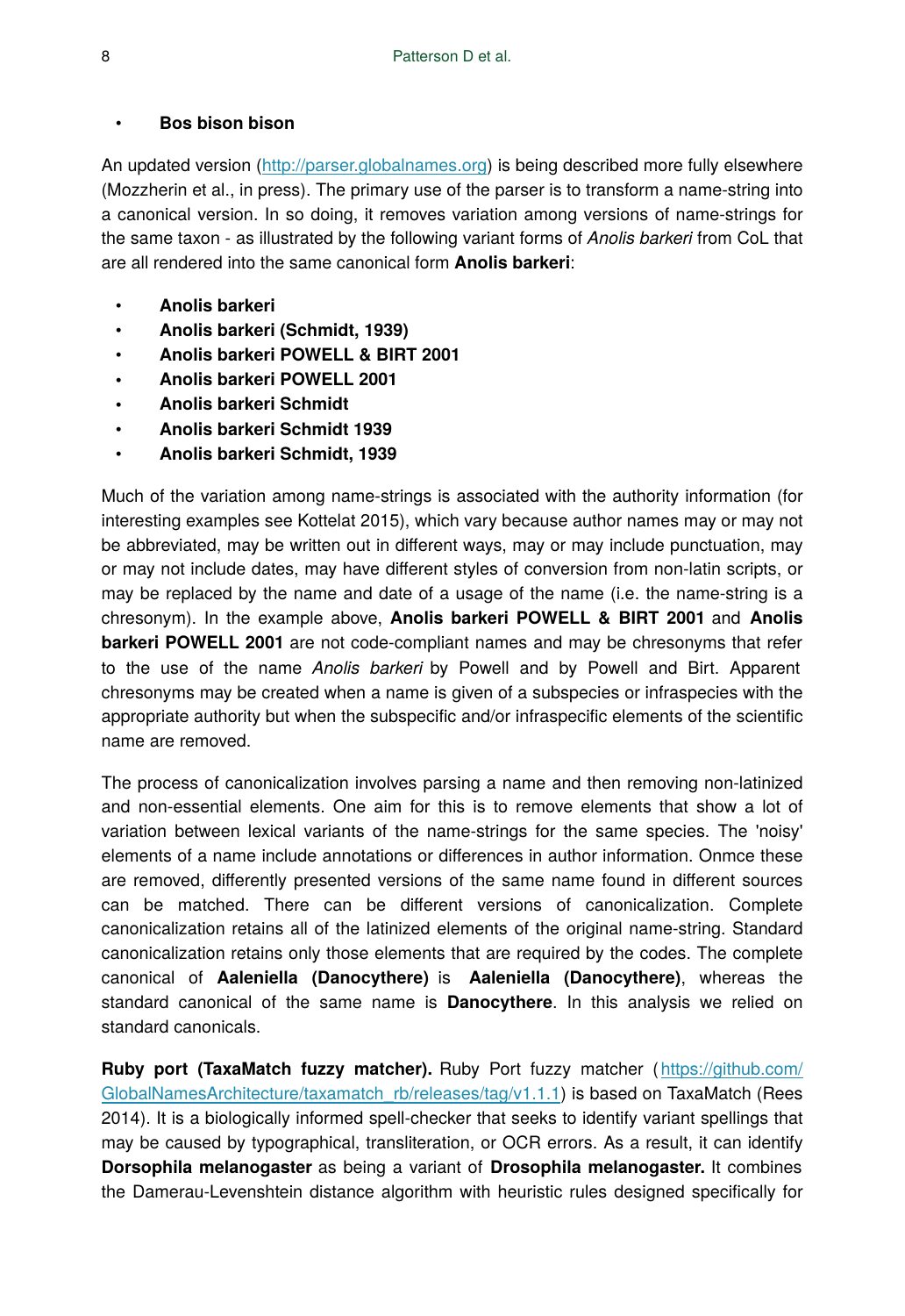- **Bos bison bison**

An updated version (http://parser.globalnames.org) is being described more fully elsewhere (Mozzherin et al., in press). The primary use of the parser is to transform a name-string into a canonical version. In so doing, it removes variation among versions of name-strings for the same taxon - as illustrated by the following variant forms of *Anolis barkeri* from CoL that are all rendered into the same canonical form **Anolis barkeri**:

- **Anolis barkeri**
- **Anolis barkeri (Schmidt, 1939)**
- **Anolis barkeri POWELL & BIRT 2001**
- **Anolis barkeri POWELL 2001**
- **Anolis barkeri Schmidt**
- **Anolis barkeri Schmidt 1939**
- **Anolis barkeri Schmidt, 1939**

Much of the variation among name-strings is associated with the authority information (for interesting examples see Kottelat 2015), which vary because author names may or may not be abbreviated, may be written out in different ways, may or may include punctuation, may or may not include dates, may have different styles of conversion from non-latin scripts, or may be replaced by the name and date of a usage of the name (i.e. the name-string is a chresonym). In the example above, **Anolis barkeri POWELL & BIRT 2001** and **Anolis barkeri POWELL 2001** are not code-compliant names and may be chresonyms that refer to the use of the name *Anolis barkeri* by Powell and by Powell and Birt. Apparent chresonyms may be created when a name is given of a subspecies or infraspecies with the appropriate authority but when the subspecific and/or infraspecific elements of the scientific name are removed.

The process of canonicalization involves parsing a name and then removing non-latinized and non-essential elements. One aim for this is to remove elements that show a lot of variation between lexical variants of the name-strings for the same species. The 'noisy' elements of a name include annotations or differences in author information. Onmce these are removed, differently presented versions of the same name found in different sources can be matched. There can be different versions of canonicalization. Complete canonicalization retains all of the latinized elements of the original name-string. Standard canonicalization retains only those elements that are required by the codes. The complete canonical of **Aaleniella (Danocythere)** is **Aaleniella (Danocythere)**, whereas the standard canonical of the same name is **Danocythere**. In this analysis we relied on standard canonicals.

**Ruby port (TaxaMatch fuzzy matcher).** Ruby Port fuzzy matcher (https://github.com/GlobalNamesArchitecture/taxamatch_rb/releases/tag/v1.1.1) is based on TaxaMatch (Rees 2014). It is a biologically informed spell-checker that seeks to identify variant spellings that may be caused by typographical, transliteration, or OCR errors. As a result, it can identify **Dorsophila melanogaster** as being a variant of **Drosophila melanogaster.** It combines the Damerau-Levenshtein distance algorithm with heuristic rules designed specifically for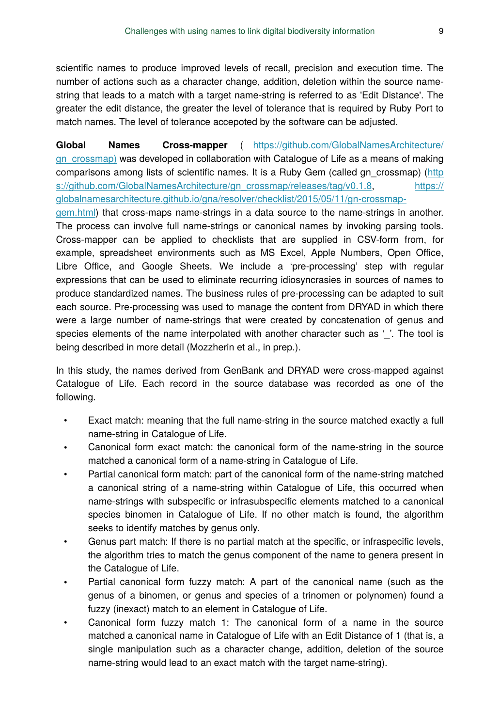scientific names to produce improved levels of recall, precision and execution time. The number of actions such as a character change, addition, deletion within the source name-string that leads to a match with a target name-string is referred to as 'Edit Distance'. The greater the edit distance, the greater the level of tolerance that is required by Ruby Port to match names. The level of tolerance accepoted by the software can be adjusted.

**Global Names Cross-mapper** ( https://github.com/GlobalNamesArchitecture/gn_crossmap) was developed in collaboration with Catalogue of Life as a means of making comparisons among lists of scientific names. It is a Ruby Gem (called gn_crossmap) (https://github.com/GlobalNamesArchitecture/gn_crossmap/releases/tag/v0.1.8, https://globalnamesarchitecture.github.io/gna/resolver/checklist/2015/05/11/gn-crossmap-gem.html) that cross-maps name-strings in a data source to the name-strings in another. The process can involve full name-strings or canonical names by invoking parsing tools. Cross-mapper can be applied to checklists that are supplied in CSV-form from, for example, spreadsheet environments such as MS Excel, Apple Numbers, Open Office, Libre Office, and Google Sheets. We include a 'pre-processing' step with regular expressions that can be used to eliminate recurring idiosyncrasies in sources of names to produce standardized names. The business rules of pre-processing can be adapted to suit each source. Pre-processing was used to manage the content from DRYAD in which there were a large number of name-strings that were created by concatenation of genus and species elements of the name interpolated with another character such as '_'. The tool is being described in more detail (Mozzherin et al., in prep.).

In this study, the names derived from GenBank and DRYAD were cross-mapped against Catalogue of Life. Each record in the source database was recorded as one of the following.

- Exact match: meaning that the full name-string in the source matched exactly a full name-string in Catalogue of Life.
- Canonical form exact match: the canonical form of the name-string in the source matched a canonical form of a name-string in Catalogue of Life.
- Partial canonical form match: part of the canonical form of the name-string matched a canonical string of a name-string within Catalogue of Life, this occurred when name-strings with subspecific or infrasubspecific elements matched to a canonical species binomen in Catalogue of Life. If no other match is found, the algorithm seeks to identify matches by genus only.
- Genus part match: If there is no partial match at the specific, or infraspecific levels, the algorithm tries to match the genus component of the name to genera present in the Catalogue of Life.
- Partial canonical form fuzzy match: A part of the canonical name (such as the genus of a binomen, or genus and species of a trinomen or polynomen) found a fuzzy (inexact) match to an element in Catalogue of Life.
- Canonical form fuzzy match 1: The canonical form of a name in the source matched a canonical name in Catalogue of Life with an Edit Distance of 1 (that is, a single manipulation such as a character change, addition, deletion of the source name-string would lead to an exact match with the target name-string).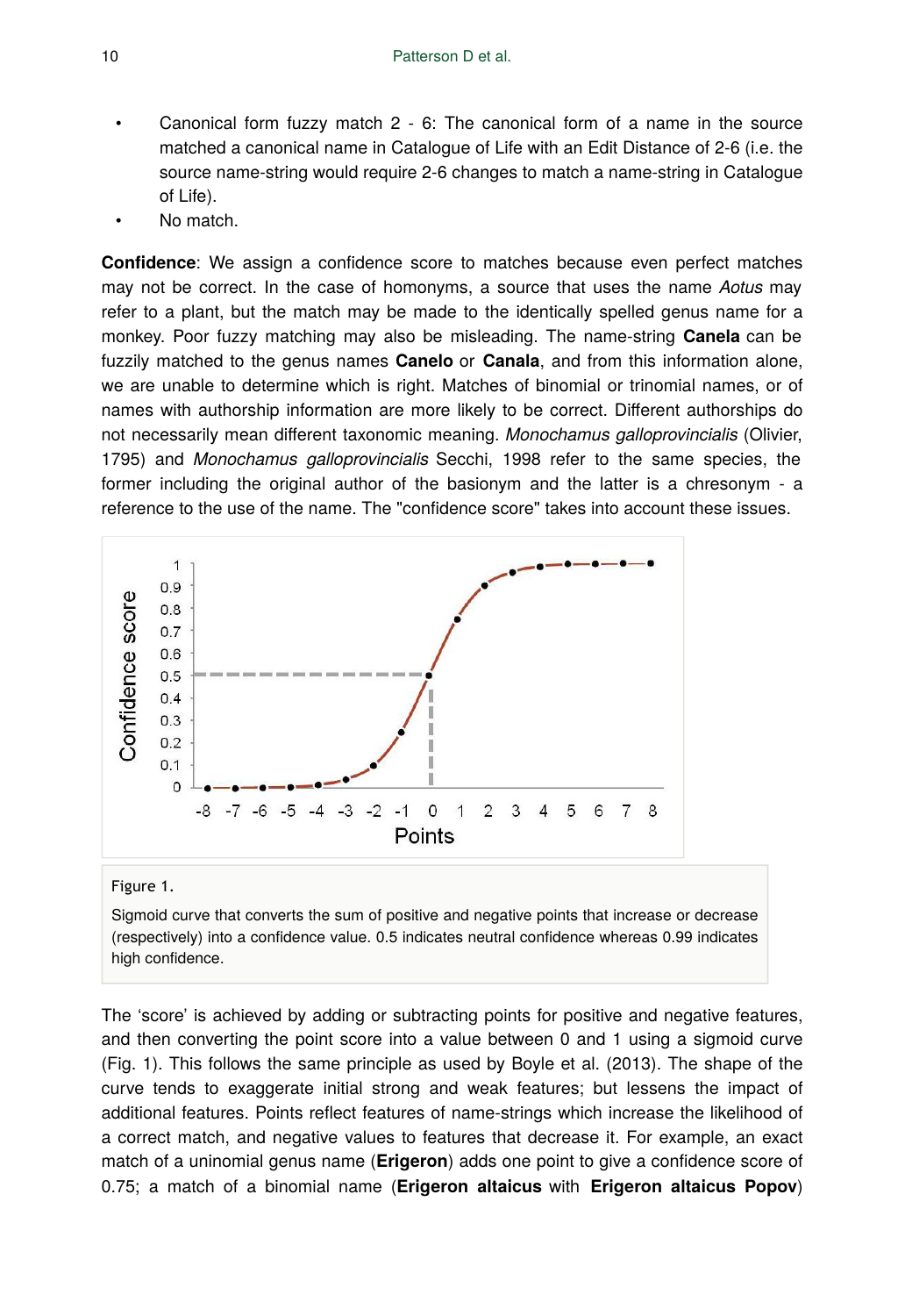- Canonical form fuzzy match 2 - 6: The canonical form of a name in the source matched a canonical name in Catalogue of Life with an Edit Distance of 2-6 (i.e. the source name-string would require 2-6 changes to match a name-string in Catalogue of Life).
- No match.

**Confidence**: We assign a confidence score to matches because even perfect matches may not be correct. In the case of homonyms, a source that uses the name *Aotus* may refer to a plant, but the match may be made to the identically spelled genus name for a monkey. Poor fuzzy matching may also be misleading. The name-string **Canela** can be fuzzily matched to the genus names **Canelo** or **Canala**, and from this information alone, we are unable to determine which is right. Matches of binomial or trinomial names, or of names with authorship information are more likely to be correct. Different authorships do not necessarily mean different taxonomic meaning. *Monochamus galloprovincialis* (Olivier, 1795) and *Monochamus galloprovincialis* Secchi, 1998 refer to the same species, the former including the original author of the basionym and the latter is a chresonym - a reference to the use of the name. The "confidence score" takes into account these issues.

Figure 1.

Sigmoid curve that converts the sum of positive and negative points that increase or decrease (respectively) into a confidence value. 0.5 indicates neutral confidence whereas 0.99 indicates high confidence.

The 'score' is achieved by adding or subtracting points for positive and negative features, and then converting the point score into a value between 0 and 1 using a sigmoid curve (Fig. 1). This follows the same principle as used by Boyle et al. (2013). The shape of the curve tends to exaggerate initial strong and weak features; but lessens the impact of additional features. Points reflect features of name-strings which increase the likelihood of a correct match, and negative values to features that decrease it. For example, an exact match of a uninomial genus name (**Erigeron**) adds one point to give a confidence score of 0.75; a match of a binomial name (**Erigeron altaicus** with **Erigeron altaicus Popov**)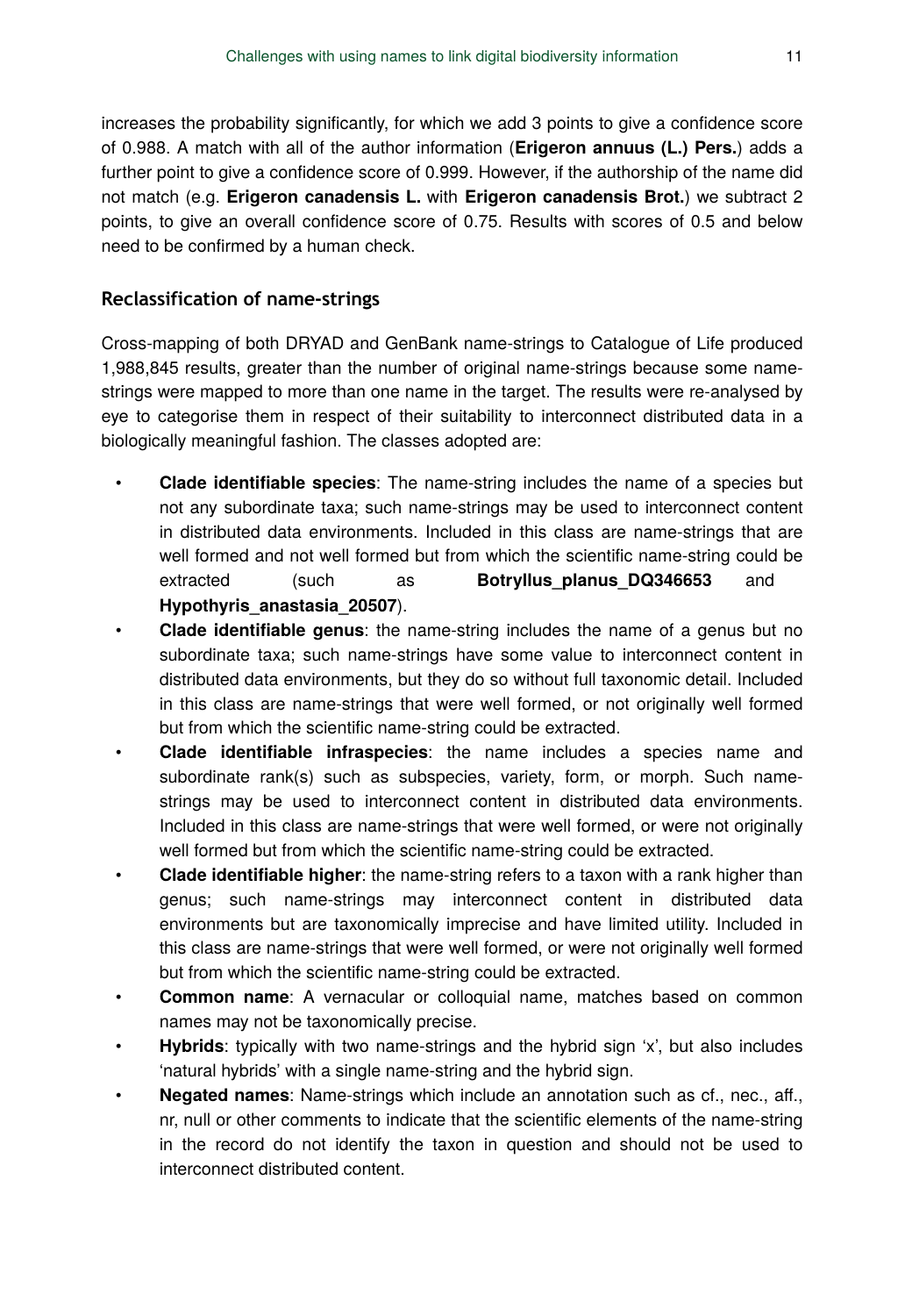increases the probability significantly, for which we add 3 points to give a confidence score of 0.988. A match with all of the author information (**Erigeron annuus (L.) Pers.**) adds a further point to give a confidence score of 0.999. However, if the authorship of the name did not match (e.g. **Erigeron canadensis L.** with **Erigeron canadensis Brot.**) we subtract 2 points, to give an overall confidence score of 0.75. Results with scores of 0.5 and below need to be confirmed by a human check.

### Reclassification of name-strings

Cross-mapping of both DRYAD and GenBank name-strings to Catalogue of Life produced 1,988,845 results, greater than the number of original name-strings because some name-strings were mapped to more than one name in the target. The results were re-analysed by eye to categorise them in respect of their suitability to interconnect distributed data in a biologically meaningful fashion. The classes adopted are:

- **Clade identifiable species**: The name-string includes the name of a species but not any subordinate taxa; such name-strings may be used to interconnect content in distributed data environments. Included in this class are name-strings that are well formed and not well formed but from which the scientific name-string could be extracted (such as **Botryllus_planus_DQ346653** and **Hypothyris_anastasia_20507**).
- **Clade identifiable genus**: the name-string includes the name of a genus but no subordinate taxa; such name-strings have some value to interconnect content in distributed data environments, but they do so without full taxonomic detail. Included in this class are name-strings that were well formed, or not originally well formed but from which the scientific name-string could be extracted.
- **Clade identifiable infraspecies**: the name includes a species name and subordinate rank(s) such as subspecies, variety, form, or morph. Such name-strings may be used to interconnect content in distributed data environments. Included in this class are name-strings that were well formed, or were not originally well formed but from which the scientific name-string could be extracted.
- **Clade identifiable higher**: the name-string refers to a taxon with a rank higher than genus; such name-strings may interconnect content in distributed data environments but are taxonomically imprecise and have limited utility. Included in this class are name-strings that were well formed, or were not originally well formed but from which the scientific name-string could be extracted.
- **Common name**: A vernacular or colloquial name, matches based on common names may not be taxonomically precise.
- **Hybrids**: typically with two name-strings and the hybrid sign 'x', but also includes 'natural hybrids' with a single name-string and the hybrid sign.
- **Negated names**: Name-strings which include an annotation such as cf., nec., aff., nr, null or other comments to indicate that the scientific elements of the name-string in the record do not identify the taxon in question and should not be used to interconnect distributed content.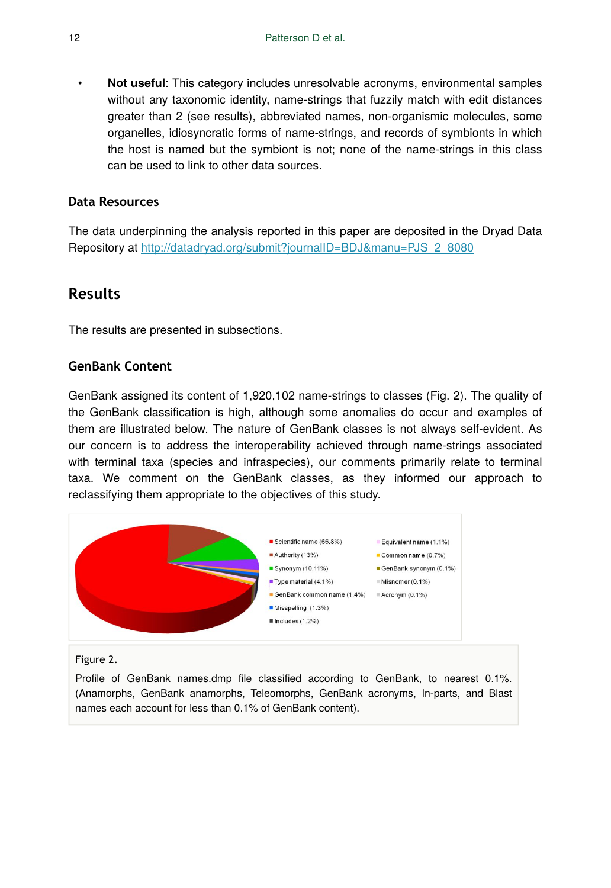- **Not useful**: This category includes unresolvable acronyms, environmental samples without any taxonomic identity, name-strings that fuzzily match with edit distances greater than 2 (see results), abbreviated names, non-organismic molecules, some organelles, idiosyncratic forms of name-strings, and records of symbionts in which the host is named but the symbiont is not; none of the name-strings in this class can be used to link to other data sources.

### Data Resources

The data underpinning the analysis reported in this paper are deposited in the Dryad Data Repository at [http://datadryad.org/submit?journalID=BDJ&manu=PJS_2_8080](http://datadryad.org/submit?journalID=BDJ&manu=PJS_2_8080)

## Results

The results are presented in subsections.

### GenBank Content

GenBank assigned its content of 1,920,102 name-strings to classes (Fig. 2). The quality of the GenBank classification is high, although some anomalies do occur and examples of them are illustrated below. The nature of GenBank classes is not always self-evident. As our concern is to address the interoperability achieved through name-strings associated with terminal taxa (species and infraspecies), our comments primarily relate to terminal taxa. We comment on the GenBank classes, as they informed our approach to reclassifying them appropriate to the objectives of this study.

Figure 2.

Profile of GenBank names.dmp file classified according to GenBank, to nearest 0.1%. (Anamorphs, GenBank anamorphs, Teleomorphs, GenBank acronyms, In-parts, and Blast names each account for less than 0.1% of GenBank content).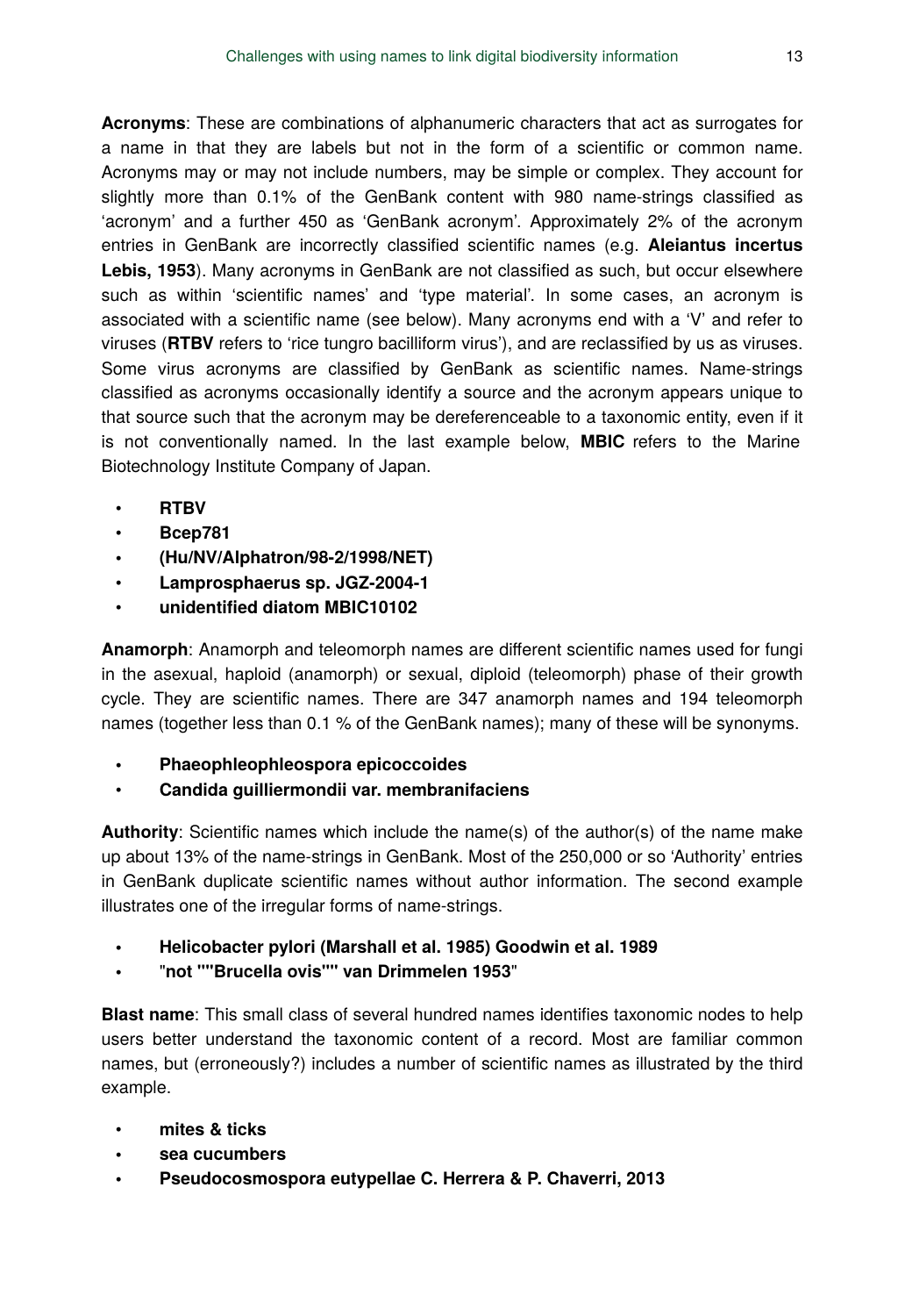**Acronyms**: These are combinations of alphanumeric characters that act as surrogates for a name in that they are labels but not in the form of a scientific or common name. Acronyms may or may not include numbers, may be simple or complex. They account for slightly more than 0.1% of the GenBank content with 980 name-strings classified as 'acronym' and a further 450 as 'GenBank acronym'. Approximately 2% of the acronym entries in GenBank are incorrectly classified scientific names (e.g. **Aleiantus incertus Lebis, 1953**). Many acronyms in GenBank are not classified as such, but occur elsewhere such as within 'scientific names' and 'type material'. In some cases, an acronym is associated with a scientific name (see below). Many acronyms end with a 'V' and refer to viruses (**RTBV** refers to 'rice tungro bacilliform virus'), and are reclassified by us as viruses. Some virus acronyms are classified by GenBank as scientific names. Name-strings classified as acronyms occasionally identify a source and the acronym appears unique to that source such that the acronym may be dereferenceable to a taxonomic entity, even if it is not conventionally named. In the last example below, **MBIC** refers to the Marine Biotechnology Institute Company of Japan.

- **RTBV**
- **Bcep781**
- **(Hu/NV/Alphatron/98-2/1998/NET)**
- **Lamprosphaerus sp. JGZ-2004-1**
- **unidentified diatom MBIC10102**

**Anamorph**: Anamorph and teleomorph names are different scientific names used for fungi in the asexual, haploid (anamorph) or sexual, diploid (teleomorph) phase of their growth cycle. They are scientific names. There are 347 anamorph names and 194 teleomorph names (together less than 0.1 % of the GenBank names); many of these will be synonyms.

- **Phaeophleophleospora epicoccoides**
- **Candida guilliermondii var. membranifaciens**

**Authority**: Scientific names which include the name(s) of the author(s) of the name make up about 13% of the name-strings in GenBank. Most of the 250,000 or so 'Authority' entries in GenBank duplicate scientific names without author information. The second example illustrates one of the irregular forms of name-strings.

- **Helicobacter pylori (Marshall et al. 1985) Goodwin et al. 1989**
- "**not ""Brucella ovis"" van Drimmelen 1953**"

**Blast name**: This small class of several hundred names identifies taxonomic nodes to help users better understand the taxonomic content of a record. Most are familiar common names, but (erroneously?) includes a number of scientific names as illustrated by the third example.

- **mites & ticks**
- **sea cucumbers**
- **Pseudocosmospora eutypellae C. Herrera & P. Chaverri, 2013**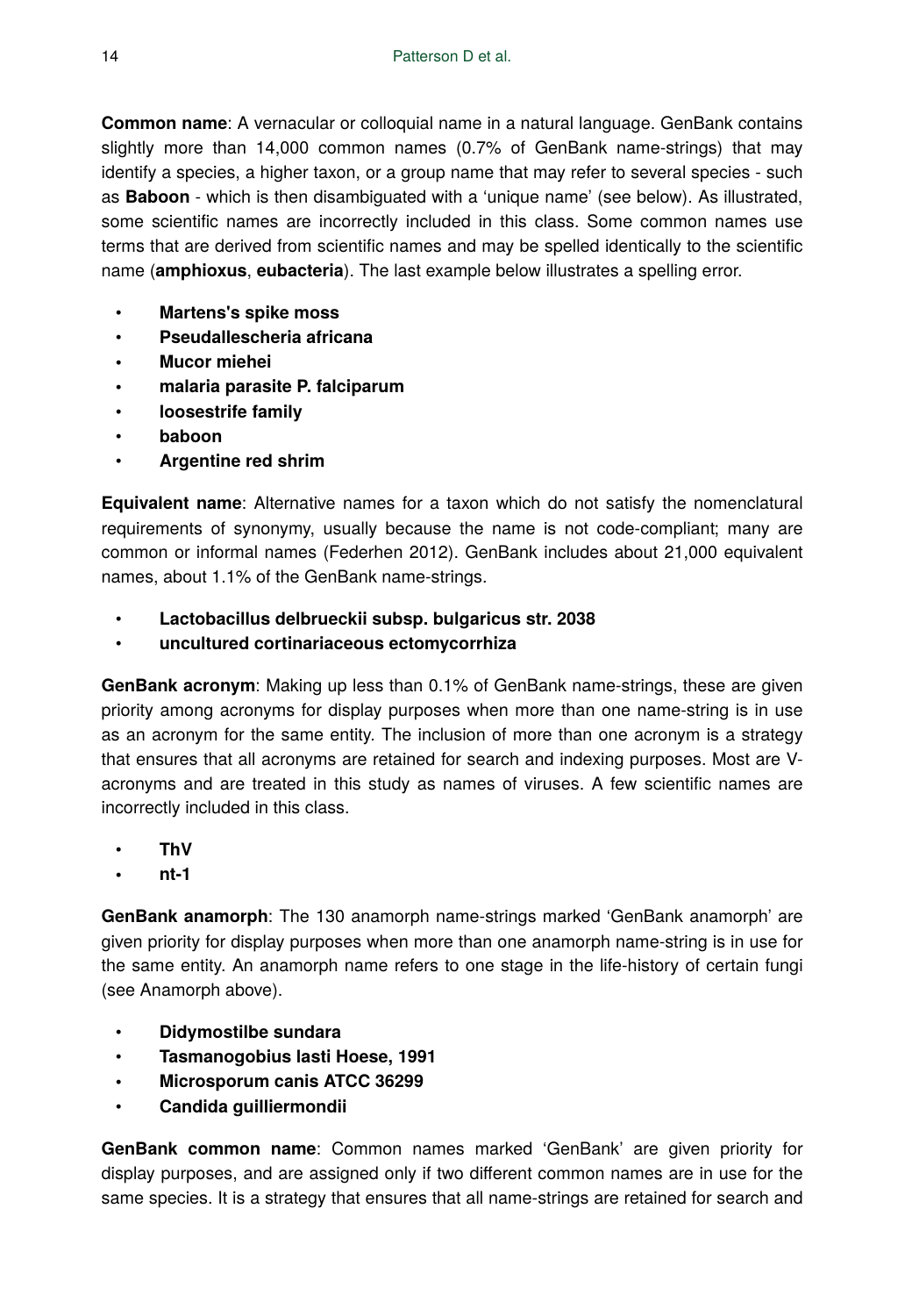**Common name**: A vernacular or colloquial name in a natural language. GenBank contains slightly more than 14,000 common names (0.7% of GenBank name-strings) that may identify a species, a higher taxon, or a group name that may refer to several species - such as **Baboon** - which is then disambiguated with a 'unique name' (see below). As illustrated, some scientific names are incorrectly included in this class. Some common names use terms that are derived from scientific names and may be spelled identically to the scientific name (**amphioxus**, **eubacteria**). The last example below illustrates a spelling error.

- **Martens's spike moss**
- **Pseudallescheria africana**
- **Mucor miehei**
- **malaria parasite P. falciparum**
- **loosestrife family**
- **baboon**
- **Argentine red shrim**

**Equivalent name**: Alternative names for a taxon which do not satisfy the nomenclatural requirements of synonymy, usually because the name is not code-compliant; many are common or informal names (Federhen 2012). GenBank includes about 21,000 equivalent names, about 1.1% of the GenBank name-strings.

- **Lactobacillus delbrueckii subsp. bulgaricus str. 2038**
- **uncultured cortinariaceous ectomycorrhiza**

**GenBank acronym**: Making up less than 0.1% of GenBank name-strings, these are given priority among acronyms for display purposes when more than one name-string is in use as an acronym for the same entity. The inclusion of more than one acronym is a strategy that ensures that all acronyms are retained for search and indexing purposes. Most are V-acronyms and are treated in this study as names of viruses. A few scientific names are incorrectly included in this class.

- **ThV**
- **nt-1**

**GenBank anamorph**: The 130 anamorph name-strings marked 'GenBank anamorph' are given priority for display purposes when more than one anamorph name-string is in use for the same entity. An anamorph name refers to one stage in the life-history of certain fungi (see Anamorph above).

- **Didymostilbe sundara**
- **Tasmanogobius lasti Hoese, 1991**
- **Microsporum canis ATCC 36299**
- **Candida guilliermondii**

**GenBank common name**: Common names marked 'GenBank' are given priority for display purposes, and are assigned only if two different common names are in use for the same species. It is a strategy that ensures that all name-strings are retained for search and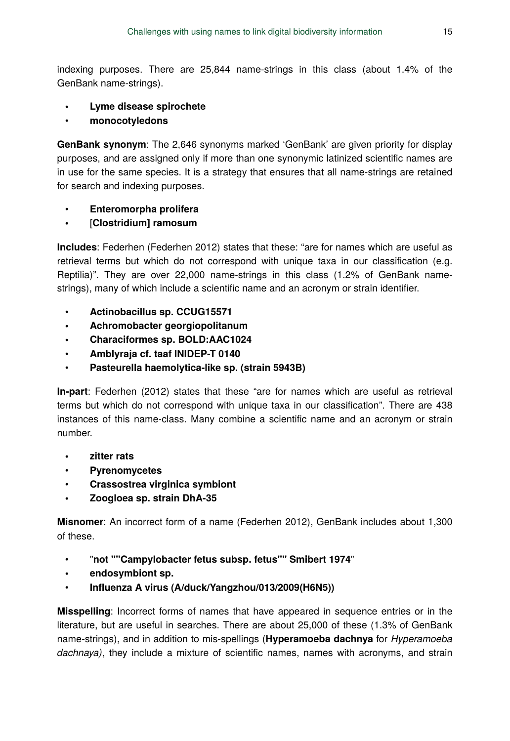indexing purposes. There are 25,844 name-strings in this class (about 1.4% of the GenBank name-strings).

- **Lyme disease spirochete**
- **monocotyledons**

**GenBank synonym**: The 2,646 synonyms marked 'GenBank' are given priority for display purposes, and are assigned only if more than one synonymic latinized scientific names are in use for the same species. It is a strategy that ensures that all name-strings are retained for search and indexing purposes.

- **Enteromorpha prolifera**
- [**Clostridium] ramosum**

**Includes**: Federhen (Federhen 2012) states that these: "are for names which are useful as retrieval terms but which do not correspond with unique taxa in our classification (e.g. Reptilia)". They are over 22,000 name-strings in this class (1.2% of GenBank name-strings), many of which include a scientific name and an acronym or strain identifier.

- **Actinobacillus sp. CCUG15571**
- **Achromobacter georgiopolitanum**
- **Characiformes sp. BOLD:AAC1024**
- **Amblyraja cf. taaf INIDEP-T 0140**
- **Pasteurella haemolytica-like sp. (strain 5943B)**

**In-part**: Federhen (2012) states that these "are for names which are useful as retrieval terms but which do not correspond with unique taxa in our classification". There are 438 instances of this name-class. Many combine a scientific name and an acronym or strain number.

- **zitter rats**
- **Pyrenomycetes**
- **Crassostrea virginica symbiont**
- **Zoogloea sp. strain DhA-35**

**Misnomer**: An incorrect form of a name (Federhen 2012), GenBank includes about 1,300 of these.

- "**not ""Campylobacter fetus subsp. fetus"" Smibert 1974**"
- **endosymbiont sp.**
- **Influenza A virus (A/duck/Yangzhou/013/2009(H6N5))**

**Misspelling**: Incorrect forms of names that have appeared in sequence entries or in the literature, but are useful in searches. There are about 25,000 of these (1.3% of GenBank name-strings), and in addition to mis-spellings (**Hyperamoeba dachnya** for *Hyperamoeba dachnaya)*, they include a mixture of scientific names, names with acronyms, and strain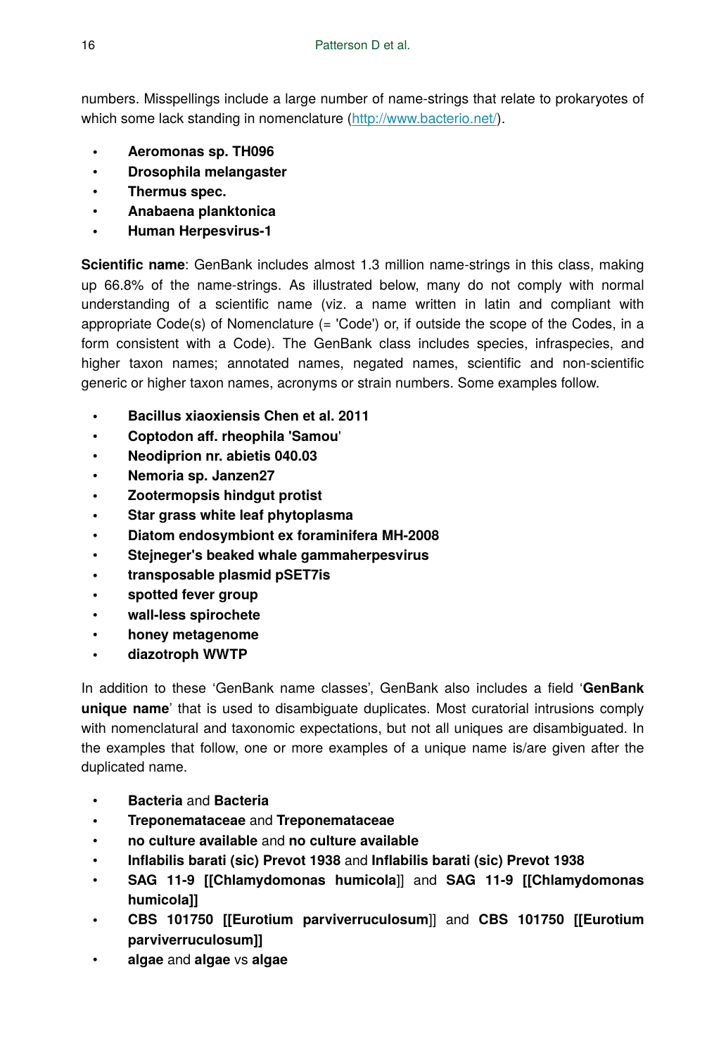numbers. Misspellings include a large number of name-strings that relate to prokaryotes of which some lack standing in nomenclature (http://www.bacterio.net/).

- **Aeromonas sp. TH096**
- **Drosophila melangaster**
- **Thermus spec.**
- **Anabaena planktonica**
- **Human Herpesvirus-1**

**Scientific name**: GenBank includes almost 1.3 million name-strings in this class, making up 66.8% of the name-strings. As illustrated below, many do not comply with normal understanding of a scientific name (viz. a name written in latin and compliant with appropriate Code(s) of Nomenclature (= 'Code') or, if outside the scope of the Codes, in a form consistent with a Code). The GenBank class includes species, infraspecies, and higher taxon names; annotated names, negated names, scientific and non-scientific generic or higher taxon names, acronyms or strain numbers. Some examples follow.

- **Bacillus xiaoxiensis Chen et al. 2011**
- **Coptodon aff. rheophila 'Samou**'
- **Neodiprion nr. abietis 040.03**
- **Nemoria sp. Janzen27**
- **Zootermopsis hindgut protist**
- **Star grass white leaf phytoplasma**
- **Diatom endosymbiont ex foraminifera MH-2008**
- **Stejneger's beaked whale gammaherpesvirus**
- **transposable plasmid pSET7is**
- **spotted fever group**
- **wall-less spirochete**
- **honey metagenome**
- **diazotroph WWTP**

In addition to these 'GenBank name classes', GenBank also includes a field '**GenBank unique name**' that is used to disambiguate duplicates. Most curatorial intrusions comply with nomenclatural and taxonomic expectations, but not all uniques are disambiguated. In the examples that follow, one or more examples of a unique name is/are given after the duplicated name.

- **Bacteria** and **Bacteria**
- **Treponemataceae** and **Treponemataceae**
- **no culture available** and **no culture available**
- **Inflabilis barati (sic) Prevot 1938** and **Inflabilis barati (sic) Prevot 1938**
- **SAG 11-9 [[Chlamydomonas humicola**]] and **SAG 11-9 [[Chlamydomonas humicola]]**
- **CBS 101750 [[Eurotium parviverruculosum**]] and **CBS 101750 [[Eurotium parviverruculosum]]**
- **algae** and **algae** vs **algae**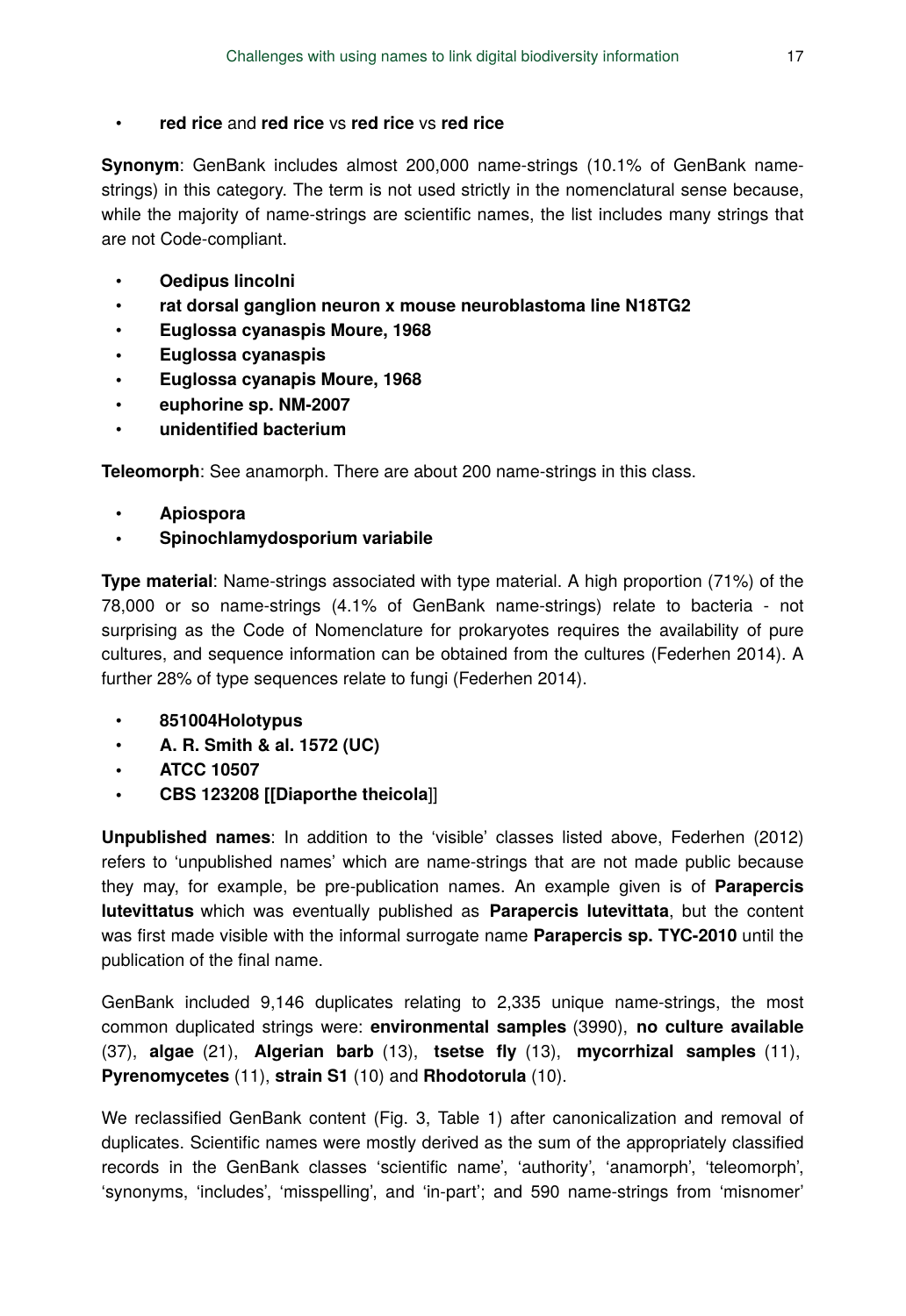- **red rice** and **red rice** vs **red rice** vs **red rice**

**Synonym**: GenBank includes almost 200,000 name-strings (10.1% of GenBank name-strings) in this category. The term is not used strictly in the nomenclatural sense because, while the majority of name-strings are scientific names, the list includes many strings that are not Code-compliant.

- **Oedipus lincolni**
- **rat dorsal ganglion neuron x mouse neuroblastoma line N18TG2**
- **Euglossa cyanaspis Moure, 1968**
- **Euglossa cyanaspis**
- **Euglossa cyanapis Moure, 1968**
- **euphorine sp. NM-2007**
- **unidentified bacterium**

**Teleomorph**: See anamorph. There are about 200 name-strings in this class.

- **Apiospora**
- **Spinochlamydosporium variabile**

**Type material**: Name-strings associated with type material. A high proportion (71%) of the 78,000 or so name-strings (4.1% of GenBank name-strings) relate to bacteria - not surprising as the Code of Nomenclature for prokaryotes requires the availability of pure cultures, and sequence information can be obtained from the cultures (Federhen 2014). A further 28% of type sequences relate to fungi (Federhen 2014).

- **851004Holotypus**
- **A. R. Smith & al. 1572 (UC)**
- **ATCC 10507**
- **CBS 123208 [[Diaporthe theicola**]]

**Unpublished names**: In addition to the 'visible' classes listed above, Federhen (2012) refers to 'unpublished names' which are name-strings that are not made public because they may, for example, be pre-publication names. An example given is of **Parapercis lutevittatus** which was eventually published as **Parapercis lutevittata**, but the content was first made visible with the informal surrogate name **Parapercis sp. TYC-2010** until the publication of the final name.

GenBank included 9,146 duplicates relating to 2,335 unique name-strings, the most common duplicated strings were: **environmental samples** (3990), **no culture available** (37), **algae** (21), **Algerian barb** (13), **tsetse fly** (13), **mycorrhizal samples** (11), **Pyrenomycetes** (11), **strain S1** (10) and **Rhodotorula** (10).

We reclassified GenBank content (Fig. 3, Table 1) after canonicalization and removal of duplicates. Scientific names were mostly derived as the sum of the appropriately classified records in the GenBank classes 'scientific name', 'authority', 'anamorph', 'teleomorph', 'synonyms, 'includes', 'misspelling', and 'in-part'; and 590 name-strings from 'misnomer'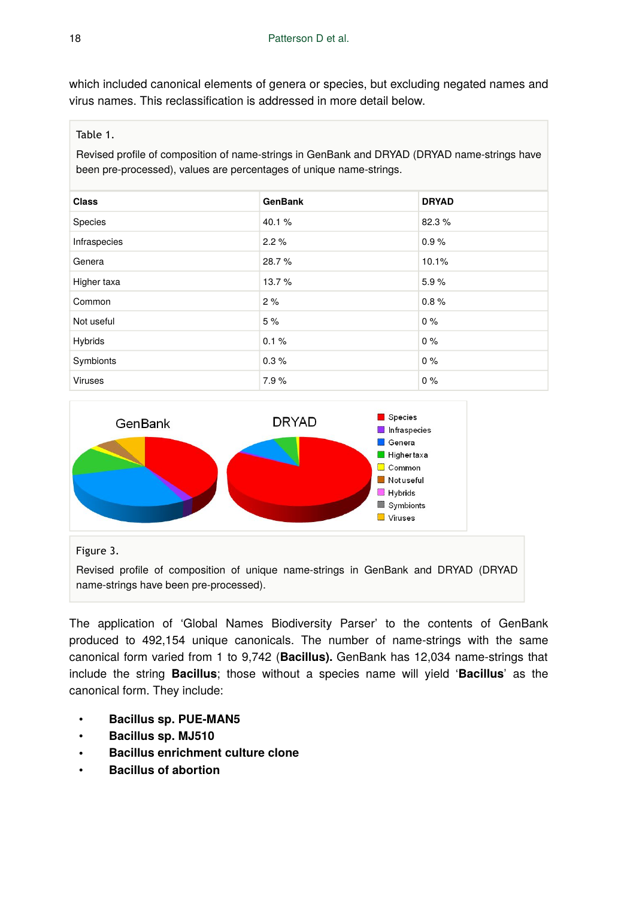which included canonical elements of genera or species, but excluding negated names and virus names. This reclassification is addressed in more detail below.

Table 1.

Revised profile of composition of name-strings in GenBank and DRYAD (DRYAD name-strings have been pre-processed), values are percentages of unique name-strings.

| Class | GenBank | DRYAD |
|---|---|---|
| Species | 40.1 % | 82.3 % |
| Infraspecies | 2.2 % | 0.9 % |
| Genera | 28.7 % | 10.1% |
| Higher taxa | 13.7 % | 5.9 % |
| Common | 2 % | 0.8 % |
| Not useful | 5 % | 0 % |
| Hybrids | 0.1 % | 0 % |
| Symbionts | 0.3 % | 0 % |
| Viruses | 7.9 % | 0 % |

Figure 3.

Revised profile of composition of unique name-strings in GenBank and DRYAD (DRYAD name-strings have been pre-processed).

The application of 'Global Names Biodiversity Parser' to the contents of GenBank produced to 492,154 unique canonicals. The number of name-strings with the same canonical form varied from 1 to 9,742 (**Bacillus).** GenBank has 12,034 name-strings that include the string **Bacillus**; those without a species name will yield '**Bacillus**' as the canonical form. They include:

- **Bacillus sp. PUE-MAN5**
- **Bacillus sp. MJ510**
- **Bacillus enrichment culture clone**
- **Bacillus of abortion**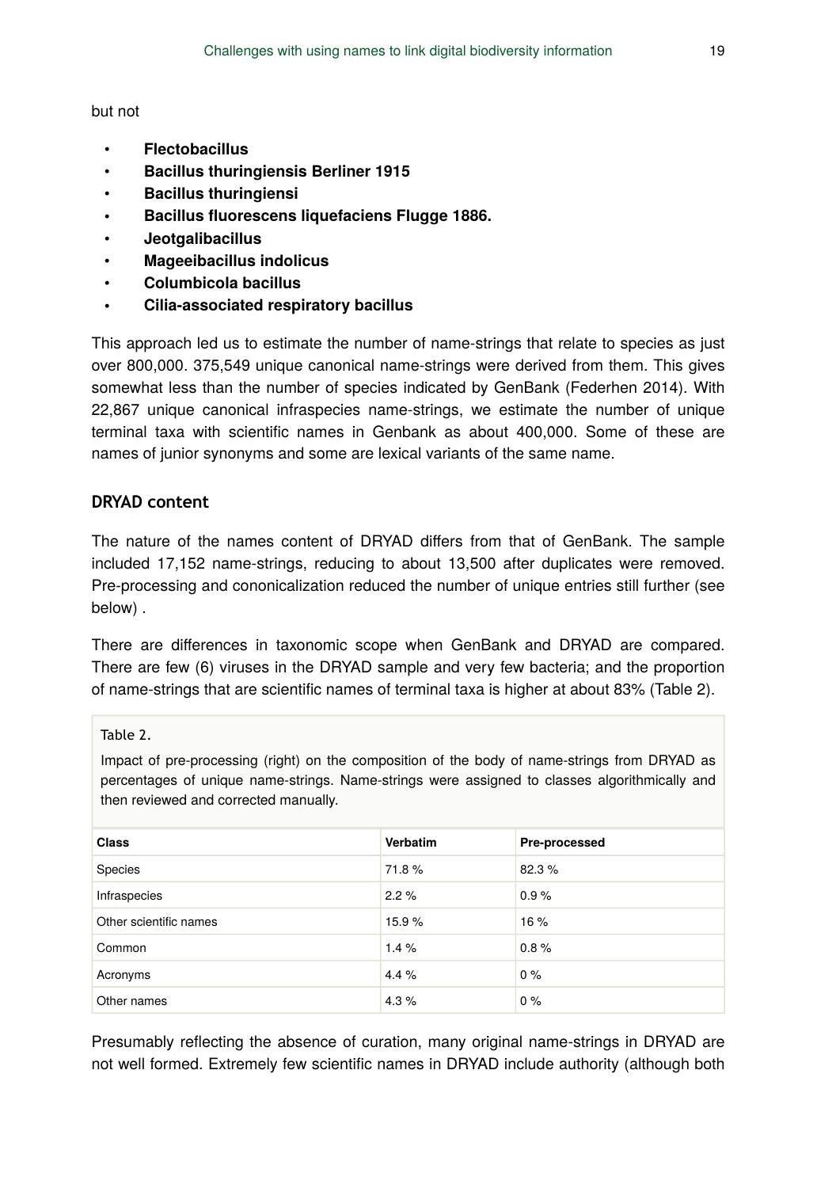but not

- **Flectobacillus**
- **Bacillus thuringiensis Berliner 1915**
- **Bacillus thuringiensi**
- **Bacillus fluorescens liquefaciens Flugge 1886.**
- **Jeotgalibacillus**
- **Mageeibacillus indolicus**
- **Columbicola bacillus**
- **Cilia-associated respiratory bacillus**

This approach led us to estimate the number of name-strings that relate to species as just over 800,000. 375,549 unique canonical name-strings were derived from them. This gives somewhat less than the number of species indicated by GenBank (Federhen 2014). With 22,867 unique canonical infraspecies name-strings, we estimate the number of unique terminal taxa with scientific names in Genbank as about 400,000. Some of these are names of junior synonyms and some are lexical variants of the same name.

## DRYAD content

The nature of the names content of DRYAD differs from that of GenBank. The sample included 17,152 name-strings, reducing to about 13,500 after duplicates were removed. Pre-processing and cononicalization reduced the number of unique entries still further (see below) .

There are differences in taxonomic scope when GenBank and DRYAD are compared. There are few (6) viruses in the DRYAD sample and very few bacteria; and the proportion of name-strings that are scientific names of terminal taxa is higher at about 83% (Table 2).

Table 2.

Impact of pre-processing (right) on the composition of the body of name-strings from DRYAD as percentages of unique name-strings. Name-strings were assigned to classes algorithmically and then reviewed and corrected manually.

| Class | Verbatim | Pre-processed |
|---|---|---|
| Species | 71.8 % | 82.3 % |
| Infraspecies | 2.2 % | 0.9 % |
| Other scientific names | 15.9 % | 16 % |
| Common | 1.4 % | 0.8 % |
| Acronyms | 4.4 % | 0 % |
| Other names | 4.3 % | 0 % |

Presumably reflecting the absence of curation, many original name-strings in DRYAD are not well formed. Extremely few scientific names in DRYAD include authority (although both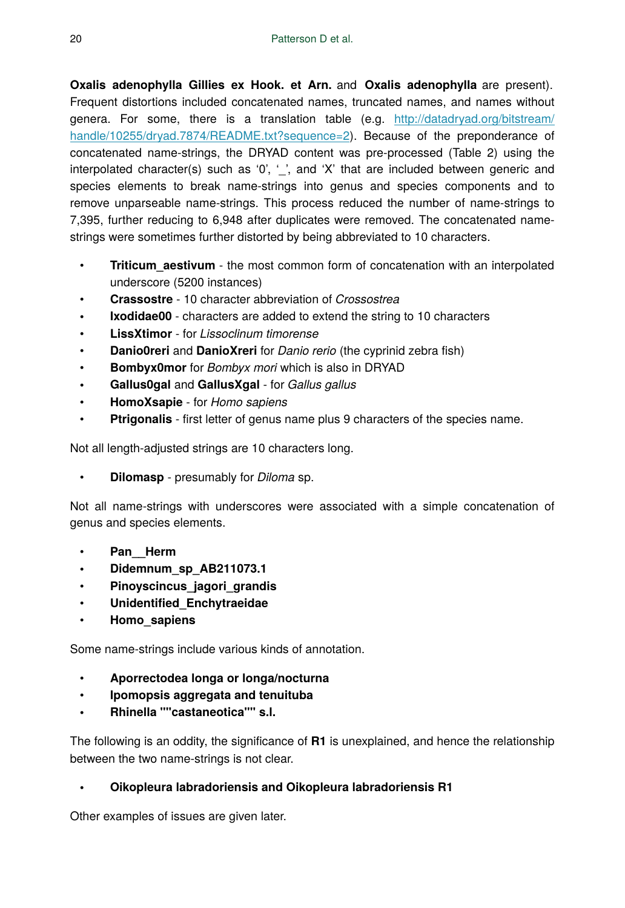**Oxalis adenophylla Gillies ex Hook. et Arn.** and **Oxalis adenophylla** are present). Frequent distortions included concatenated names, truncated names, and names without genera. For some, there is a translation table (e.g. [http://datadryad.org/bitstream/handle/10255/dryad.7874/README.txt?sequence=2](http://datadryad.org/bitstream/handle/10255/dryad.7874/README.txt?sequence=2)). Because of the preponderance of concatenated name-strings, the DRYAD content was pre-processed (Table 2) using the interpolated character(s) such as '0', '_', and 'X' that are included between generic and species elements to break name-strings into genus and species components and to remove unparseable name-strings. This process reduced the number of name-strings to 7,395, further reducing to 6,948 after duplicates were removed. The concatenated name-strings were sometimes further distorted by being abbreviated to 10 characters.

- **Triticum_aestivum** - the most common form of concatenation with an interpolated underscore (5200 instances)
- **Crassostre** - 10 character abbreviation of *Crossostrea*
- **Ixodidae00** - characters are added to extend the string to 10 characters
- **LissXtimor** - for *Lissoclinum timorense*
- **Danio0reri** and **DanioXreri** for *Danio rerio* (the cyprinid zebra fish)
- **Bombyx0mor** for *Bombyx mori* which is also in DRYAD
- **Gallus0gal** and **GallusXgal** - for *Gallus gallus*
- **HomoXsapie** - for *Homo sapiens*
- **Ptrigonalis** - first letter of genus name plus 9 characters of the species name.

Not all length-adjusted strings are 10 characters long.

- **Dilomasp** - presumably for *Diloma* sp.

Not all name-strings with underscores were associated with a simple concatenation of genus and species elements.

- **Pan__Herm**
- **Didemnum_sp_AB211073.1**
- **Pinoyscincus_jagori_grandis**
- **Unidentified_Enchytraeidae**
- **Homo_sapiens**

Some name-strings include various kinds of annotation.

- **Aporrectodea longa or longa/nocturna**
- **Ipomopsis aggregata and tenuituba**
- **Rhinella ""castaneotica"" s.l.**

The following is an oddity, the significance of **R1** is unexplained, and hence the relationship between the two name-strings is not clear.

- **Oikopleura labradoriensis and Oikopleura labradoriensis R1**

Other examples of issues are given later.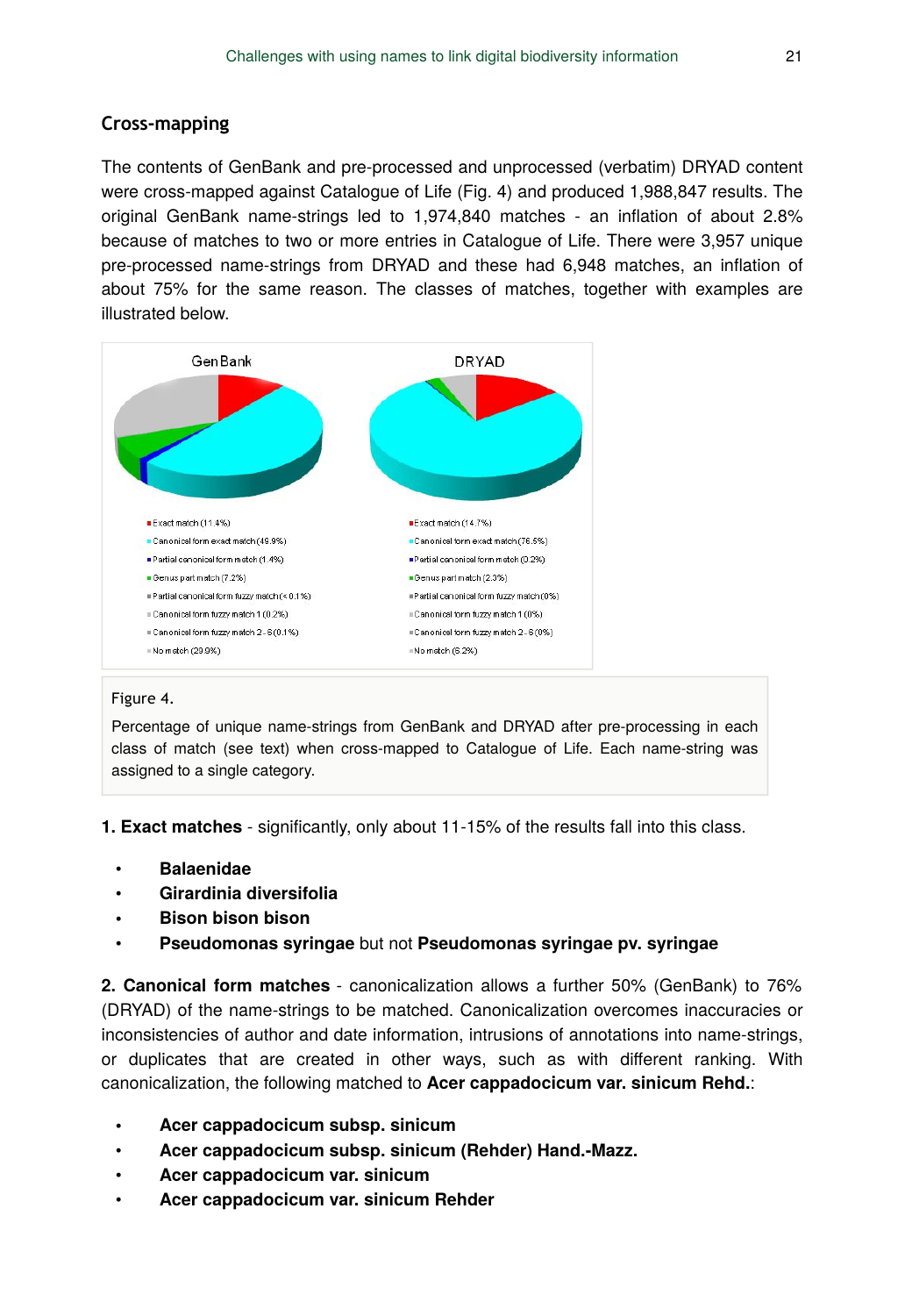## Cross-mapping

The contents of GenBank and pre-processed and unprocessed (verbatim) DRYAD content were cross-mapped against Catalogue of Life (Fig. 4) and produced 1,988,847 results. The original GenBank name-strings led to 1,974,840 matches - an inflation of about 2.8% because of matches to two or more entries in Catalogue of Life. There were 3,957 unique pre-processed name-strings from DRYAD and these had 6,948 matches, an inflation of about 75% for the same reason. The classes of matches, together with examples are illustrated below.

GenBank

- Exact match (11.4%)
- Canonical form exact match (49.9%)
- Partial canonical form match (1.4%)
- Genus part match (7.2%)
- Partial canonical form fuzzy match (< 0.1%)
- Canonical form fuzzy match 1 (0.2%)
- Canonical form fuzzy match 2 - 6 (0.1%)
- No match (29.9%)

DRYAD

- Exact match (14.7%)
- Canonical form exact match (76.5%)
- Partial canonical form match (0.2%)
- Genus part match (2.3%)
- Partial canonical form fuzzy match (0%)
- Canonical form fuzzy match 1 (0%)
- Canonical form fuzzy match 2 - 6 (0%)
- No match (6.2%)

Figure 4.

Percentage of unique name-strings from GenBank and DRYAD after pre-processing in each class of match (see text) when cross-mapped to Catalogue of Life. Each name-string was assigned to a single category.

**1. Exact matches** - significantly, only about 11-15% of the results fall into this class.

- **Balaenidae**
- **Girardinia diversifolia**
- **Bison bison bison**
- **Pseudomonas syringae** but not **Pseudomonas syringae pv. syringae**

**2. Canonical form matches** - canonicalization allows a further 50% (GenBank) to 76% (DRYAD) of the name-strings to be matched. Canonicalization overcomes inaccuracies or inconsistencies of author and date information, intrusions of annotations into name-strings, or duplicates that are created in other ways, such as with different ranking. With canonicalization, the following matched to **Acer cappadocicum var. sinicum Rehd.**:

- **Acer cappadocicum subsp. sinicum**
- **Acer cappadocicum subsp. sinicum (Rehder) Hand.-Mazz.**
- **Acer cappadocicum var. sinicum**
- **Acer cappadocicum var. sinicum Rehder**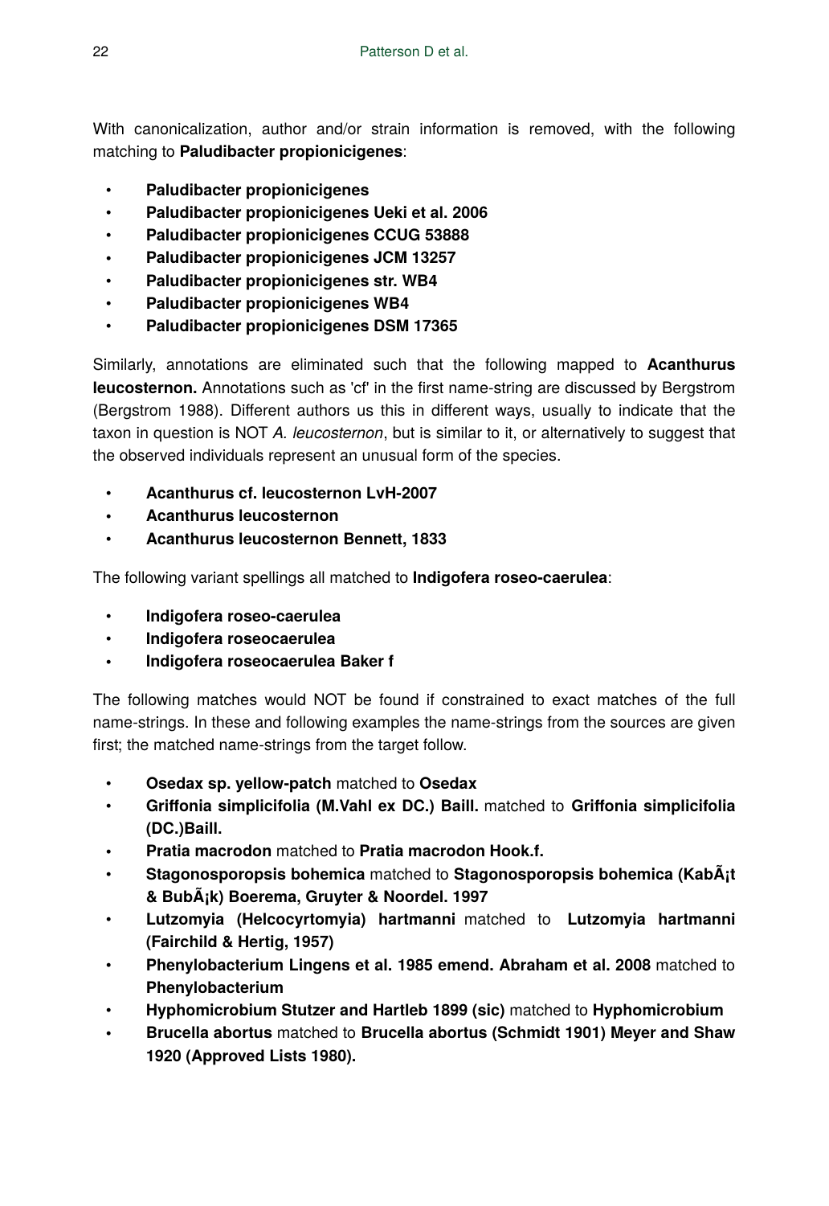With canonicalization, author and/or strain information is removed, with the following matching to **Paludibacter propionicigenes**:

- **Paludibacter propionicigenes**
- **Paludibacter propionicigenes Ueki et al. 2006**
- **Paludibacter propionicigenes CCUG 53888**
- **Paludibacter propionicigenes JCM 13257**
- **Paludibacter propionicigenes str. WB4**
- **Paludibacter propionicigenes WB4**
- **Paludibacter propionicigenes DSM 17365**

Similarly, annotations are eliminated such that the following mapped to **Acanthurus leucosternon.** Annotations such as 'cf' in the first name-string are discussed by Bergstrom (Bergstrom 1988). Different authors us this in different ways, usually to indicate that the taxon in question is NOT *A. leucosternon*, but is similar to it, or alternatively to suggest that the observed individuals represent an unusual form of the species.

- **Acanthurus cf. leucosternon LvH-2007**
- **Acanthurus leucosternon**
- **Acanthurus leucosternon Bennett, 1833**

The following variant spellings all matched to **Indigofera roseo-caerulea**:

- **Indigofera roseo-caerulea**
- **Indigofera roseocaerulea**
- **Indigofera roseocaerulea Baker f**

The following matches would NOT be found if constrained to exact matches of the full name-strings. In these and following examples the name-strings from the sources are given first; the matched name-strings from the target follow.

- **Osedax sp. yellow-patch** matched to **Osedax**
- **Griffonia simplicifolia (M.Vahl ex DC.) Baill.** matched to **Griffonia simplicifolia (DC.)Baill.**
- **Pratia macrodon** matched to **Pratia macrodon Hook.f.**
- **Stagonosporopsis bohemica** matched to **Stagonosporopsis bohemica (KabÃ¡t & BubÃ¡k) Boerema, Gruyter & Noordel. 1997**
- **Lutzomyia (Helcocyrtomyia) hartmanni** matched to **Lutzomyia hartmanni (Fairchild & Hertig, 1957)**
- **Phenylobacterium Lingens et al. 1985 emend. Abraham et al. 2008** matched to **Phenylobacterium**
- **Hyphomicrobium Stutzer and Hartleb 1899 (sic)** matched to **Hyphomicrobium**
- **Brucella abortus** matched to **Brucella abortus (Schmidt 1901) Meyer and Shaw 1920 (Approved Lists 1980).**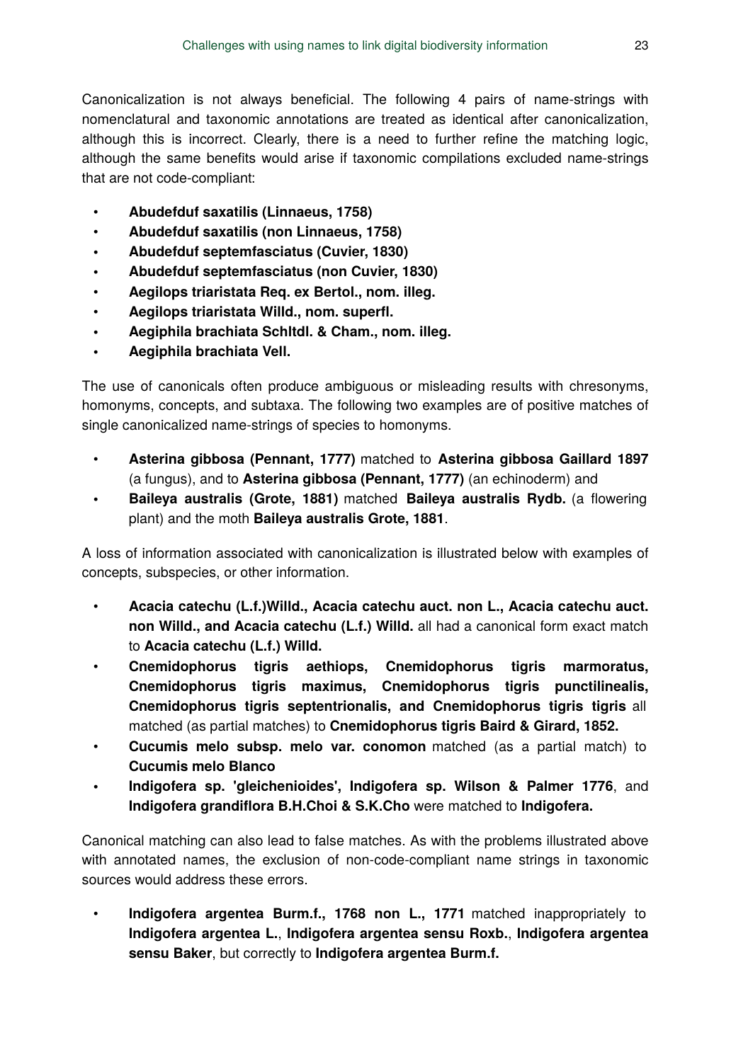Canonicalization is not always beneficial. The following 4 pairs of name-strings with nomenclatural and taxonomic annotations are treated as identical after canonicalization, although this is incorrect. Clearly, there is a need to further refine the matching logic, although the same benefits would arise if taxonomic compilations excluded name-strings that are not code-compliant:

- **Abudefduf saxatilis (Linnaeus, 1758)**
- **Abudefduf saxatilis (non Linnaeus, 1758)**
- **Abudefduf septemfasciatus (Cuvier, 1830)**
- **Abudefduf septemfasciatus (non Cuvier, 1830)**
- **Aegilops triaristata Req. ex Bertol., nom. illeg.**
- **Aegilops triaristata Willd., nom. superfl.**
- **Aegiphila brachiata Schltdl. & Cham., nom. illeg.**
- **Aegiphila brachiata Vell.**

The use of canonicals often produce ambiguous or misleading results with chresonyms, homonyms, concepts, and subtaxa. The following two examples are of positive matches of single canonicalized name-strings of species to homonyms.

- **Asterina gibbosa (Pennant, 1777)** matched to **Asterina gibbosa Gaillard 1897** (a fungus), and to **Asterina gibbosa (Pennant, 1777)** (an echinoderm) and
- **Baileya australis (Grote, 1881)** matched **Baileya australis Rydb.** (a flowering plant) and the moth **Baileya australis Grote, 1881**.

A loss of information associated with canonicalization is illustrated below with examples of concepts, subspecies, or other information.

- **Acacia catechu (L.f.)Willd., Acacia catechu auct. non L., Acacia catechu auct. non Willd., and Acacia catechu (L.f.) Willd.** all had a canonical form exact match to **Acacia catechu (L.f.) Willd.**
- **Cnemidophorus tigris aethiops, Cnemidophorus tigris marmoratus, Cnemidophorus tigris maximus, Cnemidophorus tigris punctilinealis, Cnemidophorus tigris septentrionalis, and Cnemidophorus tigris tigris** all matched (as partial matches) to **Cnemidophorus tigris Baird & Girard, 1852.**
- **Cucumis melo subsp. melo var. conomon** matched (as a partial match) to **Cucumis melo Blanco**
- **Indigofera sp. 'gleichenioides', Indigofera sp. Wilson & Palmer 1776**, and **Indigofera grandiflora B.H.Choi & S.K.Cho** were matched to **Indigofera.**

Canonical matching can also lead to false matches. As with the problems illustrated above with annotated names, the exclusion of non-code-compliant name strings in taxonomic sources would address these errors.

- **Indigofera argentea Burm.f., 1768 non L., 1771** matched inappropriately to **Indigofera argentea L.**, **Indigofera argentea sensu Roxb.**, **Indigofera argentea sensu Baker**, but correctly to **Indigofera argentea Burm.f.**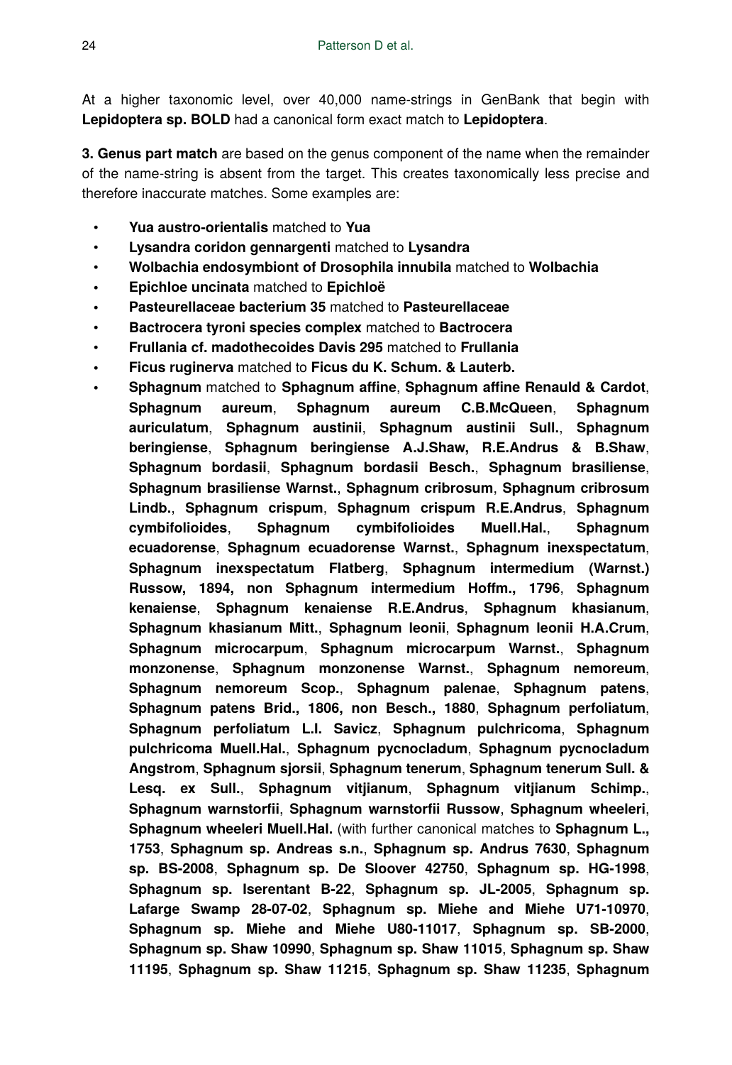At a higher taxonomic level, over 40,000 name-strings in GenBank that begin with **Lepidoptera sp. BOLD** had a canonical form exact match to **Lepidoptera**.

**3. Genus part match** are based on the genus component of the name when the remainder of the name-string is absent from the target. This creates taxonomically less precise and therefore inaccurate matches. Some examples are:

- **Yua austro-orientalis** matched to **Yua**
- **Lysandra coridon gennargenti** matched to **Lysandra**
- **Wolbachia endosymbiont of Drosophila innubila** matched to **Wolbachia**
- **Epichloe uncinata** matched to **Epichloë**
- **Pasteurellaceae bacterium 35** matched to **Pasteurellaceae**
- **Bactrocera tyroni species complex** matched to **Bactrocera**
- **Frullania cf. madothecoides Davis 295** matched to **Frullania**
- **Ficus ruginerva** matched to **Ficus du K. Schum. & Lauterb.**
- **Sphagnum** matched to **Sphagnum affine**, **Sphagnum affine Renauld & Cardot**, **Sphagnum aureum**, **Sphagnum aureum C.B.McQueen**, **Sphagnum auriculatum**, **Sphagnum austinii**, **Sphagnum austinii Sull.**, **Sphagnum beringiense**, **Sphagnum beringiense A.J.Shaw, R.E.Andrus & B.Shaw**, **Sphagnum bordasii**, **Sphagnum bordasii Besch.**, **Sphagnum brasiliense**, **Sphagnum brasiliense Warnst.**, **Sphagnum cribrosum**, **Sphagnum cribrosum Lindb.**, **Sphagnum crispum**, **Sphagnum crispum R.E.Andrus**, **Sphagnum cymbifolioides**, **Sphagnum cymbifolioides Muell.Hal.**, **Sphagnum ecuadorense**, **Sphagnum ecuadorense Warnst.**, **Sphagnum inexspectatum**, **Sphagnum inexspectatum Flatberg**, **Sphagnum intermedium (Warnst.) Russow, 1894, non Sphagnum intermedium Hoffm., 1796**, **Sphagnum kenaiense**, **Sphagnum kenaiense R.E.Andrus**, **Sphagnum khasianum**, **Sphagnum khasianum Mitt.**, **Sphagnum leonii**, **Sphagnum leonii H.A.Crum**, **Sphagnum microcarpum**, **Sphagnum microcarpum Warnst.**, **Sphagnum monzonense**, **Sphagnum monzonense Warnst.**, **Sphagnum nemoreum**, **Sphagnum nemoreum Scop.**, **Sphagnum palenae**, **Sphagnum patens**, **Sphagnum patens Brid., 1806, non Besch., 1880**, **Sphagnum perfoliatum**, **Sphagnum perfoliatum L.I. Savicz**, **Sphagnum pulchricoma**, **Sphagnum pulchricoma Muell.Hal.**, **Sphagnum pycnocladum**, **Sphagnum pycnocladum Angstrom**, **Sphagnum sjorsii**, **Sphagnum tenerum**, **Sphagnum tenerum Sull. & Lesq. ex Sull.**, **Sphagnum vitjianum**, **Sphagnum vitjianum Schimp.**, **Sphagnum warnstorfii**, **Sphagnum warnstorfii Russow**, **Sphagnum wheeleri**, **Sphagnum wheeleri Muell.Hal.** (with further canonical matches to **Sphagnum L., 1753**, **Sphagnum sp. Andreas s.n.**, **Sphagnum sp. Andrus 7630**, **Sphagnum sp. BS-2008**, **Sphagnum sp. De Sloover 42750**, **Sphagnum sp. HG-1998**, **Sphagnum sp. Iserentant B-22**, **Sphagnum sp. JL-2005**, **Sphagnum sp. Lafarge Swamp 28-07-02**, **Sphagnum sp. Miehe and Miehe U71-10970**, **Sphagnum sp. Miehe and Miehe U80-11017**, **Sphagnum sp. SB-2000**, **Sphagnum sp. Shaw 10990**, **Sphagnum sp. Shaw 11015**, **Sphagnum sp. Shaw 11195**, **Sphagnum sp. Shaw 11215**, **Sphagnum sp. Shaw 11235**, **Sphagnum**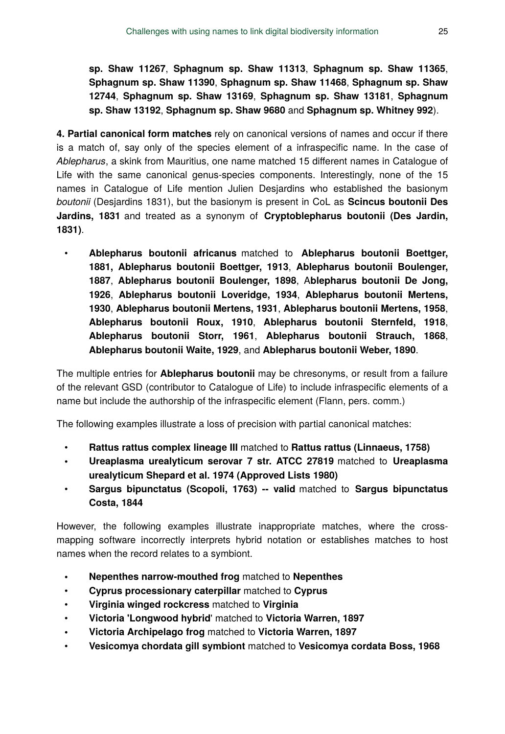**sp. Shaw 11267**, **Sphagnum sp. Shaw 11313**, **Sphagnum sp. Shaw 11365**, **Sphagnum sp. Shaw 11390**, **Sphagnum sp. Shaw 11468**, **Sphagnum sp. Shaw 12744**, **Sphagnum sp. Shaw 13169**, **Sphagnum sp. Shaw 13181**, **Sphagnum sp. Shaw 13192**, **Sphagnum sp. Shaw 9680** and **Sphagnum sp. Whitney 992**).

**4. Partial canonical form matches** rely on canonical versions of names and occur if there is a match of, say only of the species element of a infraspecific name. In the case of *Ablepharus*, a skink from Mauritius, one name matched 15 different names in Catalogue of Life with the same canonical genus-species components. Interestingly, none of the 15 names in Catalogue of Life mention Julien Desjardins who established the basionym *boutonii* (Desjardins 1831), but the basionym is present in CoL as **Scincus boutonii Des Jardins, 1831** and treated as a synonym of **Cryptoblepharus boutonii (Des Jardin, 1831)**.

- **Ablepharus boutonii africanus** matched to **Ablepharus boutonii Boettger, 1881, Ablepharus boutonii Boettger, 1913**, **Ablepharus boutonii Boulenger, 1887**, **Ablepharus boutonii Boulenger, 1898**, **Ablepharus boutonii De Jong, 1926**, **Ablepharus boutonii Loveridge, 1934**, **Ablepharus boutonii Mertens, 1930**, **Ablepharus boutonii Mertens, 1931**, **Ablepharus boutonii Mertens, 1958**, **Ablepharus boutonii Roux, 1910**, **Ablepharus boutonii Sternfeld, 1918**, **Ablepharus boutonii Storr, 1961**, **Ablepharus boutonii Strauch, 1868**, **Ablepharus boutonii Waite, 1929**, and **Ablepharus boutonii Weber, 1890**.

The multiple entries for **Ablepharus boutonii** may be chresonyms, or result from a failure of the relevant GSD (contributor to Catalogue of Life) to include infraspecific elements of a name but include the authorship of the infraspecific element (Flann, pers. comm.)

The following examples illustrate a loss of precision with partial canonical matches:

- **Rattus rattus complex lineage III** matched to **Rattus rattus (Linnaeus, 1758)**
- **Ureaplasma urealyticum serovar 7 str. ATCC 27819** matched to **Ureaplasma urealyticum Shepard et al. 1974 (Approved Lists 1980)**
- **Sargus bipunctatus (Scopoli, 1763) -- valid** matched to **Sargus bipunctatus Costa, 1844**

However, the following examples illustrate inappropriate matches, where the cross-mapping software incorrectly interprets hybrid notation or establishes matches to host names when the record relates to a symbiont.

- **Nepenthes narrow-mouthed frog** matched to **Nepenthes**
- **Cyprus processionary caterpillar** matched to **Cyprus**
- **Virginia winged rockcress** matched to **Virginia**
- **Victoria 'Longwood hybrid'** matched to **Victoria Warren, 1897**
- **Victoria Archipelago frog** matched to **Victoria Warren, 1897**
- **Vesicomya chordata gill symbiont** matched to **Vesicomya cordata Boss, 1968**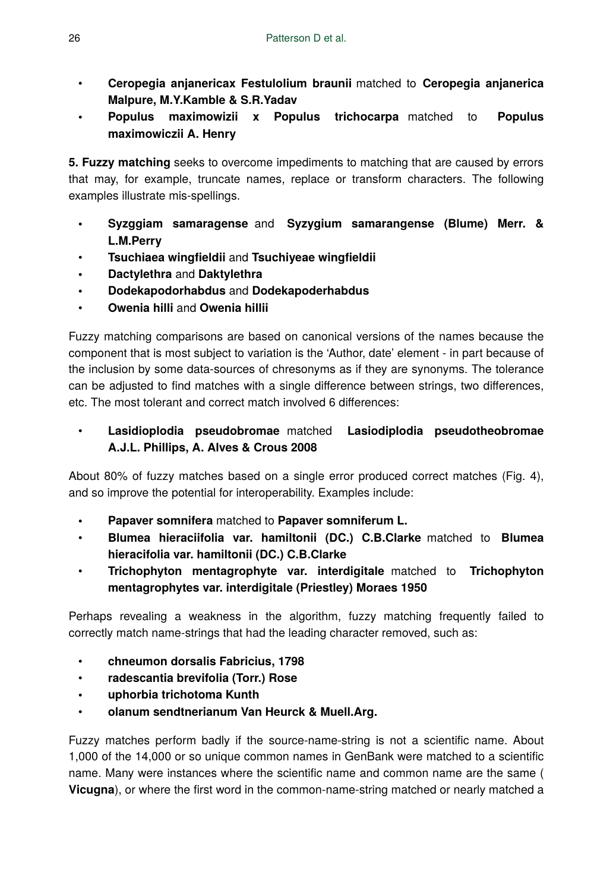- **Ceropegia anjanericax Festulolium braunii** matched to **Ceropegia anjanerica Malpure, M.Y.Kamble & S.R.Yadav**
- **Populus maximowizii x Populus trichocarpa** matched to **Populus maximowiczii A. Henry**

**5. Fuzzy matching** seeks to overcome impediments to matching that are caused by errors that may, for example, truncate names, replace or transform characters. The following examples illustrate mis-spellings.

- **Syzggiam samaragense** and **Syzygium samarangense (Blume) Merr. & L.M.Perry**
- **Tsuchiaea wingfieldii** and **Tsuchiyeae wingfieldii**
- **Dactylethra** and **Daktylethra**
- **Dodekapodorhabdus** and **Dodekapoderhabdus**
- **Owenia hilli** and **Owenia hillii**

Fuzzy matching comparisons are based on canonical versions of the names because the component that is most subject to variation is the 'Author, date' element - in part because of the inclusion by some data-sources of chresonyms as if they are synonyms. The tolerance can be adjusted to find matches with a single difference between strings, two differences, etc. The most tolerant and correct match involved 6 differences:

- **Lasidioplodia pseudobromae** matched **Lasiodiplodia pseudotheobromae A.J.L. Phillips, A. Alves & Crous 2008**

About 80% of fuzzy matches based on a single error produced correct matches (Fig. 4), and so improve the potential for interoperability. Examples include:

- **Papaver somnifera** matched to **Papaver somniferum L.**
- **Blumea hieraciifolia var. hamiltonii (DC.) C.B.Clarke** matched to **Blumea hieracifolia var. hamiltonii (DC.) C.B.Clarke**
- **Trichophyton mentagrophyte var. interdigitale** matched to **Trichophyton mentagrophytes var. interdigitale (Priestley) Moraes 1950**

Perhaps revealing a weakness in the algorithm, fuzzy matching frequently failed to correctly match name-strings that had the leading character removed, such as:

- **chneumon dorsalis Fabricius, 1798**
- **radescantia brevifolia (Torr.) Rose**
- **uphorbia trichotoma Kunth**
- **olanum sendtnerianum Van Heurck & Muell.Arg.**

Fuzzy matches perform badly if the source-name-string is not a scientific name. About 1,000 of the 14,000 or so unique common names in GenBank were matched to a scientific name. Many were instances where the scientific name and common name are the same ( **Vicugna**), or where the first word in the common-name-string matched or nearly matched a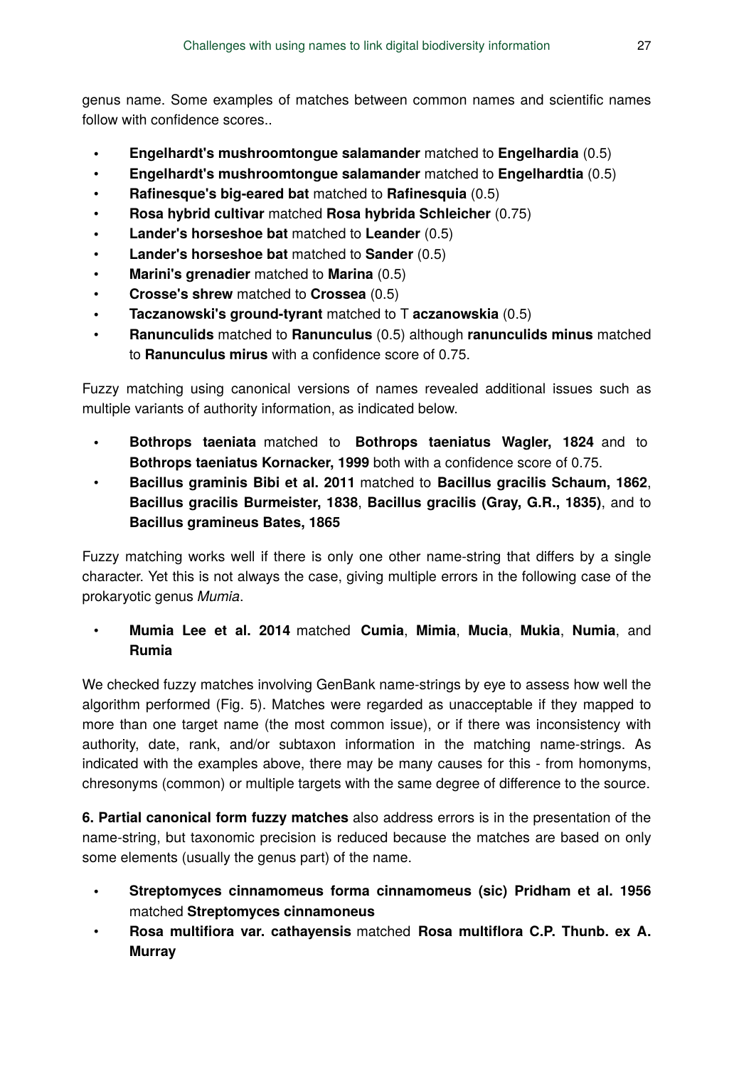genus name. Some examples of matches between common names and scientific names follow with confidence scores..

- **Engelhardt's mushroomtongue salamander** matched to **Engelhardia** (0.5)
- **Engelhardt's mushroomtongue salamander** matched to **Engelhardtia** (0.5)
- **Rafinesque's big-eared bat** matched to **Rafinesquia** (0.5)
- **Rosa hybrid cultivar** matched **Rosa hybrida Schleicher** (0.75)
- **Lander's horseshoe bat** matched to **Leander** (0.5)
- **Lander's horseshoe bat** matched to **Sander** (0.5)
- **Marini's grenadier** matched to **Marina** (0.5)
- **Crosse's shrew** matched to **Crossea** (0.5)
- **Taczanowski's ground-tyrant** matched to T **aczanowskia** (0.5)
- **Ranunculids** matched to **Ranunculus** (0.5) although **ranunculids minus** matched to **Ranunculus mirus** with a confidence score of 0.75.

Fuzzy matching using canonical versions of names revealed additional issues such as multiple variants of authority information, as indicated below.

- **Bothrops taeniata** matched to **Bothrops taeniatus Wagler, 1824** and to **Bothrops taeniatus Kornacker, 1999** both with a confidence score of 0.75.
- **Bacillus graminis Bibi et al. 2011** matched to **Bacillus gracilis Schaum, 1862**, **Bacillus gracilis Burmeister, 1838**, **Bacillus gracilis (Gray, G.R., 1835)**, and to **Bacillus gramineus Bates, 1865**

Fuzzy matching works well if there is only one other name-string that differs by a single character. Yet this is not always the case, giving multiple errors in the following case of the prokaryotic genus *Mumia*.

- **Mumia Lee et al. 2014** matched **Cumia**, **Mimia**, **Mucia**, **Mukia**, **Numia**, and **Rumia**

We checked fuzzy matches involving GenBank name-strings by eye to assess how well the algorithm performed (Fig. 5). Matches were regarded as unacceptable if they mapped to more than one target name (the most common issue), or if there was inconsistency with authority, date, rank, and/or subtaxon information in the matching name-strings. As indicated with the examples above, there may be many causes for this - from homonyms, chresonyms (common) or multiple targets with the same degree of difference to the source.

**6. Partial canonical form fuzzy matches** also address errors is in the presentation of the name-string, but taxonomic precision is reduced because the matches are based on only some elements (usually the genus part) of the name.

- **Streptomyces cinnamomeus forma cinnamomeus (sic) Pridham et al. 1956** matched **Streptomyces cinnamoneus**
- **Rosa multifiora var. cathayensis** matched **Rosa multiflora C.P. Thunb. ex A. Murray**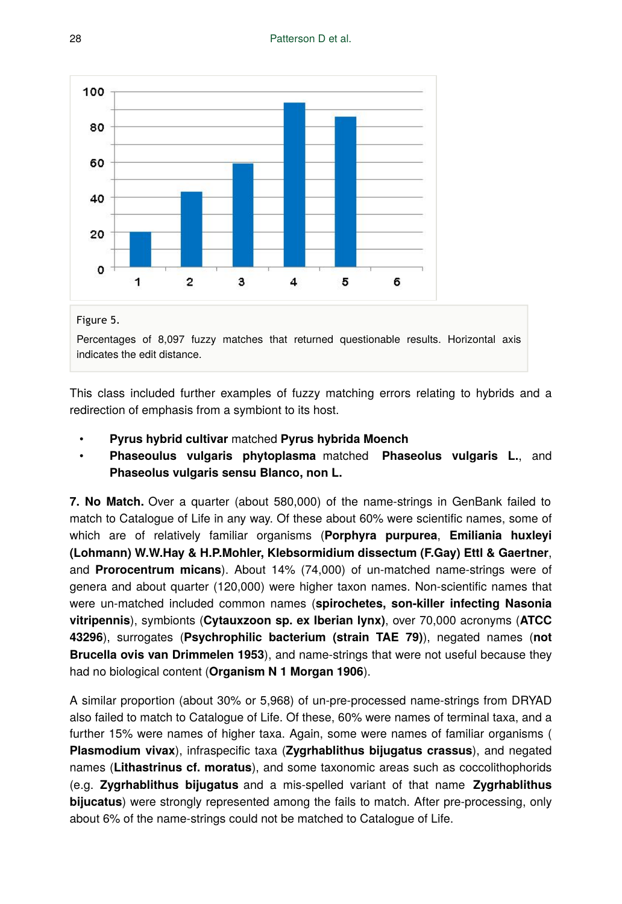Figure 5.

Percentages of 8,097 fuzzy matches that returned questionable results. Horizontal axis indicates the edit distance.

This class included further examples of fuzzy matching errors relating to hybrids and a redirection of emphasis from a symbiont to its host.

- **Pyrus hybrid cultivar** matched **Pyrus hybrida Moench**
- **Phaseoulus vulgaris phytoplasma** matched **Phaseolus vulgaris L.**, and **Phaseolus vulgaris sensu Blanco, non L.**

**7. No Match.** Over a quarter (about 580,000) of the name-strings in GenBank failed to match to Catalogue of Life in any way. Of these about 60% were scientific names, some of which are of relatively familiar organisms (**Porphyra purpurea**, **Emiliania huxleyi (Lohmann) W.W.Hay & H.P.Mohler, Klebsormidium dissectum (F.Gay) Ettl & Gaertner**, and **Prorocentrum micans**). About 14% (74,000) of un-matched name-strings were of genera and about quarter (120,000) were higher taxon names. Non-scientific names that were un-matched included common names (**spirochetes, son-killer infecting Nasonia vitripennis**), symbionts (**Cytauxzoon sp. ex Iberian lynx)**, over 70,000 acronyms (**ATCC 43296**), surrogates (**Psychrophilic bacterium (strain TAE 79)**), negated names (**not Brucella ovis van Drimmelen 1953**), and name-strings that were not useful because they had no biological content (**Organism N 1 Morgan 1906**).

A similar proportion (about 30% or 5,968) of un-pre-processed name-strings from DRYAD also failed to match to Catalogue of Life. Of these, 60% were names of terminal taxa, and a further 15% were names of higher taxa. Again, some were names of familiar organisms ( **Plasmodium vivax**), infraspecific taxa (**Zygrhablithus bijugatus crassus**), and negated names (**Lithastrinus cf. moratus**), and some taxonomic areas such as coccolithophorids (e.g. **Zygrhablithus bijugatus** and a mis-spelled variant of that name **Zygrhablithus bijucatus**) were strongly represented among the fails to match. After pre-processing, only about 6% of the name-strings could not be matched to Catalogue of Life.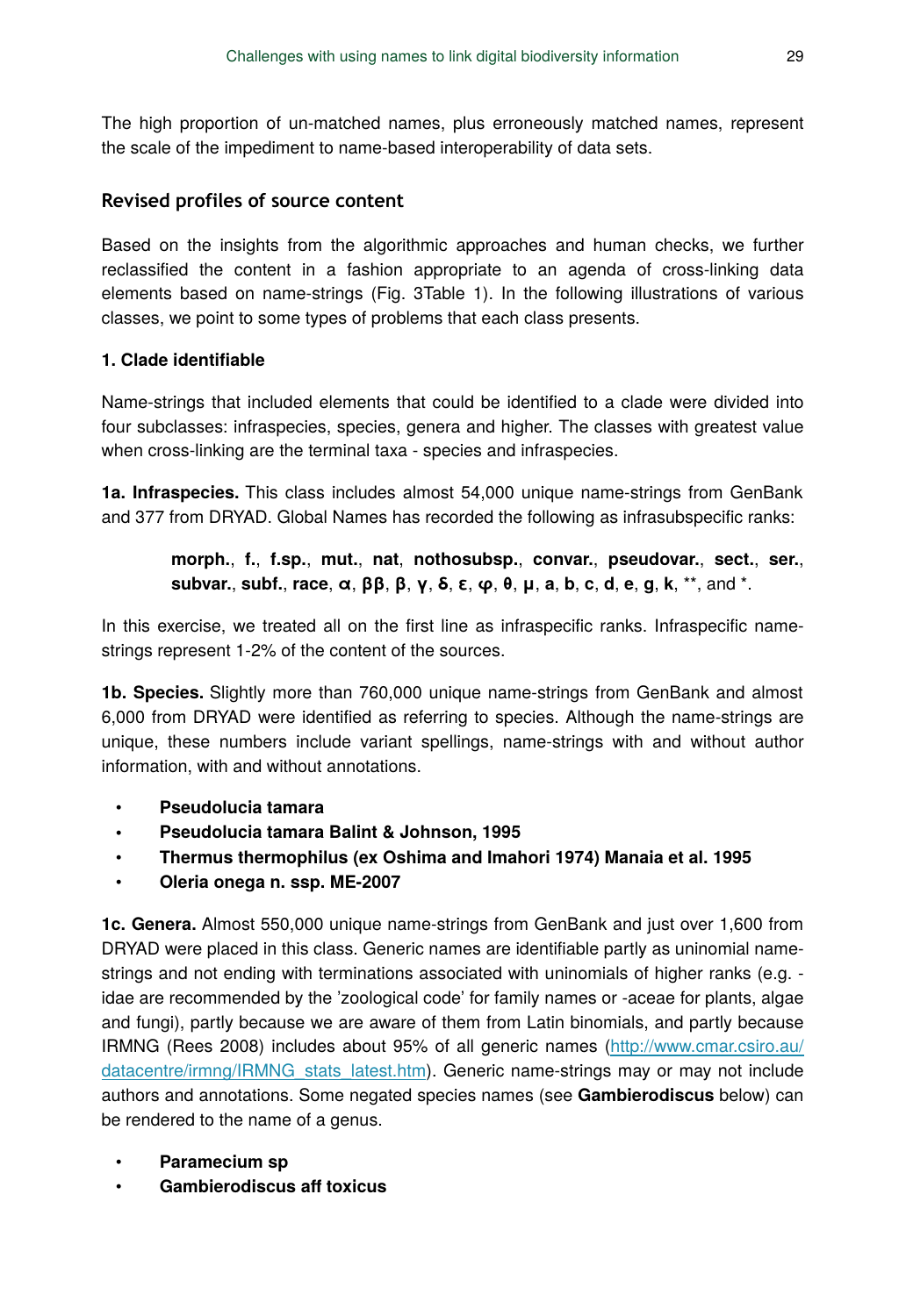The high proportion of un-matched names, plus erroneously matched names, represent the scale of the impediment to name-based interoperability of data sets.

## Revised profiles of source content

Based on the insights from the algorithmic approaches and human checks, we further reclassified the content in a fashion appropriate to an agenda of cross-linking data elements based on name-strings (Fig. 3Table 1). In the following illustrations of various classes, we point to some types of problems that each class presents.

### 1. Clade identifiable

Name-strings that included elements that could be identified to a clade were divided into four subclasses: infraspecies, species, genera and higher. The classes with greatest value when cross-linking are the terminal taxa - species and infraspecies.

**1a. Infraspecies.** This class includes almost 54,000 unique name-strings from GenBank and 377 from DRYAD. Global Names has recorded the following as infrasubspecific ranks:

> **morph.**, **f.**, **f.sp.**, **mut.**, **nat**, **nothosubsp.**, **convar.**, **pseudovar.**, **sect.**, **ser.**, **subvar.**, **subf.**, **race**, **α**, **ββ**, **β**, **γ**, **δ**, **ε**, **φ**, **θ**, **μ**, **a**, **b**, **c**, **d**, **e**, **g**, **k**, **, and *.

In this exercise, we treated all on the first line as infraspecific ranks. Infraspecific name-strings represent 1-2% of the content of the sources.

**1b. Species.** Slightly more than 760,000 unique name-strings from GenBank and almost 6,000 from DRYAD were identified as referring to species. Although the name-strings are unique, these numbers include variant spellings, name-strings with and without author information, with and without annotations.

- **Pseudolucia tamara**
- **Pseudolucia tamara Balint & Johnson, 1995**
- **Thermus thermophilus (ex Oshima and Imahori 1974) Manaia et al. 1995**
- **Oleria onega n. ssp. ME-2007**

**1c. Genera.** Almost 550,000 unique name-strings from GenBank and just over 1,600 from DRYAD were placed in this class. Generic names are identifiable partly as uninomial name-strings and not ending with terminations associated with uninomials of higher ranks (e.g. -idae are recommended by the 'zoological code' for family names or -aceae for plants, algae and fungi), partly because we are aware of them from Latin binomials, and partly because IRMNG (Rees 2008) includes about 95% of all generic names (http://www.cmar.csiro.au/datacentre/irmng/IRMNG_stats_latest.htm). Generic name-strings may or may not include authors and annotations. Some negated species names (see **Gambierodiscus** below) can be rendered to the name of a genus.

- **Paramecium sp**
- **Gambierodiscus aff toxicus**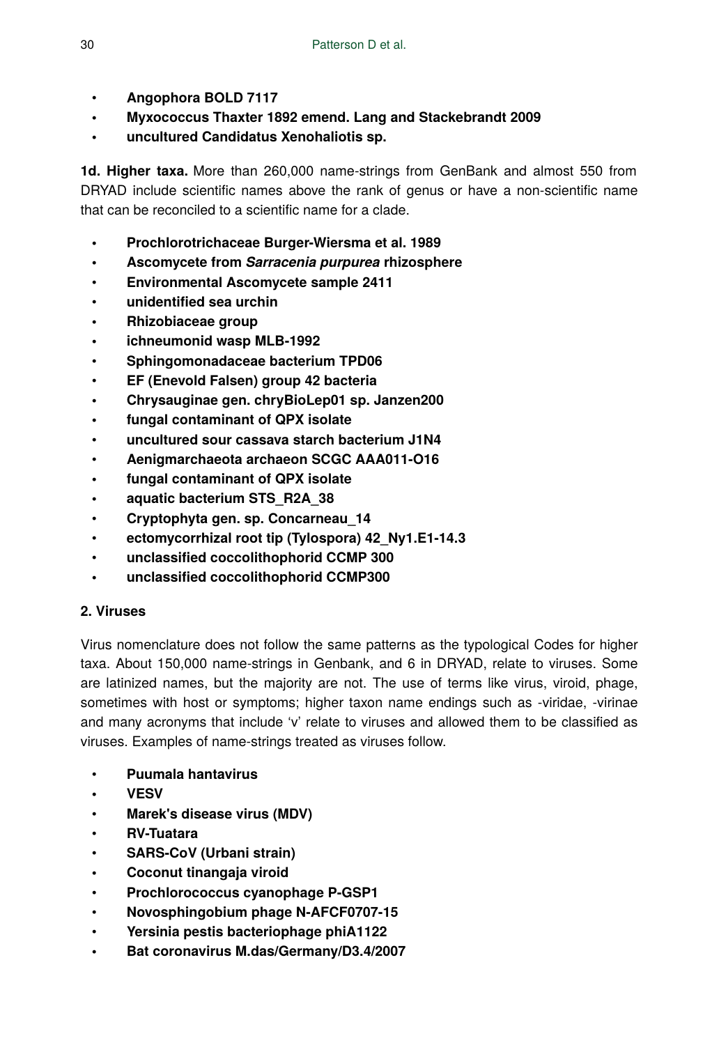- **Angophora BOLD 7117**
- **Myxococcus Thaxter 1892 emend. Lang and Stackebrandt 2009**
- **uncultured Candidatus Xenohaliotis sp.**

**1d. Higher taxa.** More than 260,000 name-strings from GenBank and almost 550 from DRYAD include scientific names above the rank of genus or have a non-scientific name that can be reconciled to a scientific name for a clade.

- **Prochlorotrichaceae Burger-Wiersma et al. 1989**
- **Ascomycete from *Sarracenia purpurea* rhizosphere**
- **Environmental Ascomycete sample 2411**
- **unidentified sea urchin**
- **Rhizobiaceae group**
- **ichneumonid wasp MLB-1992**
- **Sphingomonadaceae bacterium TPD06**
- **EF (Enevold Falsen) group 42 bacteria**
- **Chrysauginae gen. chryBioLep01 sp. Janzen200**
- **fungal contaminant of QPX isolate**
- **uncultured sour cassava starch bacterium J1N4**
- **Aenigmarchaeota archaeon SCGC AAA011-O16**
- **fungal contaminant of QPX isolate**
- **aquatic bacterium STS_R2A_38**
- **Cryptophyta gen. sp. Concarneau_14**
- **ectomycorrhizal root tip (Tylospora) 42_Ny1.E1-14.3**
- **unclassified coccolithophorid CCMP 300**
- **unclassified coccolithophorid CCMP300**

**2. Viruses**

Virus nomenclature does not follow the same patterns as the typological Codes for higher taxa. About 150,000 name-strings in Genbank, and 6 in DRYAD, relate to viruses. Some are latinized names, but the majority are not. The use of terms like virus, viroid, phage, sometimes with host or symptoms; higher taxon name endings such as -viridae, -virinae and many acronyms that include 'v' relate to viruses and allowed them to be classified as viruses. Examples of name-strings treated as viruses follow.

- **Puumala hantavirus**
- **VESV**
- **Marek's disease virus (MDV)**
- **RV-Tuatara**
- **SARS-CoV (Urbani strain)**
- **Coconut tinangaja viroid**
- **Prochlorococcus cyanophage P-GSP1**
- **Novosphingobium phage N-AFCF0707-15**
- **Yersinia pestis bacteriophage phiA1122**
- **Bat coronavirus M.das/Germany/D3.4/2007**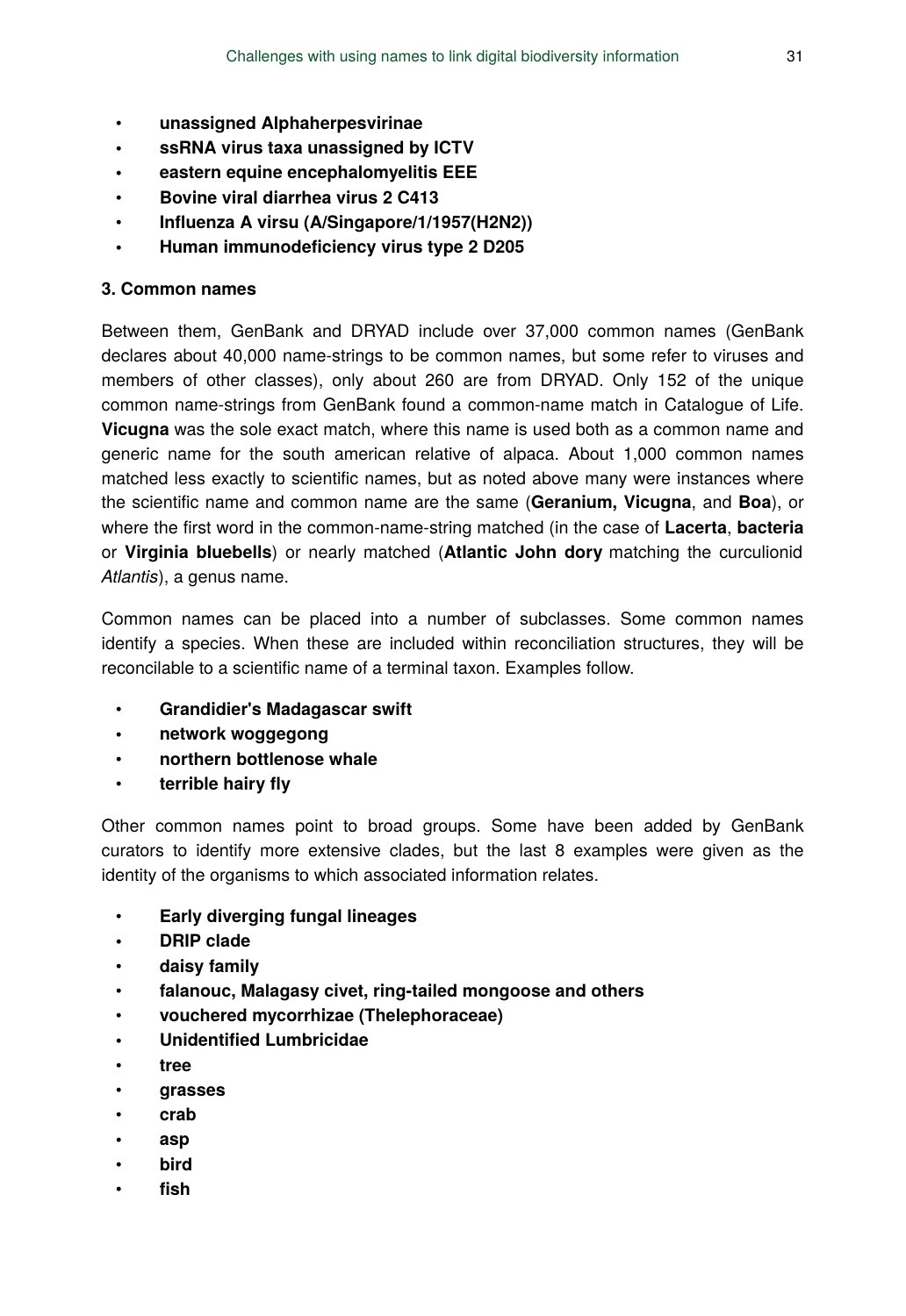- **unassigned Alphaherpesvirinae**
- **ssRNA virus taxa unassigned by ICTV**
- **eastern equine encephalomyelitis EEE**
- **Bovine viral diarrhea virus 2 C413**
- **Influenza A virsu (A/Singapore/1/1957(H2N2))**
- **Human immunodeficiency virus type 2 D205**

#### 3. Common names

Between them, GenBank and DRYAD include over 37,000 common names (GenBank declares about 40,000 name-strings to be common names, but some refer to viruses and members of other classes), only about 260 are from DRYAD. Only 152 of the unique common name-strings from GenBank found a common-name match in Catalogue of Life. **Vicugna** was the sole exact match, where this name is used both as a common name and generic name for the south american relative of alpaca. About 1,000 common names matched less exactly to scientific names, but as noted above many were instances where the scientific name and common name are the same (**Geranium, Vicugna**, and **Boa**), or where the first word in the common-name-string matched (in the case of **Lacerta**, **bacteria** or **Virginia bluebells**) or nearly matched (**Atlantic John dory** matching the curculionid *Atlantis*), a genus name.

Common names can be placed into a number of subclasses. Some common names identify a species. When these are included within reconciliation structures, they will be reconcilable to a scientific name of a terminal taxon. Examples follow.

- **Grandidier's Madagascar swift**
- **network woggegong**
- **northern bottlenose whale**
- **terrible hairy fly**

Other common names point to broad groups. Some have been added by GenBank curators to identify more extensive clades, but the last 8 examples were given as the identity of the organisms to which associated information relates.

- **Early diverging fungal lineages**
- **DRIP clade**
- **daisy family**
- **falanouc, Malagasy civet, ring-tailed mongoose and others**
- **vouchered mycorrhizae (Thelephoraceae)**
- **Unidentified Lumbricidae**
- **tree**
- **grasses**
- **crab**
- **asp**
- **bird**
- **fish**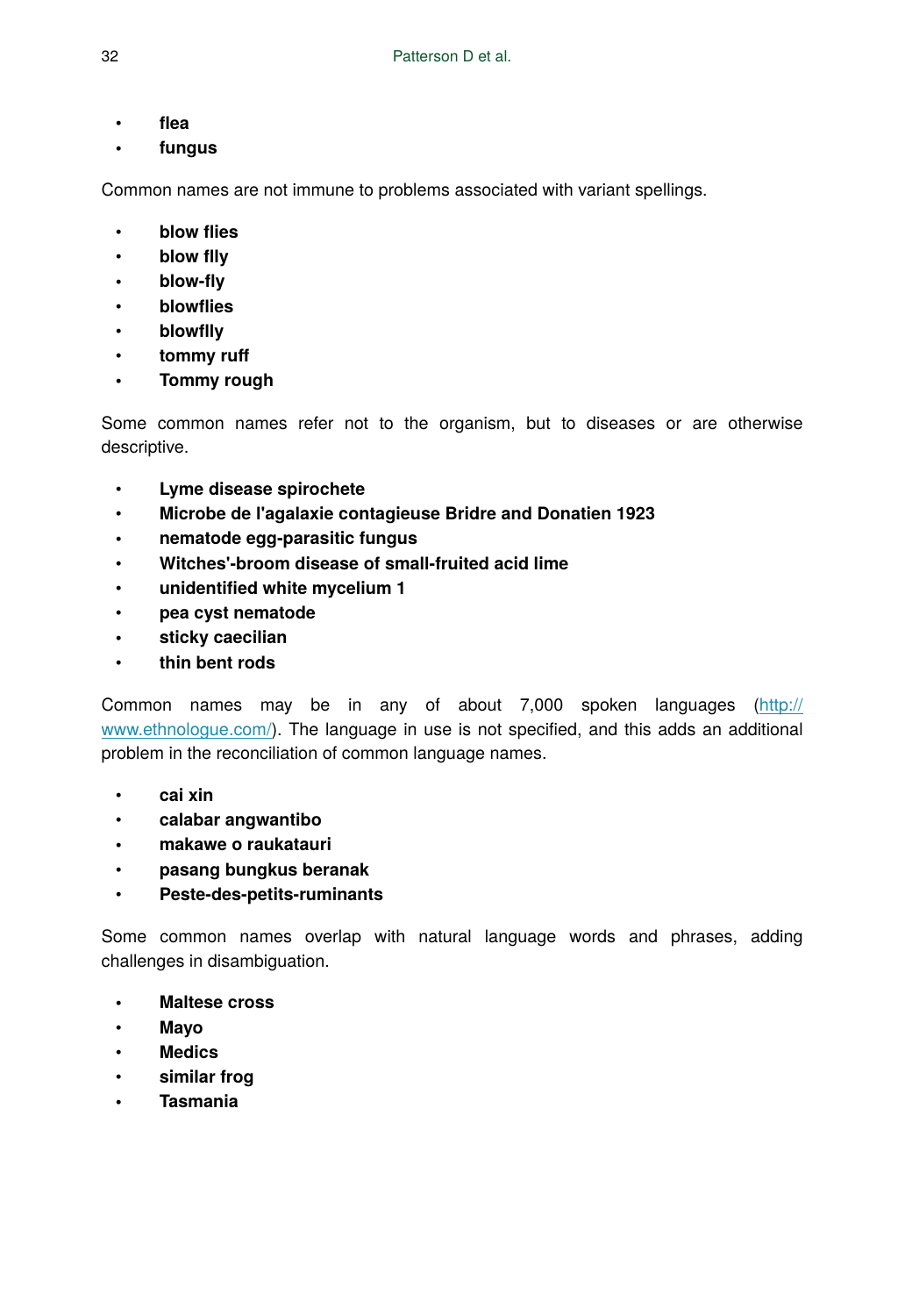- **flea**
- **fungus**

Common names are not immune to problems associated with variant spellings.

- **blow flies**
- **blow flly**
- **blow-fly**
- **blowflies**
- **blowflly**
- **tommy ruff**
- **Tommy rough**

Some common names refer not to the organism, but to diseases or are otherwise descriptive.

- **Lyme disease spirochete**
- **Microbe de l'agalaxie contagieuse Bridre and Donatien 1923**
- **nematode egg-parasitic fungus**
- **Witches'-broom disease of small-fruited acid lime**
- **unidentified white mycelium 1**
- **pea cyst nematode**
- **sticky caecilian**
- **thin bent rods**

Common names may be in any of about 7,000 spoken languages (http://www.ethnologue.com/). The language in use is not specified, and this adds an additional problem in the reconciliation of common language names.

- **cai xin**
- **calabar angwantibo**
- **makawe o raukatauri**
- **pasang bungkus beranak**
- **Peste-des-petits-ruminants**

Some common names overlap with natural language words and phrases, adding challenges in disambiguation.

- **Maltese cross**
- **Mayo**
- **Medics**
- **similar frog**
- **Tasmania**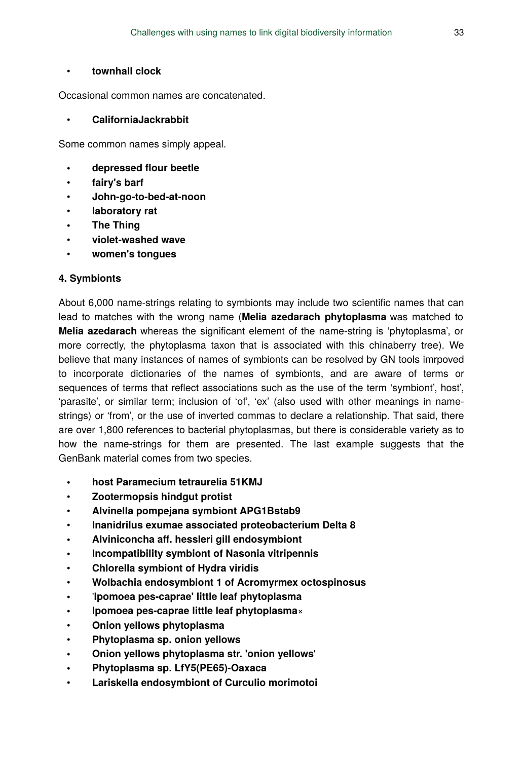- **townhall clock**

Occasional common names are concatenated.

- **CaliforniaJackrabbit**

Some common names simply appeal.

- **depressed flour beetle**
- **fairy's barf**
- **John-go-to-bed-at-noon**
- **laboratory rat**
- **The Thing**
- **violet-washed wave**
- **women's tongues**

**4. Symbionts**

About 6,000 name-strings relating to symbionts may include two scientific names that can lead to matches with the wrong name (**Melia azedarach phytoplasma** was matched to **Melia azedarach** whereas the significant element of the name-string is 'phytoplasma', or more correctly, the phytoplasma taxon that is associated with this chinaberry tree). We believe that many instances of names of symbionts can be resolved by GN tools imrpoved to incorporate dictionaries of the names of symbionts, and are aware of terms or sequences of terms that reflect associations such as the use of the term 'symbiont', host', 'parasite', or similar term; inclusion of 'of', 'ex' (also used with other meanings in name-strings) or 'from', or the use of inverted commas to declare a relationship. That said, there are over 1,800 references to bacterial phytoplasmas, but there is considerable variety as to how the name-strings for them are presented. The last example suggests that the GenBank material comes from two species.

- **host Paramecium tetraurelia 51KMJ**
- **Zootermopsis hindgut protist**
- **Alvinella pompejana symbiont APG1Bstab9**
- **Inanidrilus exumae associated proteobacterium Delta 8**
- **Alviniconcha aff. hessleri gill endosymbiont**
- **Incompatibility symbiont of Nasonia vitripennis**
- **Chlorella symbiont of Hydra viridis**
- **Wolbachia endosymbiont 1 of Acromyrmex octospinosus**
- **'Ipomoea pes-caprae' little leaf phytoplasma**
- **Ipomoea pes-caprae little leaf phytoplasma×**
- **Onion yellows phytoplasma**
- **Phytoplasma sp. onion yellows**
- **Onion yellows phytoplasma str. 'onion yellows'**
- **Phytoplasma sp. LfY5(PE65)-Oaxaca**
- **Lariskella endosymbiont of Curculio morimotoi**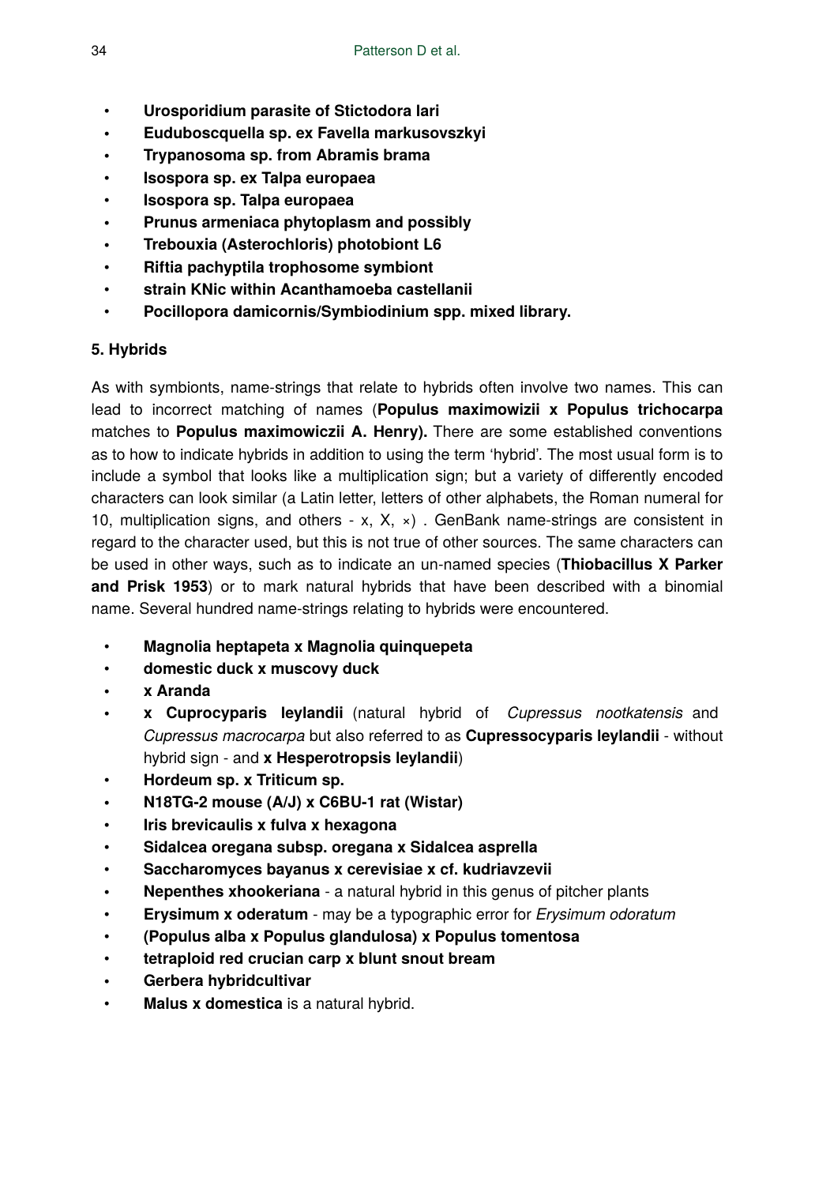- **Urosporidium parasite of Stictodora lari**
- **Euduboscquella sp. ex Favella markusovszkyi**
- **Trypanosoma sp. from Abramis brama**
- **Isospora sp. ex Talpa europaea**
- **Isospora sp. Talpa europaea**
- **Prunus armeniaca phytoplasm and possibly**
- **Trebouxia (Asterochloris) photobiont L6**
- **Riftia pachyptila trophosome symbiont**
- **strain KNic within Acanthamoeba castellanii**
- **Pocillopora damicornis/Symbiodinium spp. mixed library.**

#### 5. Hybrids

As with symbionts, name-strings that relate to hybrids often involve two names. This can lead to incorrect matching of names (**Populus maximowizii x Populus trichocarpa** matches to **Populus maximowiczii A. Henry).** There are some established conventions as to how to indicate hybrids in addition to using the term 'hybrid'. The most usual form is to include a symbol that looks like a multiplication sign; but a variety of differently encoded characters can look similar (a Latin letter, letters of other alphabets, the Roman numeral for 10, multiplication signs, and others - x, X, ×) . GenBank name-strings are consistent in regard to the character used, but this is not true of other sources. The same characters can be used in other ways, such as to indicate an un-named species (**Thiobacillus X Parker and Prisk 1953**) or to mark natural hybrids that have been described with a binomial name. Several hundred name-strings relating to hybrids were encountered.

- **Magnolia heptapeta x Magnolia quinquepeta**
- **domestic duck x muscovy duck**
- **x Aranda**
- **x Cuprocyparis leylandii** (natural hybrid of *Cupressus nootkatensis* and *Cupressus macrocarpa* but also referred to as **Cupressocyparis leylandii** - without hybrid sign - and **x Hesperotropsis leylandii**)
- **Hordeum sp. x Triticum sp.**
- **N18TG-2 mouse (A/J) x C6BU-1 rat (Wistar)**
- **Iris brevicaulis x fulva x hexagona**
- **Sidalcea oregana subsp. oregana x Sidalcea asprella**
- **Saccharomyces bayanus x cerevisiae x cf. kudriavzevii**
- **Nepenthes xhookeriana** - a natural hybrid in this genus of pitcher plants
- **Erysimum x oderatum** - may be a typographic error for *Erysimum odoratum*
- **(Populus alba x Populus glandulosa) x Populus tomentosa**
- **tetraploid red crucian carp x blunt snout bream**
- **Gerbera hybridcultivar**
- **Malus x domestica** is a natural hybrid.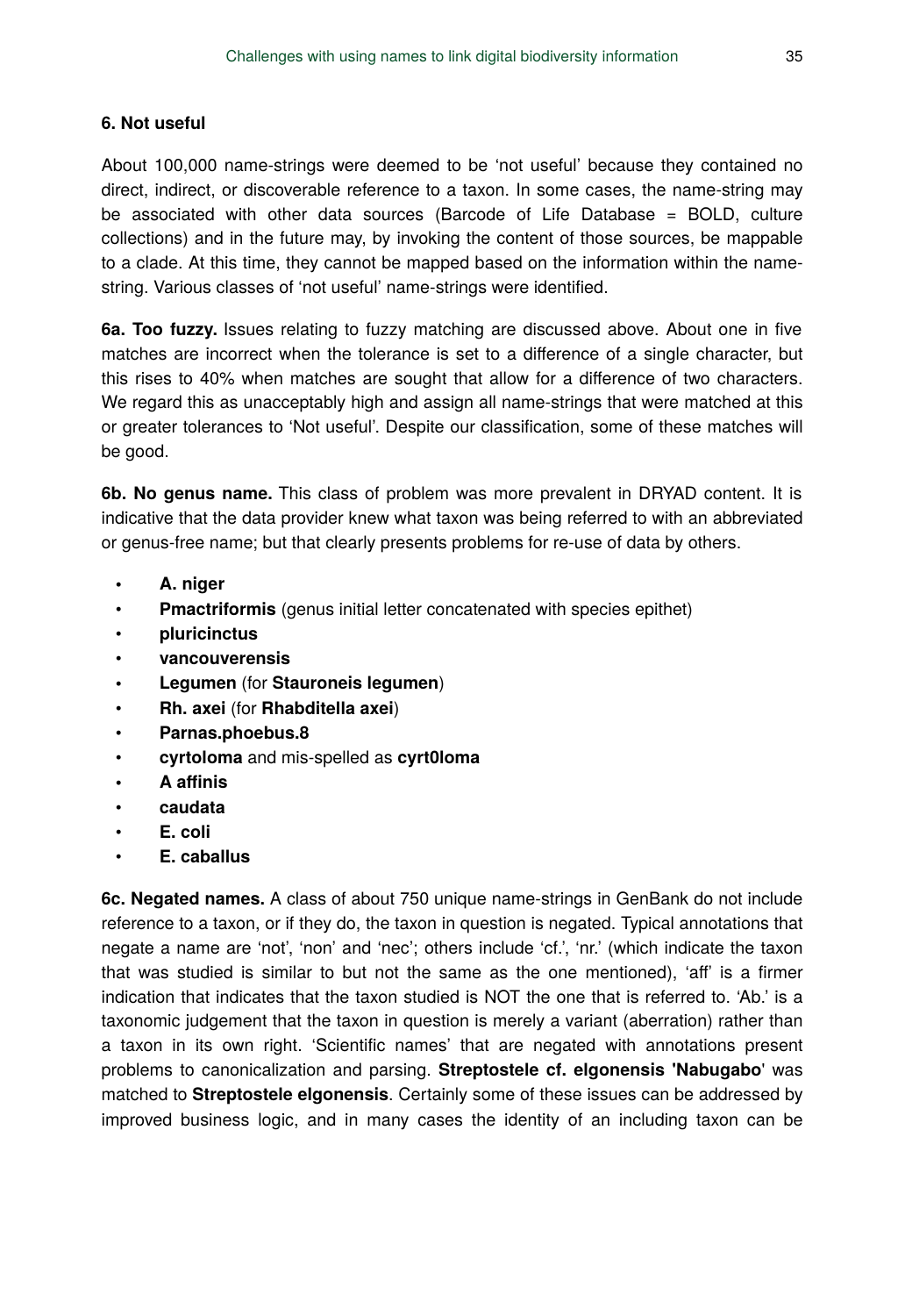### 6. Not useful

About 100,000 name-strings were deemed to be 'not useful' because they contained no direct, indirect, or discoverable reference to a taxon. In some cases, the name-string may be associated with other data sources (Barcode of Life Database = BOLD, culture collections) and in the future may, by invoking the content of those sources, be mappable to a clade. At this time, they cannot be mapped based on the information within the name-string. Various classes of 'not useful' name-strings were identified.

**6a. Too fuzzy.** Issues relating to fuzzy matching are discussed above. About one in five matches are incorrect when the tolerance is set to a difference of a single character, but this rises to 40% when matches are sought that allow for a difference of two characters. We regard this as unacceptably high and assign all name-strings that were matched at this or greater tolerances to 'Not useful'. Despite our classification, some of these matches will be good.

**6b. No genus name.** This class of problem was more prevalent in DRYAD content. It is indicative that the data provider knew what taxon was being referred to with an abbreviated or genus-free name; but that clearly presents problems for re-use of data by others.

- **A. niger**
- **Pmactriformis** (genus initial letter concatenated with species epithet)
- **pluricinctus**
- **vancouverensis**
- **Legumen** (for **Stauroneis legumen**)
- **Rh. axei** (for **Rhabditella axei**)
- **Parnas.phoebus.8**
- **cyrtoloma** and mis-spelled as **cyrt0loma**
- **A affinis**
- **caudata**
- **E. coli**
- **E. caballus**

**6c. Negated names.** A class of about 750 unique name-strings in GenBank do not include reference to a taxon, or if they do, the taxon in question is negated. Typical annotations that negate a name are 'not', 'non' and 'nec'; others include 'cf.', 'nr.' (which indicate the taxon that was studied is similar to but not the same as the one mentioned), 'aff' is a firmer indication that indicates that the taxon studied is NOT the one that is referred to. 'Ab.' is a taxonomic judgement that the taxon in question is merely a variant (aberration) rather than a taxon in its own right. 'Scientific names' that are negated with annotations present problems to canonicalization and parsing. **Streptostele cf. elgonensis 'Nabugabo'** was matched to **Streptostele elgonensis**. Certainly some of these issues can be addressed by improved business logic, and in many cases the identity of an including taxon can be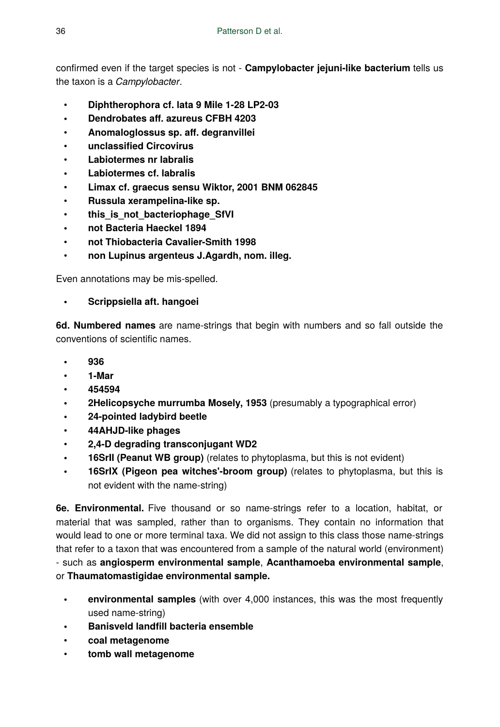confirmed even if the target species is not - **Campylobacter jejuni-like bacterium** tells us the taxon is a *Campylobacter*.

- **Diphtherophora cf. lata 9 Mile 1-28 LP2-03**
- **Dendrobates aff. azureus CFBH 4203**
- **Anomaloglossus sp. aff. degranvillei**
- **unclassified Circovirus**
- **Labiotermes nr labralis**
- **Labiotermes cf. labralis**
- **Limax cf. graecus sensu Wiktor, 2001 BNM 062845**
- **Russula xerampelina-like sp.**
- **this_is_not_bacteriophage_SfVI**
- **not Bacteria Haeckel 1894**
- **not Thiobacteria Cavalier-Smith 1998**
- **non Lupinus argenteus J.Agardh, nom. illeg.**

Even annotations may be mis-spelled.

- **Scrippsiella aft. hangoei**

**6d. Numbered names** are name-strings that begin with numbers and so fall outside the conventions of scientific names.

- **936**
- **1-Mar**
- **454594**
- **2Helicopsyche murrumba Mosely, 1953** (presumably a typographical error)
- **24-pointed ladybird beetle**
- **44AHJD-like phages**
- **2,4-D degrading transconjugant WD2**
- **16SrII (Peanut WB group)** (relates to phytoplasma, but this is not evident)
- **16SrIX (Pigeon pea witches'-broom group)** (relates to phytoplasma, but this is not evident with the name-string)

**6e. Environmental.** Five thousand or so name-strings refer to a location, habitat, or material that was sampled, rather than to organisms. They contain no information that would lead to one or more terminal taxa. We did not assign to this class those name-strings that refer to a taxon that was encountered from a sample of the natural world (environment) - such as **angiosperm environmental sample**, **Acanthamoeba environmental sample**, or **Thaumatomastigidae environmental sample.**

- **environmental samples** (with over 4,000 instances, this was the most frequently used name-string)
- **Banisveld landfill bacteria ensemble**
- **coal metagenome**
- **tomb wall metagenome**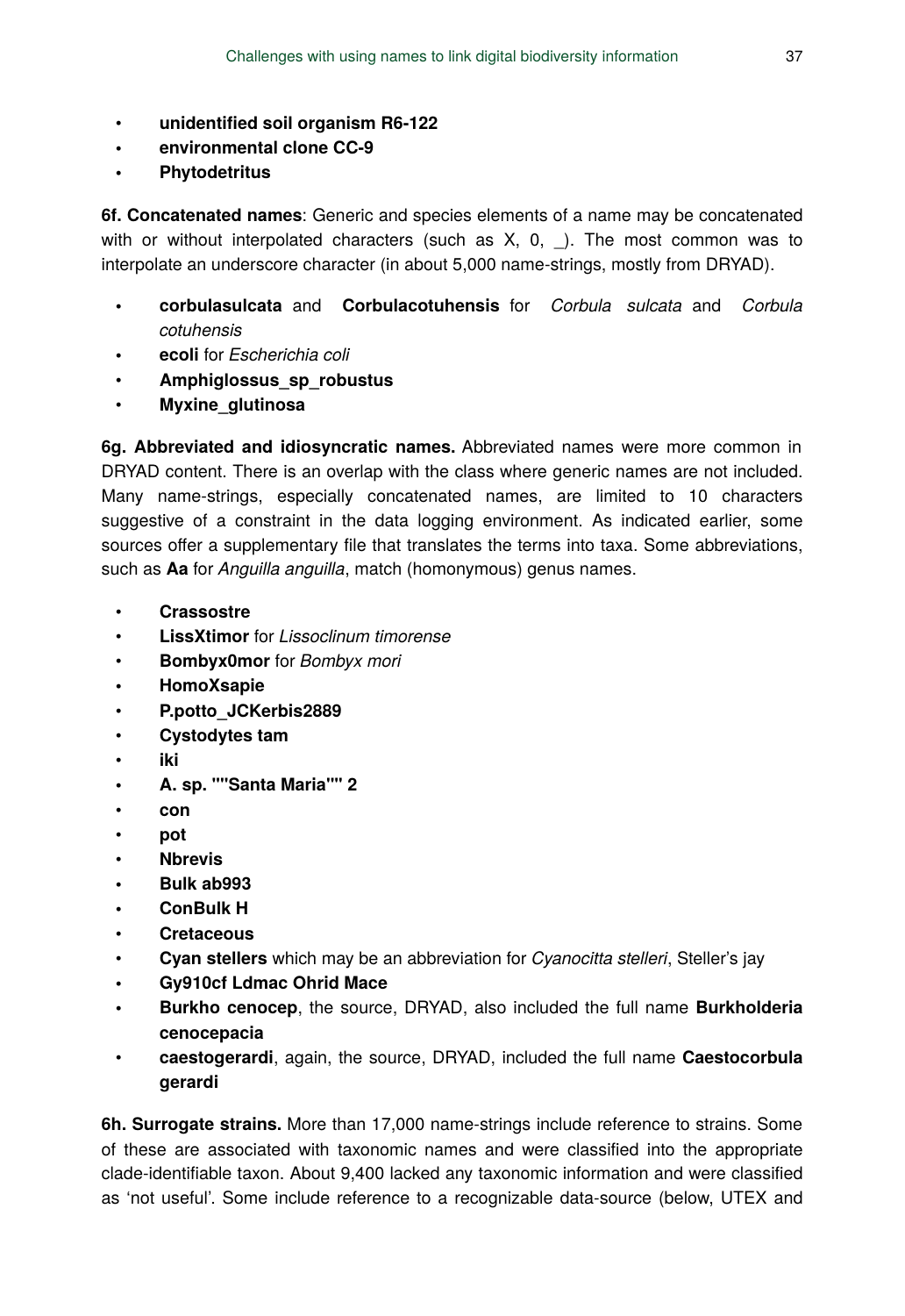- **unidentified soil organism R6-122**
- **environmental clone CC-9**
- **Phytodetritus**

**6f. Concatenated names**: Generic and species elements of a name may be concatenated with or without interpolated characters (such as X, 0, _). The most common was to interpolate an underscore character (in about 5,000 name-strings, mostly from DRYAD).

- **corbulasulcata** and **Corbulacotuhensis** for *Corbula sulcata* and *Corbula cotuhensis*
- **ecoli** for *Escherichia coli*
- **Amphiglossus_sp_robustus**
- **Myxine_glutinosa**

**6g. Abbreviated and idiosyncratic names.** Abbreviated names were more common in DRYAD content. There is an overlap with the class where generic names are not included. Many name-strings, especially concatenated names, are limited to 10 characters suggestive of a constraint in the data logging environment. As indicated earlier, some sources offer a supplementary file that translates the terms into taxa. Some abbreviations, such as **Aa** for *Anguilla anguilla*, match (homonymous) genus names.

- **Crassostre**
- **LissXtimor** for *Lissoclinum timorense*
- **Bombyx0mor** for *Bombyx mori*
- **HomoXsapie**
- **P.potto_JCKerbis2889**
- **Cystodytes tam**
- **iki**
- **A. sp. ""Santa Maria"" 2**
- **con**
- **pot**
- **Nbrevis**
- **Bulk ab993**
- **ConBulk H**
- **Cretaceous**
- **Cyan stellers** which may be an abbreviation for *Cyanocitta stelleri*, Steller's jay
- **Gy910cf Ldmac Ohrid Mace**
- **Burkho cenocep**, the source, DRYAD, also included the full name **Burkholderia cenocepacia**
- **caestogerardi**, again, the source, DRYAD, included the full name **Caestocorbula gerardi**

**6h. Surrogate strains.** More than 17,000 name-strings include reference to strains. Some of these are associated with taxonomic names and were classified into the appropriate clade-identifiable taxon. About 9,400 lacked any taxonomic information and were classified as 'not useful'. Some include reference to a recognizable data-source (below, UTEX and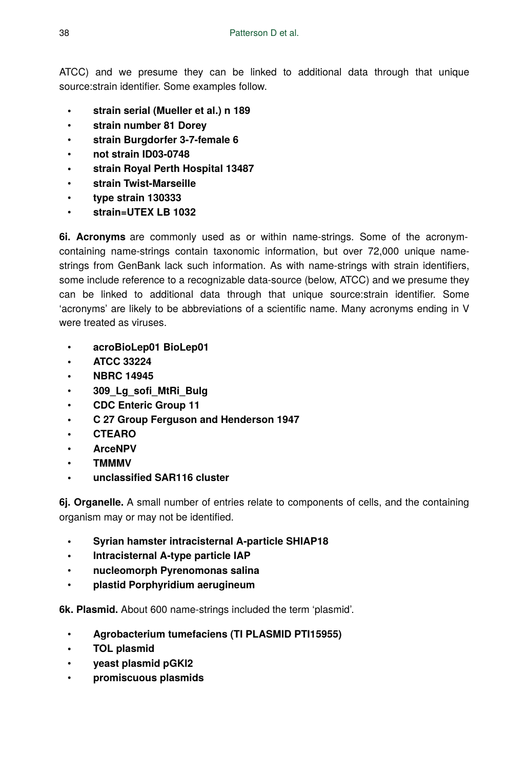ATCC) and we presume they can be linked to additional data through that unique source:strain identifier. Some examples follow.

- **strain serial (Mueller et al.) n 189**
- **strain number 81 Dorey**
- **strain Burgdorfer 3-7-female 6**
- **not strain ID03-0748**
- **strain Royal Perth Hospital 13487**
- **strain Twist-Marseille**
- **type strain 130333**
- **strain=UTEX LB 1032**

**6i. Acronyms** are commonly used as or within name-strings. Some of the acronym-containing name-strings contain taxonomic information, but over 72,000 unique name-strings from GenBank lack such information. As with name-strings with strain identifiers, some include reference to a recognizable data-source (below, ATCC) and we presume they can be linked to additional data through that unique source:strain identifier. Some 'acronyms' are likely to be abbreviations of a scientific name. Many acronyms ending in V were treated as viruses.

- **acroBioLep01 BioLep01**
- **ATCC 33224**
- **NBRC 14945**
- **309_Lg_sofi_MtRi_Bulg**
- **CDC Enteric Group 11**
- **C 27 Group Ferguson and Henderson 1947**
- **CTEARO**
- **ArceNPV**
- **TMMMV**
- **unclassified SAR116 cluster**

**6j. Organelle.** A small number of entries relate to components of cells, and the containing organism may or may not be identified.

- **Syrian hamster intracisternal A-particle SHIAP18**
- **Intracisternal A-type particle IAP**
- **nucleomorph Pyrenomonas salina**
- **plastid Porphyridium aerugineum**

**6k. Plasmid.** About 600 name-strings included the term 'plasmid'.

- **Agrobacterium tumefaciens (TI PLASMID PTI15955)**
- **TOL plasmid**
- **yeast plasmid pGKl2**
- **promiscuous plasmids**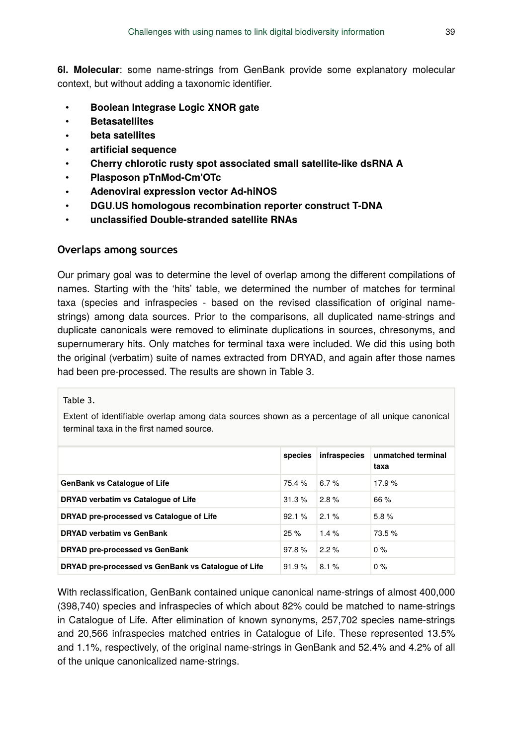**6l. Molecular**: some name-strings from GenBank provide some explanatory molecular context, but without adding a taxonomic identifier.

- **Boolean Integrase Logic XNOR gate**
- **Betasatellites**
- **beta satellites**
- **artificial sequence**
- **Cherry chlorotic rusty spot associated small satellite-like dsRNA A**
- **Plasposon pTnMod-Cm'OTc**
- **Adenoviral expression vector Ad-hiNOS**
- **DGU.US homologous recombination reporter construct T-DNA**
- **unclassified Double-stranded satellite RNAs**

## Overlaps among sources

Our primary goal was to determine the level of overlap among the different compilations of names. Starting with the 'hits' table, we determined the number of matches for terminal taxa (species and infraspecies - based on the revised classification of original name-strings) among data sources. Prior to the comparisons, all duplicated name-strings and duplicate canonicals were removed to eliminate duplications in sources, chresonyms, and supernumerary hits. Only matches for terminal taxa were included. We did this using both the original (verbatim) suite of names extracted from DRYAD, and again after those names had been pre-processed. The results are shown in Table 3.

Table 3.

Extent of identifiable overlap among data sources shown as a percentage of all unique canonical terminal taxa in the first named source.

| | species | infraspecies | unmatched terminal taxa |
|---|---|---|---|
| **GenBank vs Catalogue of Life** | 75.4 % | 6.7 % | 17.9 % |
| **DRYAD verbatim vs Catalogue of Life** | 31.3 % | 2.8 % | 66 % |
| **DRYAD pre-processed vs Catalogue of Life** | 92.1 % | 2.1 % | 5.8 % |
| **DRYAD verbatim vs GenBank** | 25 % | 1.4 % | 73.5 % |
| **DRYAD pre-processed vs GenBank** | 97.8 % | 2.2 % | 0 % |
| **DRYAD pre-processed vs GenBank vs Catalogue of Life** | 91.9 % | 8.1 % | 0 % |

With reclassification, GenBank contained unique canonical name-strings of almost 400,000 (398,740) species and infraspecies of which about 82% could be matched to name-strings in Catalogue of Life. After elimination of known synonyms, 257,702 species name-strings and 20,566 infraspecies matched entries in Catalogue of Life. These represented 13.5% and 1.1%, respectively, of the original name-strings in GenBank and 52.4% and 4.2% of all of the unique canonicalized name-strings.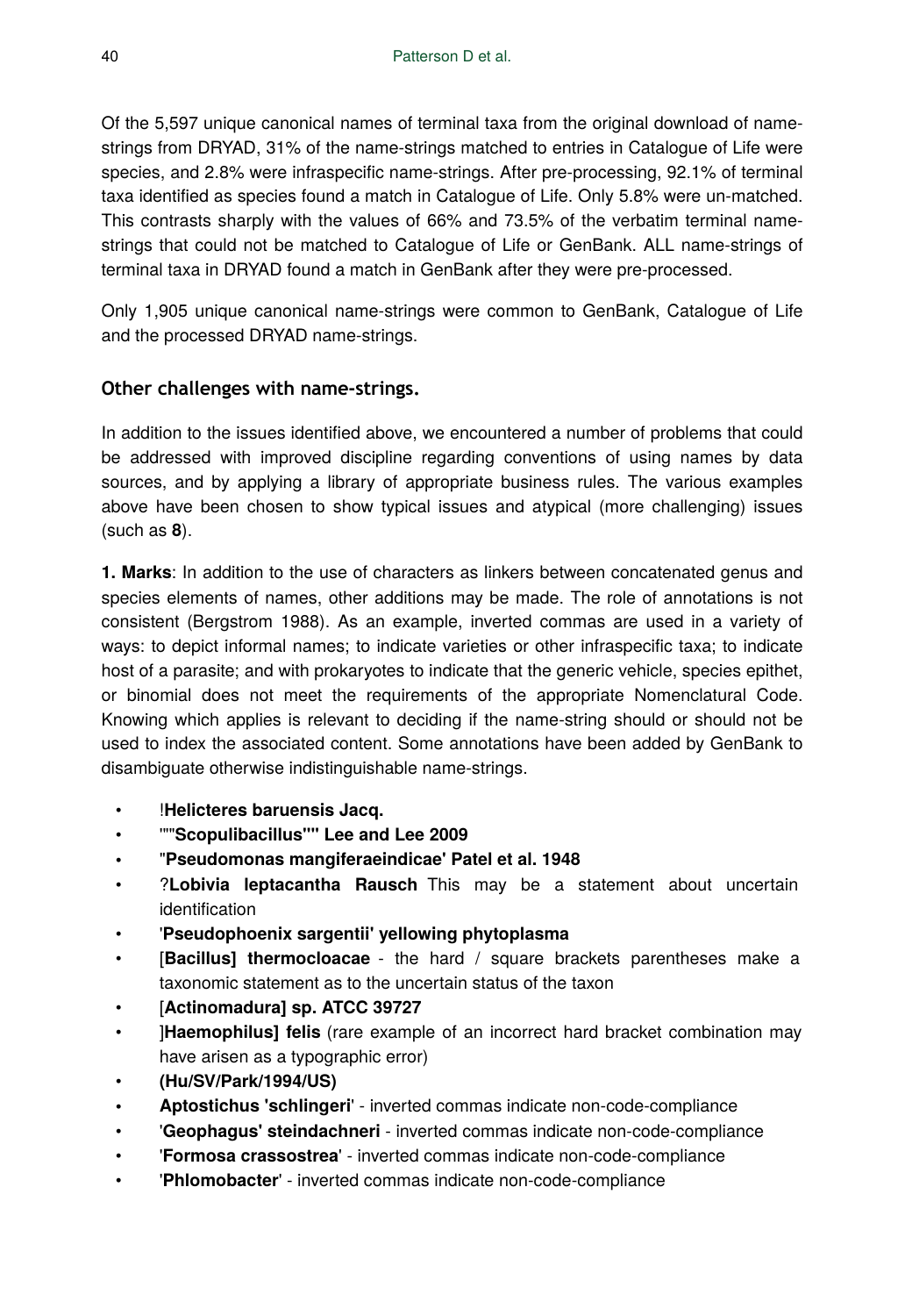Of the 5,597 unique canonical names of terminal taxa from the original download of name-strings from DRYAD, 31% of the name-strings matched to entries in Catalogue of Life were species, and 2.8% were infraspecific name-strings. After pre-processing, 92.1% of terminal taxa identified as species found a match in Catalogue of Life. Only 5.8% were un-matched. This contrasts sharply with the values of 66% and 73.5% of the verbatim terminal name-strings that could not be matched to Catalogue of Life or GenBank. ALL name-strings of terminal taxa in DRYAD found a match in GenBank after they were pre-processed.

Only 1,905 unique canonical name-strings were common to GenBank, Catalogue of Life and the processed DRYAD name-strings.

### Other challenges with name-strings.

In addition to the issues identified above, we encountered a number of problems that could be addressed with improved discipline regarding conventions of using names by data sources, and by applying a library of appropriate business rules. The various examples above have been chosen to show typical issues and atypical (more challenging) issues (such as **8**).

**1. Marks**: In addition to the use of characters as linkers between concatenated genus and species elements of names, other additions may be made. The role of annotations is not consistent (Bergstrom 1988). As an example, inverted commas are used in a variety of ways: to depict informal names; to indicate varieties or other infraspecific taxa; to indicate host of a parasite; and with prokaryotes to indicate that the generic vehicle, species epithet, or binomial does not meet the requirements of the appropriate Nomenclatural Code. Knowing which applies is relevant to deciding if the name-string should or should not be used to index the associated content. Some annotations have been added by GenBank to disambiguate otherwise indistinguishable name-strings.

- !**Helicteres baruensis Jacq.**
- **""Scopulibacillus"" Lee and Lee 2009**
- "**Pseudomonas mangiferaeindicae' Patel et al. 1948**
- ?**Lobivia leptacantha Rausch** This may be a statement about uncertain identification
- '**Pseudophoenix sargentii' yellowing phytoplasma**
- [**Bacillus] thermocloacae** - the hard / square brackets parentheses make a taxonomic statement as to the uncertain status of the taxon
- [**Actinomadura] sp. ATCC 39727**
- ]**Haemophilus] felis** (rare example of an incorrect hard bracket combination may have arisen as a typographic error)
- **(Hu/SV/Park/1994/US)**
- **Aptostichus 'schlingeri**' - inverted commas indicate non-code-compliance
- '**Geophagus' steindachneri** - inverted commas indicate non-code-compliance
- '**Formosa crassostrea**' - inverted commas indicate non-code-compliance
- '**Phlomobacter**' - inverted commas indicate non-code-compliance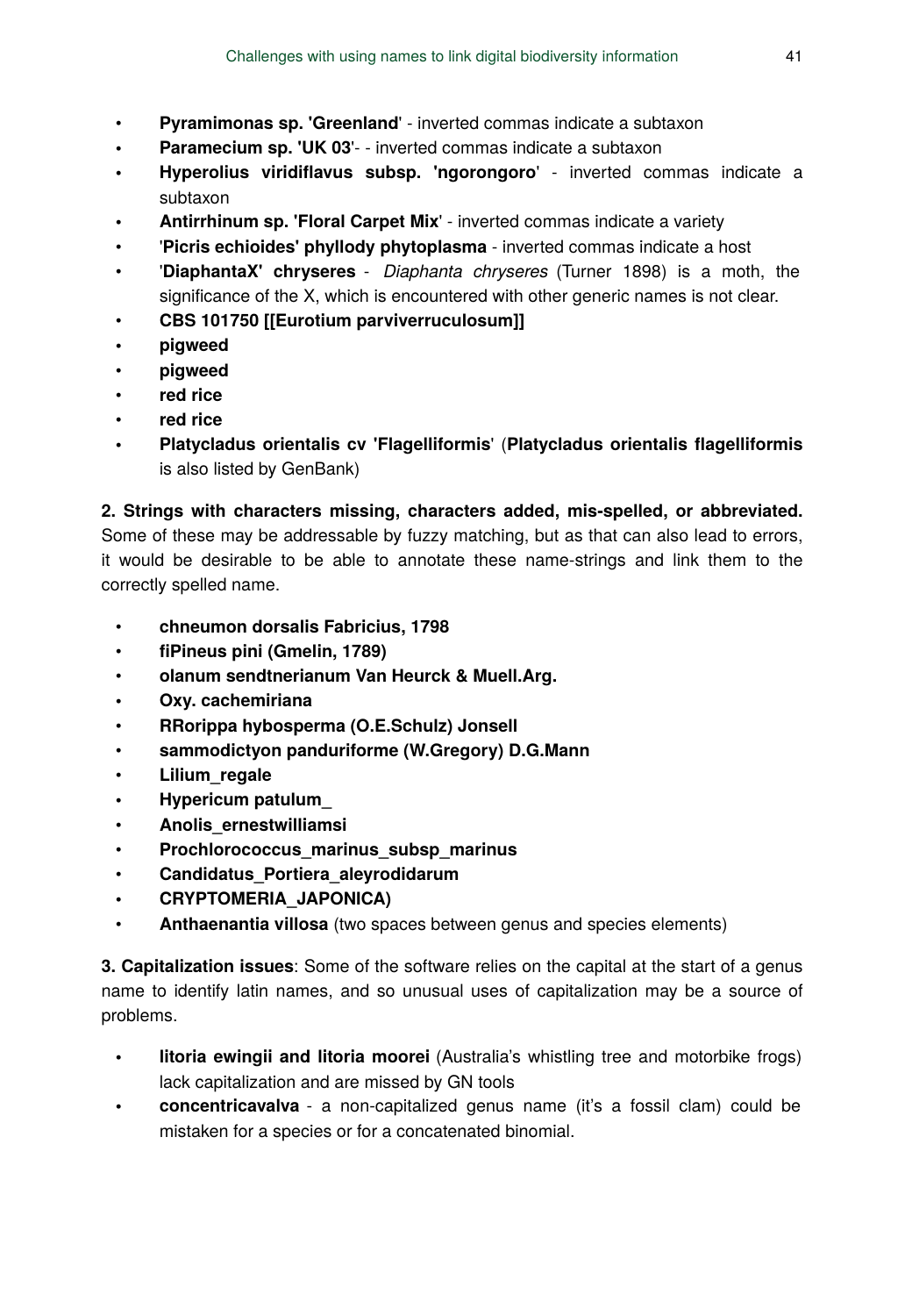- **Pyramimonas sp. 'Greenland**' - inverted commas indicate a subtaxon
- **Paramecium sp. 'UK 03**'- - inverted commas indicate a subtaxon
- **Hyperolius viridiflavus subsp. 'ngorongoro**' - inverted commas indicate a subtaxon
- **Antirrhinum sp. 'Floral Carpet Mix**' - inverted commas indicate a variety
- '**Picris echioides' phyllody phytoplasma** - inverted commas indicate a host
- '**DiaphantaX' chryseres** - *Diaphanta chryseres* (Turner 1898) is a moth, the significance of the X, which is encountered with other generic names is not clear.
- **CBS 101750 [[Eurotium parviverruculosum]]**
- **pigweed**
- **pigweed**
- **red rice**
- **red rice**
- **Platycladus orientalis cv 'Flagelliformis**' (**Platycladus orientalis flagelliformis** is also listed by GenBank)

**2. Strings with characters missing, characters added, mis-spelled, or abbreviated.** Some of these may be addressable by fuzzy matching, but as that can also lead to errors, it would be desirable to be able to annotate these name-strings and link them to the correctly spelled name.

- **chneumon dorsalis Fabricius, 1798**
- **fiPineus pini (Gmelin, 1789)**
- **olanum sendtnerianum Van Heurck & Muell.Arg.**
- **Oxy. cachemiriana**
- **RRorippa hybosperma (O.E.Schulz) Jonsell**
- **sammodictyon panduriforme (W.Gregory) D.G.Mann**
- **Lilium_regale**
- **Hypericum patulum_**
- **Anolis_ernestwilliamsi**
- **Prochlorococcus_marinus_subsp_marinus**
- **Candidatus_Portiera_aleyrodidarum**
- **CRYPTOMERIA_JAPONICA)**
- **Anthaenantia  villosa** (two spaces between genus and species elements)

**3. Capitalization issues**: Some of the software relies on the capital at the start of a genus name to identify latin names, and so unusual uses of capitalization may be a source of problems.

- **litoria ewingii and litoria moorei** (Australia's whistling tree and motorbike frogs) lack capitalization and are missed by GN tools
- **concentricavalva** - a non-capitalized genus name (it's a fossil clam) could be mistaken for a species or for a concatenated binomial.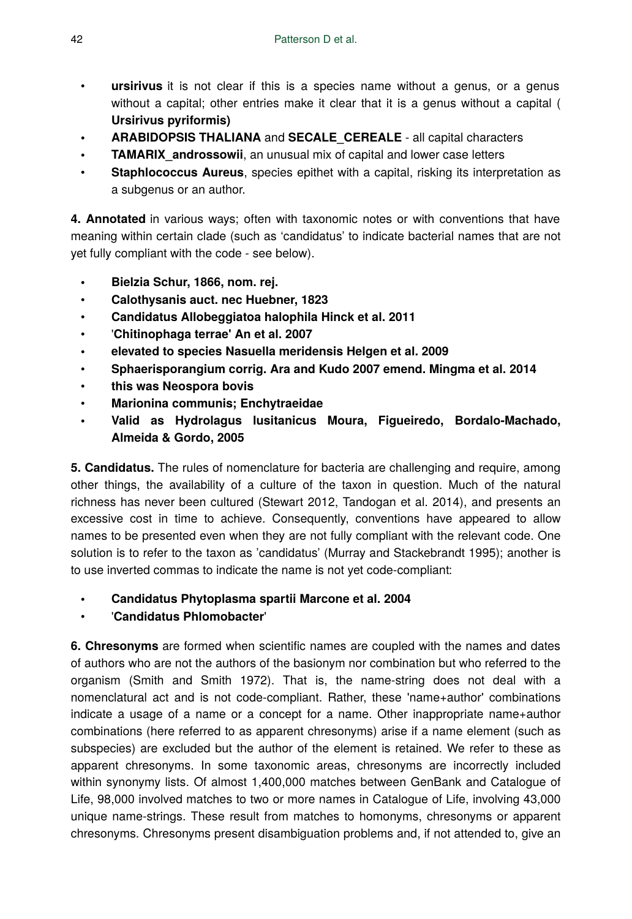- **ursirivus** it is not clear if this is a species name without a genus, or a genus without a capital; other entries make it clear that it is a genus without a capital ( **Ursirivus pyriformis)**
- **ARABIDOPSIS THALIANA** and **SECALE_CEREALE** - all capital characters
- **TAMARIX_androssowii**, an unusual mix of capital and lower case letters
- **Staphlococcus Aureus**, species epithet with a capital, risking its interpretation as a subgenus or an author.

**4. Annotated** in various ways; often with taxonomic notes or with conventions that have meaning within certain clade (such as 'candidatus' to indicate bacterial names that are not yet fully compliant with the code - see below).

- **Bielzia Schur, 1866, nom. rej.**
- **Calothysanis auct. nec Huebner, 1823**
- **Candidatus Allobeggiatoa halophila Hinck et al. 2011**
- '**Chitinophaga terrae' An et al. 2007**
- **elevated to species Nasuella meridensis Helgen et al. 2009**
- **Sphaerisporangium corrig. Ara and Kudo 2007 emend. Mingma et al. 2014**
- **this was Neospora bovis**
- **Marionina communis; Enchytraeidae**
- **Valid as Hydrolagus lusitanicus Moura, Figueiredo, Bordalo-Machado, Almeida & Gordo, 2005**

**5. Candidatus.** The rules of nomenclature for bacteria are challenging and require, among other things, the availability of a culture of the taxon in question. Much of the natural richness has never been cultured (Stewart 2012, Tandogan et al. 2014), and presents an excessive cost in time to achieve. Consequently, conventions have appeared to allow names to be presented even when they are not fully compliant with the relevant code. One solution is to refer to the taxon as 'candidatus' (Murray and Stackebrandt 1995); another is to use inverted commas to indicate the name is not yet code-compliant:

- **Candidatus Phytoplasma spartii Marcone et al. 2004**
- '**Candidatus Phlomobacter**'

**6. Chresonyms** are formed when scientific names are coupled with the names and dates of authors who are not the authors of the basionym nor combination but who referred to the organism (Smith and Smith 1972). That is, the name-string does not deal with a nomenclatural act and is not code-compliant. Rather, these 'name+author' combinations indicate a usage of a name or a concept for a name. Other inappropriate name+author combinations (here referred to as apparent chresonyms) arise if a name element (such as subspecies) are excluded but the author of the element is retained. We refer to these as apparent chresonyms. In some taxonomic areas, chresonyms are incorrectly included within synonymy lists. Of almost 1,400,000 matches between GenBank and Catalogue of Life, 98,000 involved matches to two or more names in Catalogue of Life, involving 43,000 unique name-strings. These result from matches to homonyms, chresonyms or apparent chresonyms. Chresonyms present disambiguation problems and, if not attended to, give an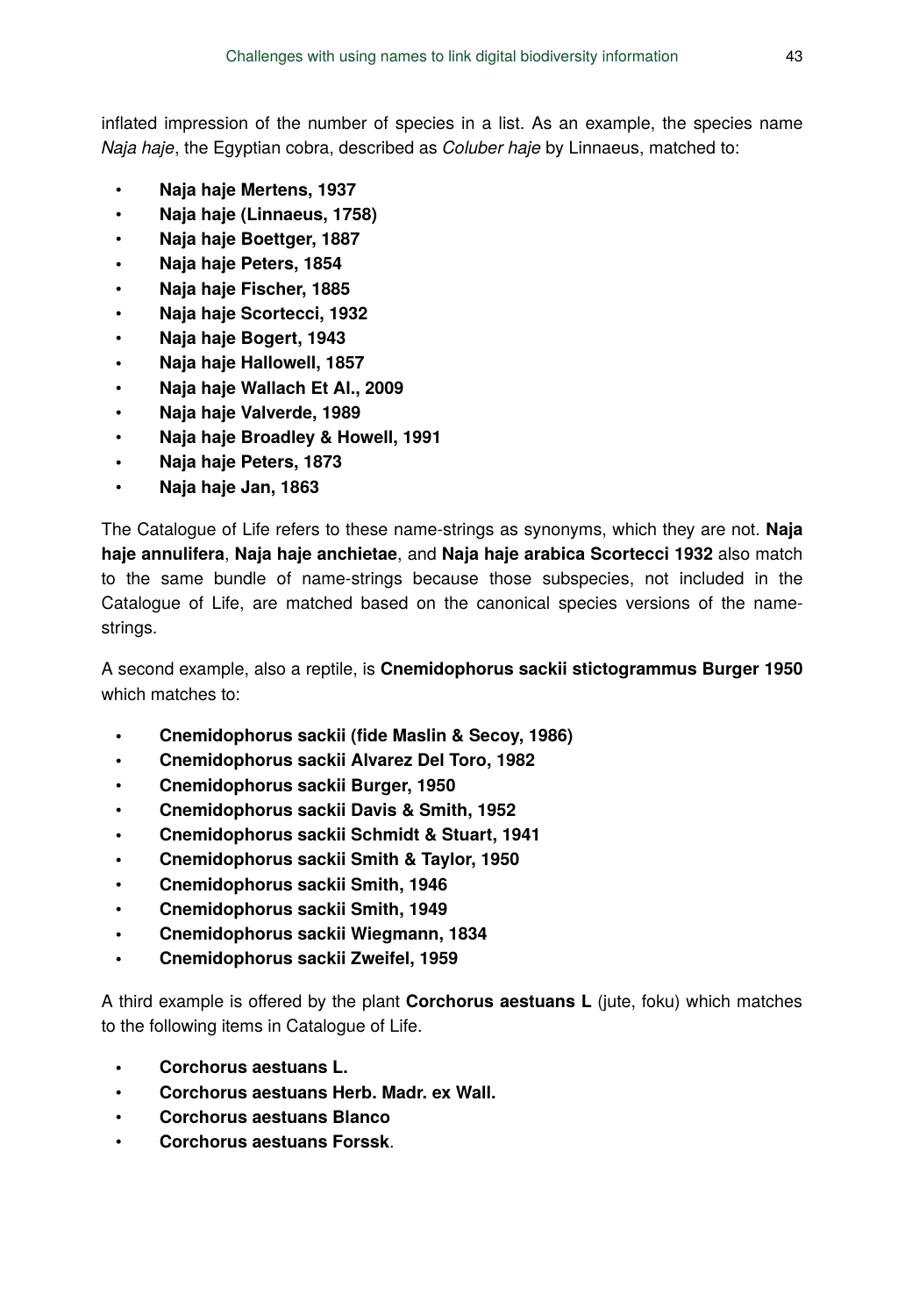inflated impression of the number of species in a list. As an example, the species name *Naja haje*, the Egyptian cobra, described as *Coluber haje* by Linnaeus, matched to:

- **Naja haje Mertens, 1937**
- **Naja haje (Linnaeus, 1758)**
- **Naja haje Boettger, 1887**
- **Naja haje Peters, 1854**
- **Naja haje Fischer, 1885**
- **Naja haje Scortecci, 1932**
- **Naja haje Bogert, 1943**
- **Naja haje Hallowell, 1857**
- **Naja haje Wallach Et Al., 2009**
- **Naja haje Valverde, 1989**
- **Naja haje Broadley & Howell, 1991**
- **Naja haje Peters, 1873**
- **Naja haje Jan, 1863**

The Catalogue of Life refers to these name-strings as synonyms, which they are not. **Naja haje annulifera**, **Naja haje anchietae**, and **Naja haje arabica Scortecci 1932** also match to the same bundle of name-strings because those subspecies, not included in the Catalogue of Life, are matched based on the canonical species versions of the name-strings.

A second example, also a reptile, is **Cnemidophorus sackii stictogrammus Burger 1950** which matches to:

- **Cnemidophorus sackii (fide Maslin & Secoy, 1986)**
- **Cnemidophorus sackii Alvarez Del Toro, 1982**
- **Cnemidophorus sackii Burger, 1950**
- **Cnemidophorus sackii Davis & Smith, 1952**
- **Cnemidophorus sackii Schmidt & Stuart, 1941**
- **Cnemidophorus sackii Smith & Taylor, 1950**
- **Cnemidophorus sackii Smith, 1946**
- **Cnemidophorus sackii Smith, 1949**
- **Cnemidophorus sackii Wiegmann, 1834**
- **Cnemidophorus sackii Zweifel, 1959**

A third example is offered by the plant **Corchorus aestuans L** (jute, foku) which matches to the following items in Catalogue of Life.

- **Corchorus aestuans L.**
- **Corchorus aestuans Herb. Madr. ex Wall.**
- **Corchorus aestuans Blanco**
- **Corchorus aestuans Forssk**.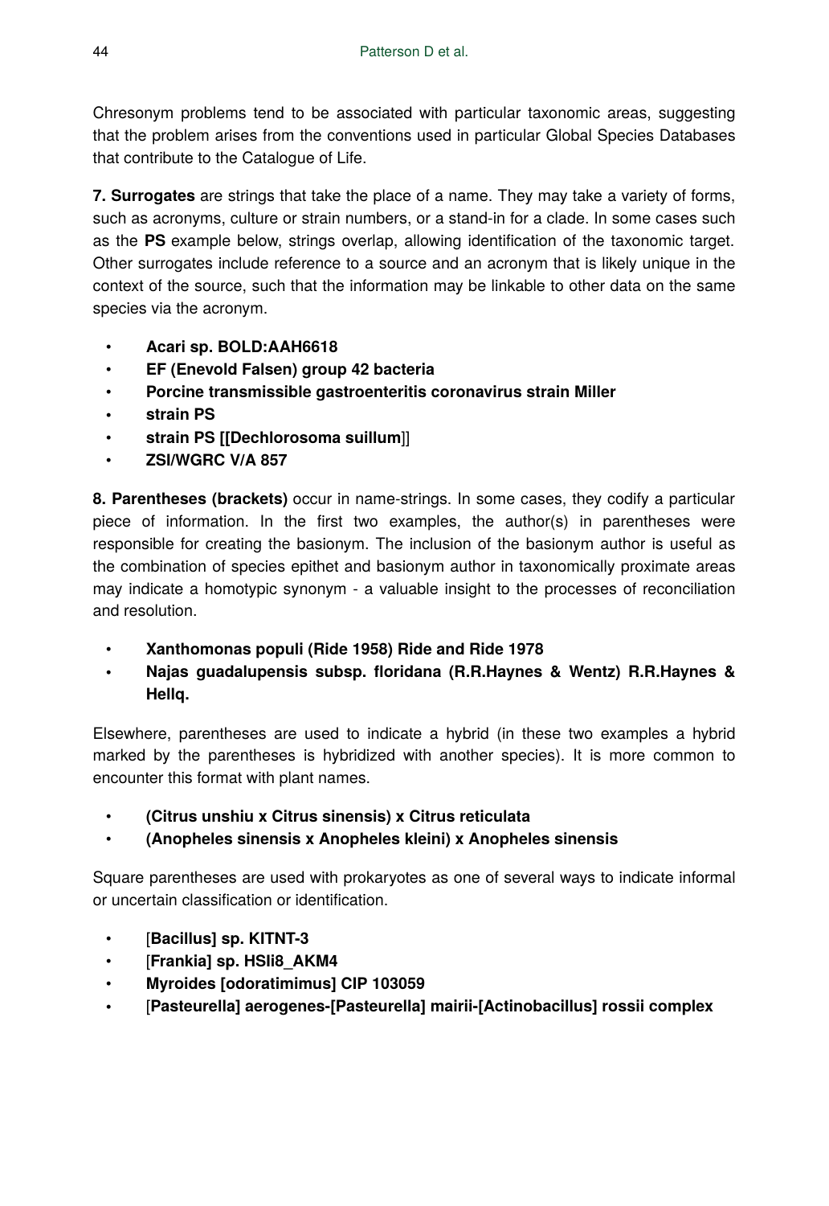Chresonym problems tend to be associated with particular taxonomic areas, suggesting that the problem arises from the conventions used in particular Global Species Databases that contribute to the Catalogue of Life.

**7. Surrogates** are strings that take the place of a name. They may take a variety of forms, such as acronyms, culture or strain numbers, or a stand-in for a clade. In some cases such as the **PS** example below, strings overlap, allowing identification of the taxonomic target. Other surrogates include reference to a source and an acronym that is likely unique in the context of the source, such that the information may be linkable to other data on the same species via the acronym.

- **Acari sp. BOLD:AAH6618**
- **EF (Enevold Falsen) group 42 bacteria**
- **Porcine transmissible gastroenteritis coronavirus strain Miller**
- **strain PS**
- **strain PS [[Dechlorosoma suillum**]]
- **ZSI/WGRC V/A 857**

**8. Parentheses (brackets)** occur in name-strings. In some cases, they codify a particular piece of information. In the first two examples, the author(s) in parentheses were responsible for creating the basionym. The inclusion of the basionym author is useful as the combination of species epithet and basionym author in taxonomically proximate areas may indicate a homotypic synonym - a valuable insight to the processes of reconciliation and resolution.

- **Xanthomonas populi (Ride 1958) Ride and Ride 1978**
- **Najas guadalupensis subsp. floridana (R.R.Haynes & Wentz) R.R.Haynes & Hellq.**

Elsewhere, parentheses are used to indicate a hybrid (in these two examples a hybrid marked by the parentheses is hybridized with another species). It is more common to encounter this format with plant names.

- **(Citrus unshiu x Citrus sinensis) x Citrus reticulata**
- **(Anopheles sinensis x Anopheles kleini) x Anopheles sinensis**

Square parentheses are used with prokaryotes as one of several ways to indicate informal or uncertain classification or identification.

- [**Bacillus] sp. KITNT-3**
- [**Frankia] sp. HSIi8_AKM4**
- **Myroides [odoratimimus] CIP 103059**
- [**Pasteurella] aerogenes-[Pasteurella] mairii-[Actinobacillus] rossii complex**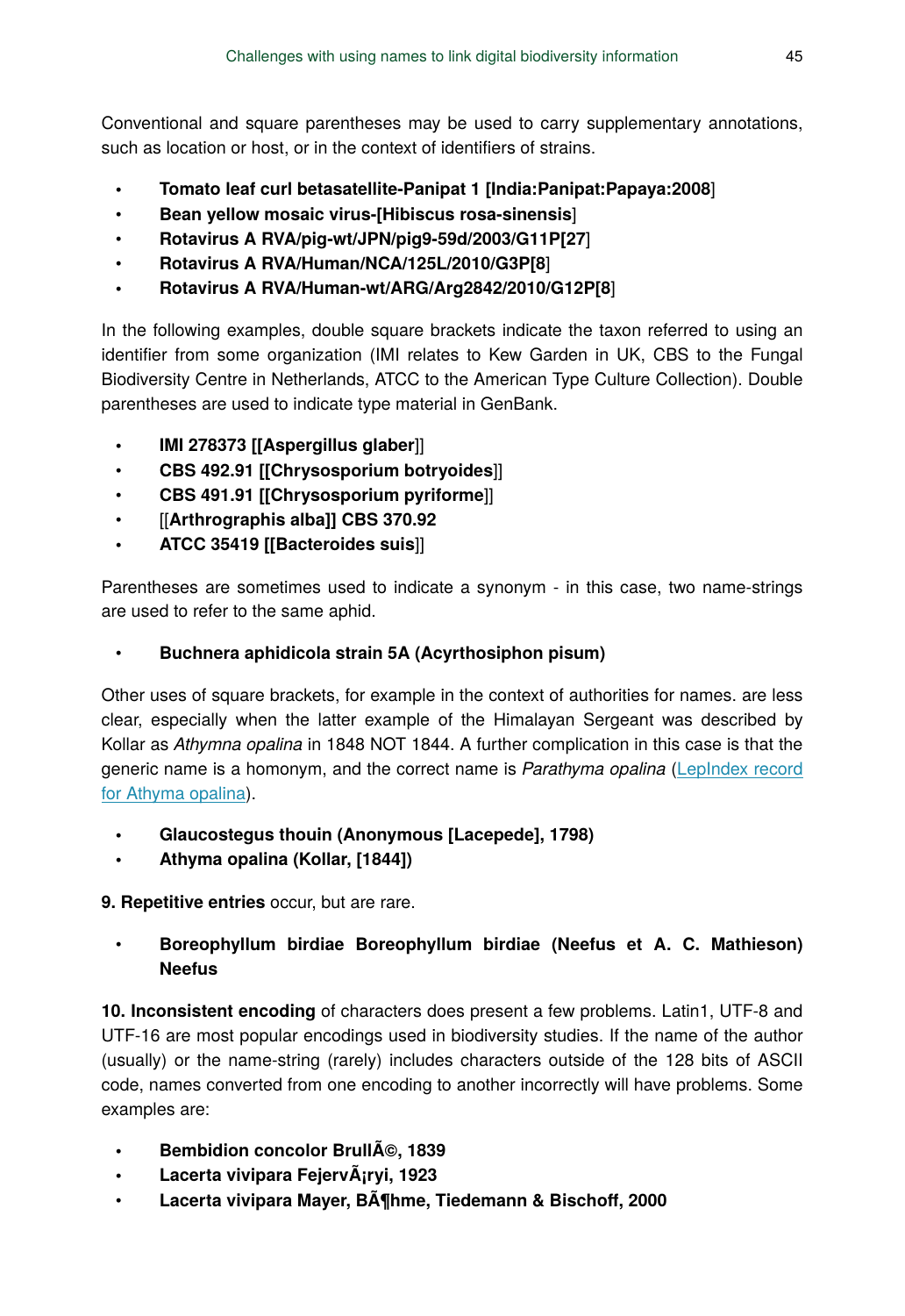Conventional and square parentheses may be used to carry supplementary annotations, such as location or host, or in the context of identifiers of strains.

- **Tomato leaf curl betasatellite-Panipat 1 [India:Panipat:Papaya:2008**]
- **Bean yellow mosaic virus-[Hibiscus rosa-sinensis**]
- **Rotavirus A RVA/pig-wt/JPN/pig9-59d/2003/G11P[27**]
- **Rotavirus A RVA/Human/NCA/125L/2010/G3P[8**]
- **Rotavirus A RVA/Human-wt/ARG/Arg2842/2010/G12P[8**]

In the following examples, double square brackets indicate the taxon referred to using an identifier from some organization (IMI relates to Kew Garden in UK, CBS to the Fungal Biodiversity Centre in Netherlands, ATCC to the American Type Culture Collection). Double parentheses are used to indicate type material in GenBank.

- **IMI 278373 [[Aspergillus glaber**]]
- **CBS 492.91 [[Chrysosporium botryoides**]]
- **CBS 491.91 [[Chrysosporium pyriforme**]]
- [[**Arthrographis alba]] CBS 370.92**
- **ATCC 35419 [[Bacteroides suis**]]

Parentheses are sometimes used to indicate a synonym - in this case, two name-strings are used to refer to the same aphid.

- **Buchnera aphidicola strain 5A (Acyrthosiphon pisum)**

Other uses of square brackets, for example in the context of authorities for names. are less clear, especially when the latter example of the Himalayan Sergeant was described by Kollar as *Athymna opalina* in 1848 NOT 1844. A further complication in this case is that the generic name is a homonym, and the correct name is *Parathyma opalina* (LepIndex record for Athyma opalina).

- **Glaucostegus thouin (Anonymous [Lacepede], 1798)**
- **Athyma opalina (Kollar, [1844])**

**9. Repetitive entries** occur, but are rare.

- **Boreophyllum birdiae Boreophyllum birdiae (Neefus et A. C. Mathieson) Neefus**

**10. Inconsistent encoding** of characters does present a few problems. Latin1, UTF-8 and UTF-16 are most popular encodings used in biodiversity studies. If the name of the author (usually) or the name-string (rarely) includes characters outside of the 128 bits of ASCII code, names converted from one encoding to another incorrectly will have problems. Some examples are:

- **Bembidion concolor BrullÃ©, 1839**
- **Lacerta vivipara FejervÃ¡ryi, 1923**
- **Lacerta vivipara Mayer, BÃ¶hme, Tiedemann & Bischoff, 2000**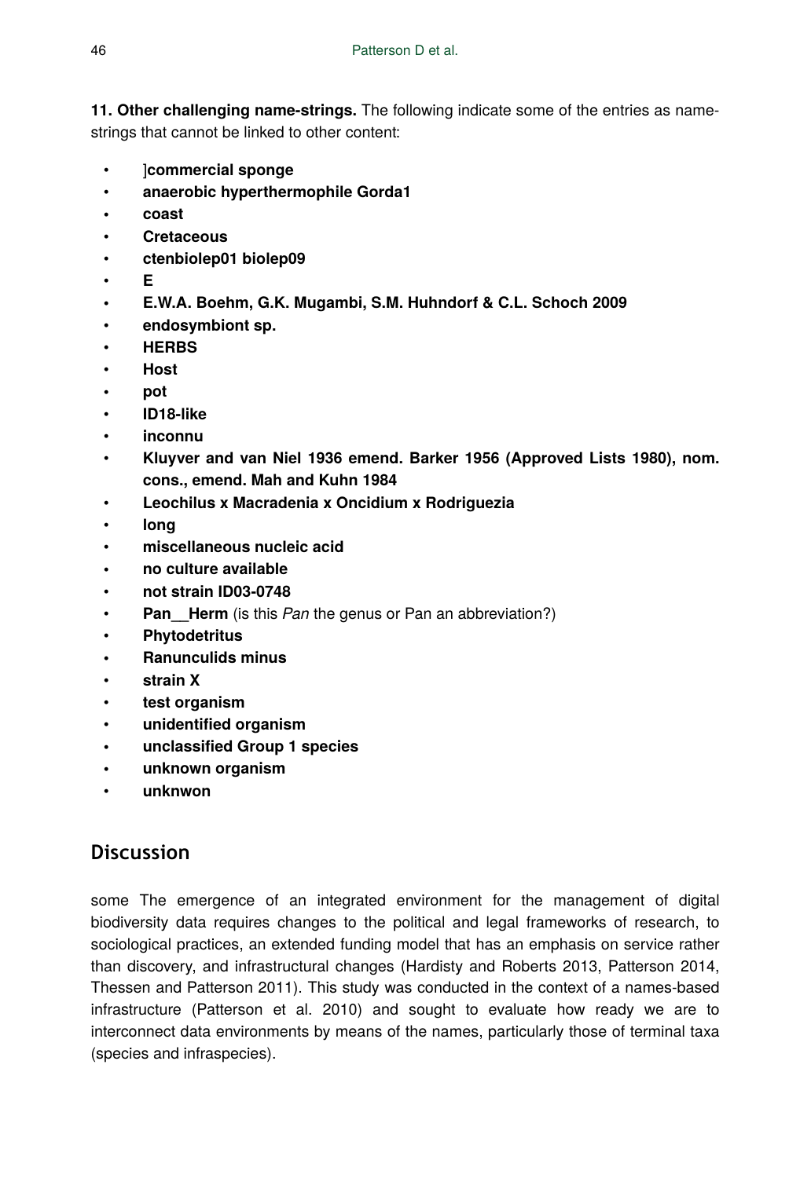**11. Other challenging name-strings.** The following indicate some of the entries as name-strings that cannot be linked to other content:

- ]**commercial sponge**
- **anaerobic hyperthermophile Gorda1**
- **coast**
- **Cretaceous**
- **ctenbiolep01 biolep09**
- **E**
- **E.W.A. Boehm, G.K. Mugambi, S.M. Huhndorf & C.L. Schoch 2009**
- **endosymbiont sp.**
- **HERBS**
- **Host**
- **pot**
- **ID18-like**
- **inconnu**
- **Kluyver and van Niel 1936 emend. Barker 1956 (Approved Lists 1980), nom. cons., emend. Mah and Kuhn 1984**
- **Leochilus x Macradenia x Oncidium x Rodriguezia**
- **long**
- **miscellaneous nucleic acid**
- **no culture available**
- **not strain ID03-0748**
- **Pan__Herm** (is this *Pan* the genus or Pan an abbreviation?)
- **Phytodetritus**
- **Ranunculids minus**
- **strain X**
- **test organism**
- **unidentified organism**
- **unclassified Group 1 species**
- **unknown organism**
- **unknwon**

## Discussion

some The emergence of an integrated environment for the management of digital biodiversity data requires changes to the political and legal frameworks of research, to sociological practices, an extended funding model that has an emphasis on service rather than discovery, and infrastructural changes (Hardisty and Roberts 2013, Patterson 2014, Thessen and Patterson 2011). This study was conducted in the context of a names-based infrastructure (Patterson et al. 2010) and sought to evaluate how ready we are to interconnect data environments by means of the names, particularly those of terminal taxa (species and infraspecies).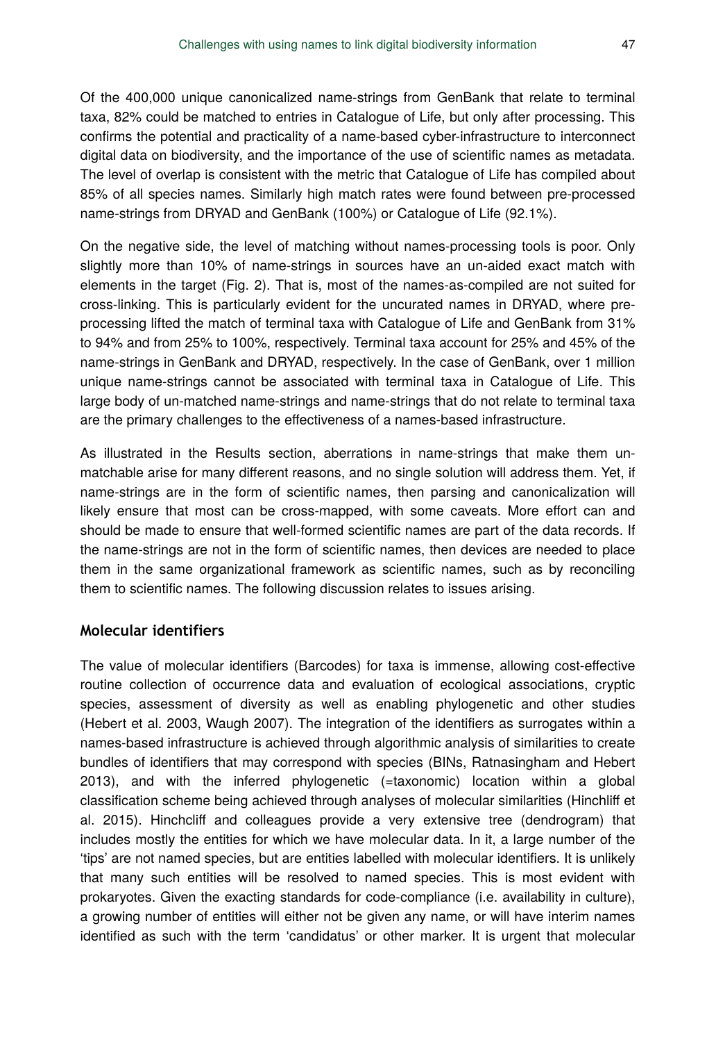Of the 400,000 unique canonicalized name-strings from GenBank that relate to terminal taxa, 82% could be matched to entries in Catalogue of Life, but only after processing. This confirms the potential and practicality of a name-based cyber-infrastructure to interconnect digital data on biodiversity, and the importance of the use of scientific names as metadata. The level of overlap is consistent with the metric that Catalogue of Life has compiled about 85% of all species names. Similarly high match rates were found between pre-processed name-strings from DRYAD and GenBank (100%) or Catalogue of Life (92.1%).

On the negative side, the level of matching without names-processing tools is poor. Only slightly more than 10% of name-strings in sources have an un-aided exact match with elements in the target (Fig. 2). That is, most of the names-as-compiled are not suited for cross-linking. This is particularly evident for the uncurated names in DRYAD, where pre-processing lifted the match of terminal taxa with Catalogue of Life and GenBank from 31% to 94% and from 25% to 100%, respectively. Terminal taxa account for 25% and 45% of the name-strings in GenBank and DRYAD, respectively. In the case of GenBank, over 1 million unique name-strings cannot be associated with terminal taxa in Catalogue of Life. This large body of un-matched name-strings and name-strings that do not relate to terminal taxa are the primary challenges to the effectiveness of a names-based infrastructure.

As illustrated in the Results section, aberrations in name-strings that make them un-matchable arise for many different reasons, and no single solution will address them. Yet, if name-strings are in the form of scientific names, then parsing and canonicalization will likely ensure that most can be cross-mapped, with some caveats. More effort can and should be made to ensure that well-formed scientific names are part of the data records. If the name-strings are not in the form of scientific names, then devices are needed to place them in the same organizational framework as scientific names, such as by reconciling them to scientific names. The following discussion relates to issues arising.

### Molecular identifiers

The value of molecular identifiers (Barcodes) for taxa is immense, allowing cost-effective routine collection of occurrence data and evaluation of ecological associations, cryptic species, assessment of diversity as well as enabling phylogenetic and other studies (Hebert et al. 2003, Waugh 2007). The integration of the identifiers as surrogates within a names-based infrastructure is achieved through algorithmic analysis of similarities to create bundles of identifiers that may correspond with species (BINs, Ratnasingham and Hebert 2013), and with the inferred phylogenetic (=taxonomic) location within a global classification scheme being achieved through analyses of molecular similarities (Hinchliff et al. 2015). Hinchcliff and colleagues provide a very extensive tree (dendrogram) that includes mostly the entities for which we have molecular data. In it, a large number of the 'tips' are not named species, but are entities labelled with molecular identifiers. It is unlikely that many such entities will be resolved to named species. This is most evident with prokaryotes. Given the exacting standards for code-compliance (i.e. availability in culture), a growing number of entities will either not be given any name, or will have interim names identified as such with the term 'candidatus' or other marker. It is urgent that molecular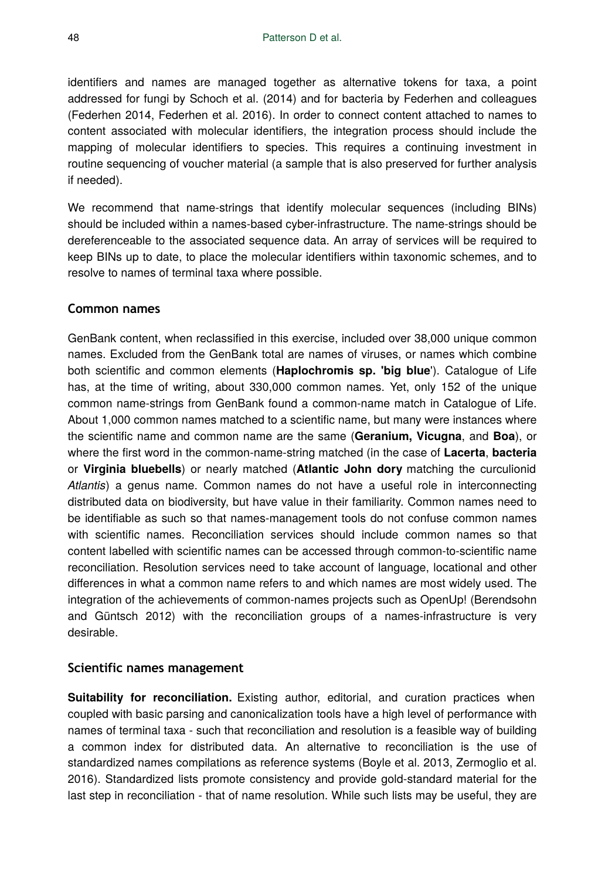identifiers and names are managed together as alternative tokens for taxa, a point addressed for fungi by Schoch et al. (2014) and for bacteria by Federhen and colleagues (Federhen 2014, Federhen et al. 2016). In order to connect content attached to names to content associated with molecular identifiers, the integration process should include the mapping of molecular identifiers to species. This requires a continuing investment in routine sequencing of voucher material (a sample that is also preserved for further analysis if needed).

We recommend that name-strings that identify molecular sequences (including BINs) should be included within a names-based cyber-infrastructure. The name-strings should be dereferenceable to the associated sequence data. An array of services will be required to keep BINs up to date, to place the molecular identifiers within taxonomic schemes, and to resolve to names of terminal taxa where possible.

### Common names

GenBank content, when reclassified in this exercise, included over 38,000 unique common names. Excluded from the GenBank total are names of viruses, or names which combine both scientific and common elements (**Haplochromis sp. 'big blue**'). Catalogue of Life has, at the time of writing, about 330,000 common names. Yet, only 152 of the unique common name-strings from GenBank found a common-name match in Catalogue of Life. About 1,000 common names matched to a scientific name, but many were instances where the scientific name and common name are the same (**Geranium, Vicugna**, and **Boa**), or where the first word in the common-name-string matched (in the case of **Lacerta**, **bacteria** or **Virginia bluebells**) or nearly matched (**Atlantic John dory** matching the curculionid *Atlantis*) a genus name. Common names do not have a useful role in interconnecting distributed data on biodiversity, but have value in their familiarity. Common names need to be identifiable as such so that names-management tools do not confuse common names with scientific names. Reconciliation services should include common names so that content labelled with scientific names can be accessed through common-to-scientific name reconciliation. Resolution services need to take account of language, locational and other differences in what a common name refers to and which names are most widely used. The integration of the achievements of common-names projects such as OpenUp! (Berendsohn and Güntsch 2012) with the reconciliation groups of a names-infrastructure is very desirable.

### Scientific names management

**Suitability for reconciliation.** Existing author, editorial, and curation practices when coupled with basic parsing and canonicalization tools have a high level of performance with names of terminal taxa - such that reconciliation and resolution is a feasible way of building a common index for distributed data. An alternative to reconciliation is the use of standardized names compilations as reference systems (Boyle et al. 2013, Zermoglio et al. 2016). Standardized lists promote consistency and provide gold-standard material for the last step in reconciliation - that of name resolution. While such lists may be useful, they are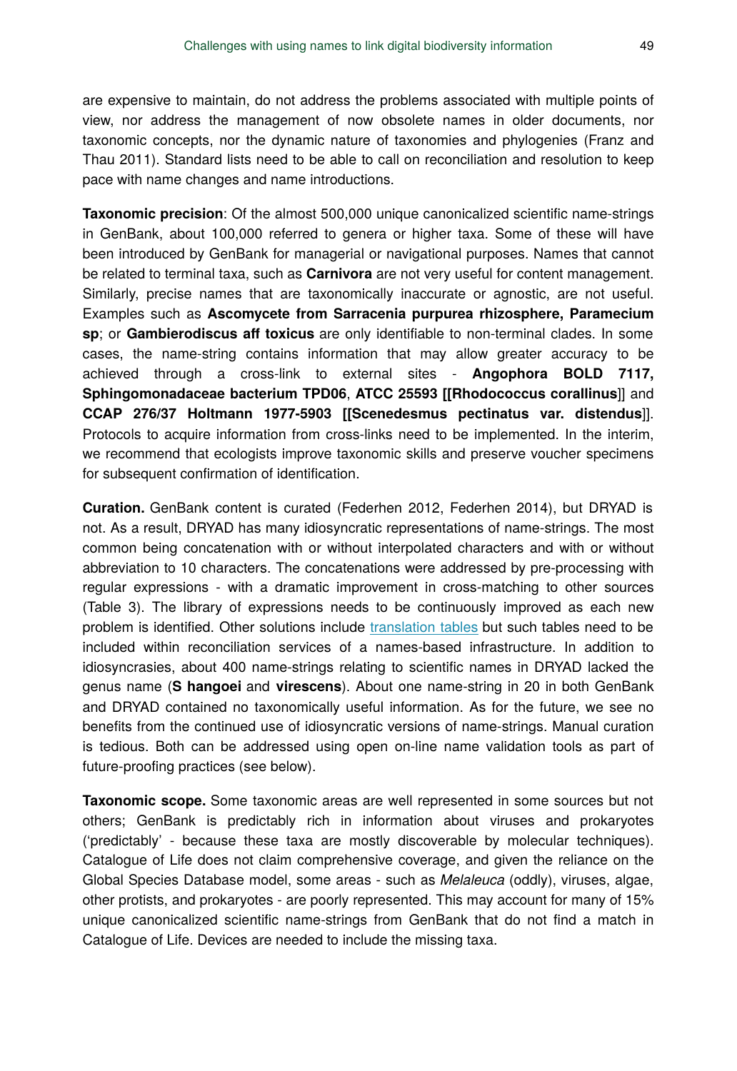are expensive to maintain, do not address the problems associated with multiple points of view, nor address the management of now obsolete names in older documents, nor taxonomic concepts, nor the dynamic nature of taxonomies and phylogenies (Franz and Thau 2011). Standard lists need to be able to call on reconciliation and resolution to keep pace with name changes and name introductions.

**Taxonomic precision**: Of the almost 500,000 unique canonicalized scientific name-strings in GenBank, about 100,000 referred to genera or higher taxa. Some of these will have been introduced by GenBank for managerial or navigational purposes. Names that cannot be related to terminal taxa, such as **Carnivora** are not very useful for content management. Similarly, precise names that are taxonomically inaccurate or agnostic, are not useful. Examples such as **Ascomycete from Sarracenia purpurea rhizosphere, Paramecium sp**; or **Gambierodiscus aff toxicus** are only identifiable to non-terminal clades. In some cases, the name-string contains information that may allow greater accuracy to be achieved through a cross-link to external sites - **Angophora BOLD 7117, Sphingomonadaceae bacterium TPD06**, **ATCC 25593 [[Rhodococcus corallinus**]] and **CCAP 276/37 Holtmann 1977-5903 [[Scenedesmus pectinatus var. distendus**]]. Protocols to acquire information from cross-links need to be implemented. In the interim, we recommend that ecologists improve taxonomic skills and preserve voucher specimens for subsequent confirmation of identification.

**Curation.** GenBank content is curated (Federhen 2012, Federhen 2014), but DRYAD is not. As a result, DRYAD has many idiosyncratic representations of name-strings. The most common being concatenation with or without interpolated characters and with or without abbreviation to 10 characters. The concatenations were addressed by pre-processing with regular expressions - with a dramatic improvement in cross-matching to other sources (Table 3). The library of expressions needs to be continuously improved as each new problem is identified. Other solutions include translation tables but such tables need to be included within reconciliation services of a names-based infrastructure. In addition to idiosyncrasies, about 400 name-strings relating to scientific names in DRYAD lacked the genus name (**S hangoei** and **virescens**). About one name-string in 20 in both GenBank and DRYAD contained no taxonomically useful information. As for the future, we see no benefits from the continued use of idiosyncratic versions of name-strings. Manual curation is tedious. Both can be addressed using open on-line name validation tools as part of future-proofing practices (see below).

**Taxonomic scope.** Some taxonomic areas are well represented in some sources but not others; GenBank is predictably rich in information about viruses and prokaryotes ('predictably' - because these taxa are mostly discoverable by molecular techniques). Catalogue of Life does not claim comprehensive coverage, and given the reliance on the Global Species Database model, some areas - such as *Melaleuca* (oddly), viruses, algae, other protists, and prokaryotes - are poorly represented. This may account for many of 15% unique canonicalized scientific name-strings from GenBank that do not find a match in Catalogue of Life. Devices are needed to include the missing taxa.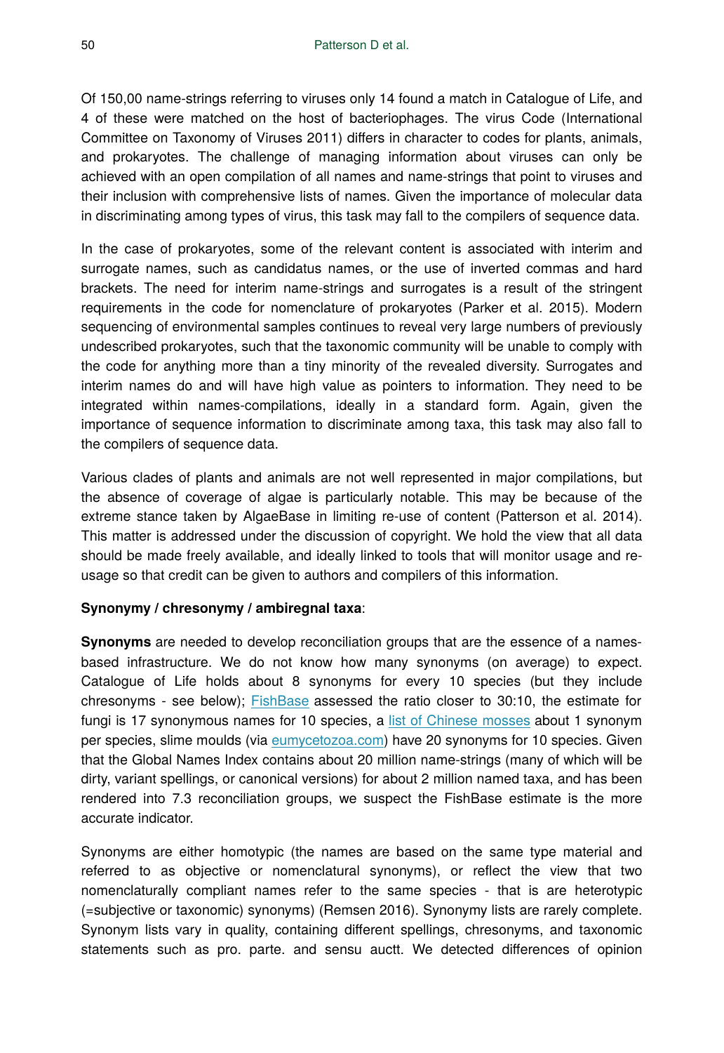Of 150,00 name-strings referring to viruses only 14 found a match in Catalogue of Life, and 4 of these were matched on the host of bacteriophages. The virus Code (International Committee on Taxonomy of Viruses 2011) differs in character to codes for plants, animals, and prokaryotes. The challenge of managing information about viruses can only be achieved with an open compilation of all names and name-strings that point to viruses and their inclusion with comprehensive lists of names. Given the importance of molecular data in discriminating among types of virus, this task may fall to the compilers of sequence data.

In the case of prokaryotes, some of the relevant content is associated with interim and surrogate names, such as candidatus names, or the use of inverted commas and hard brackets. The need for interim name-strings and surrogates is a result of the stringent requirements in the code for nomenclature of prokaryotes (Parker et al. 2015). Modern sequencing of environmental samples continues to reveal very large numbers of previously undescribed prokaryotes, such that the taxonomic community will be unable to comply with the code for anything more than a tiny minority of the revealed diversity. Surrogates and interim names do and will have high value as pointers to information. They need to be integrated within names-compilations, ideally in a standard form. Again, given the importance of sequence information to discriminate among taxa, this task may also fall to the compilers of sequence data.

Various clades of plants and animals are not well represented in major compilations, but the absence of coverage of algae is particularly notable. This may be because of the extreme stance taken by AlgaeBase in limiting re-use of content (Patterson et al. 2014). This matter is addressed under the discussion of copyright. We hold the view that all data should be made freely available, and ideally linked to tools that will monitor usage and re-usage so that credit can be given to authors and compilers of this information.

**Synonymy / chresonymy / ambiregnal taxa**:

**Synonyms** are needed to develop reconciliation groups that are the essence of a names-based infrastructure. We do not know how many synonyms (on average) to expect. Catalogue of Life holds about 8 synonyms for every 10 species (but they include chresonyms - see below); FishBase assessed the ratio closer to 30:10, the estimate for fungi is 17 synonymous names for 10 species, a list of Chinese mosses about 1 synonym per species, slime moulds (via eumycetozoa.com) have 20 synonyms for 10 species. Given that the Global Names Index contains about 20 million name-strings (many of which will be dirty, variant spellings, or canonical versions) for about 2 million named taxa, and has been rendered into 7.3 reconciliation groups, we suspect the FishBase estimate is the more accurate indicator.

Synonyms are either homotypic (the names are based on the same type material and referred to as objective or nomenclatural synonyms), or reflect the view that two nomenclaturally compliant names refer to the same species - that is are heterotypic (=subjective or taxonomic) synonyms) (Remsen 2016). Synonymy lists are rarely complete. Synonym lists vary in quality, containing different spellings, chresonyms, and taxonomic statements such as pro. parte. and sensu auctt. We detected differences of opinion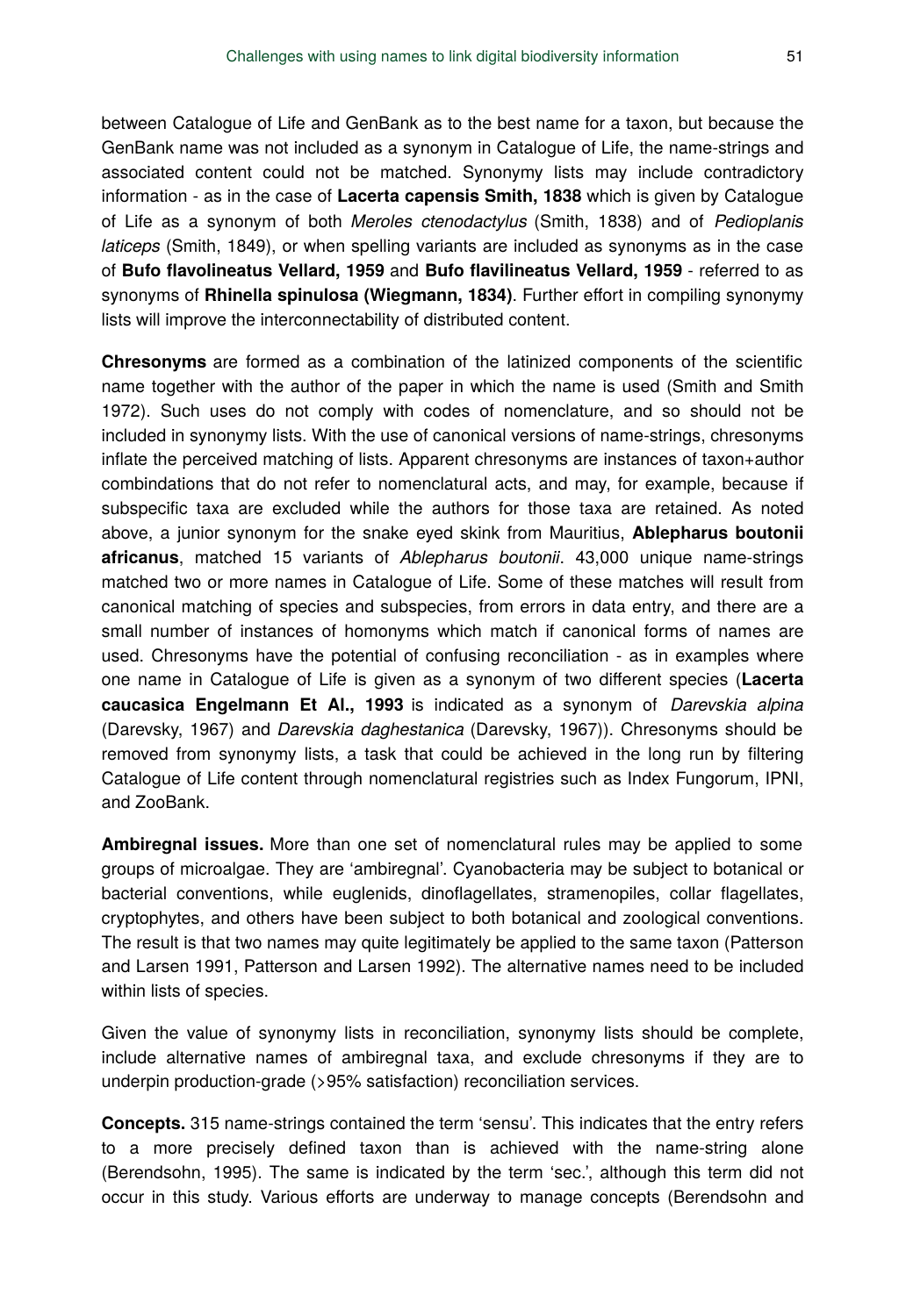between Catalogue of Life and GenBank as to the best name for a taxon, but because the GenBank name was not included as a synonym in Catalogue of Life, the name-strings and associated content could not be matched. Synonymy lists may include contradictory information - as in the case of **Lacerta capensis Smith, 1838** which is given by Catalogue of Life as a synonym of both *Meroles ctenodactylus* (Smith, 1838) and of *Pedioplanis laticeps* (Smith, 1849), or when spelling variants are included as synonyms as in the case of **Bufo flavolineatus Vellard, 1959** and **Bufo flavilineatus Vellard, 1959** - referred to as synonyms of **Rhinella spinulosa (Wiegmann, 1834)**. Further effort in compiling synonymy lists will improve the interconnectability of distributed content.

**Chresonyms** are formed as a combination of the latinized components of the scientific name together with the author of the paper in which the name is used (Smith and Smith 1972). Such uses do not comply with codes of nomenclature, and so should not be included in synonymy lists. With the use of canonical versions of name-strings, chresonyms inflate the perceived matching of lists. Apparent chresonyms are instances of taxon+author combindations that do not refer to nomenclatural acts, and may, for example, because if subspecific taxa are excluded while the authors for those taxa are retained. As noted above, a junior synonym for the snake eyed skink from Mauritius, **Ablepharus boutonii africanus**, matched 15 variants of *Ablepharus boutonii*. 43,000 unique name-strings matched two or more names in Catalogue of Life. Some of these matches will result from canonical matching of species and subspecies, from errors in data entry, and there are a small number of instances of homonyms which match if canonical forms of names are used. Chresonyms have the potential of confusing reconciliation - as in examples where one name in Catalogue of Life is given as a synonym of two different species (**Lacerta caucasica Engelmann Et Al., 1993** is indicated as a synonym of *Darevskia alpina* (Darevsky, 1967) and *Darevskia daghestanica* (Darevsky, 1967)). Chresonyms should be removed from synonymy lists, a task that could be achieved in the long run by filtering Catalogue of Life content through nomenclatural registries such as Index Fungorum, IPNI, and ZooBank.

**Ambiregnal issues.** More than one set of nomenclatural rules may be applied to some groups of microalgae. They are 'ambiregnal'. Cyanobacteria may be subject to botanical or bacterial conventions, while euglenids, dinoflagellates, stramenopiles, collar flagellates, cryptophytes, and others have been subject to both botanical and zoological conventions. The result is that two names may quite legitimately be applied to the same taxon (Patterson and Larsen 1991, Patterson and Larsen 1992). The alternative names need to be included within lists of species.

Given the value of synonymy lists in reconciliation, synonymy lists should be complete, include alternative names of ambiregnal taxa, and exclude chresonyms if they are to underpin production-grade (>95% satisfaction) reconciliation services.

**Concepts.** 315 name-strings contained the term 'sensu'. This indicates that the entry refers to a more precisely defined taxon than is achieved with the name-string alone (Berendsohn, 1995). The same is indicated by the term 'sec.', although this term did not occur in this study. Various efforts are underway to manage concepts (Berendsohn and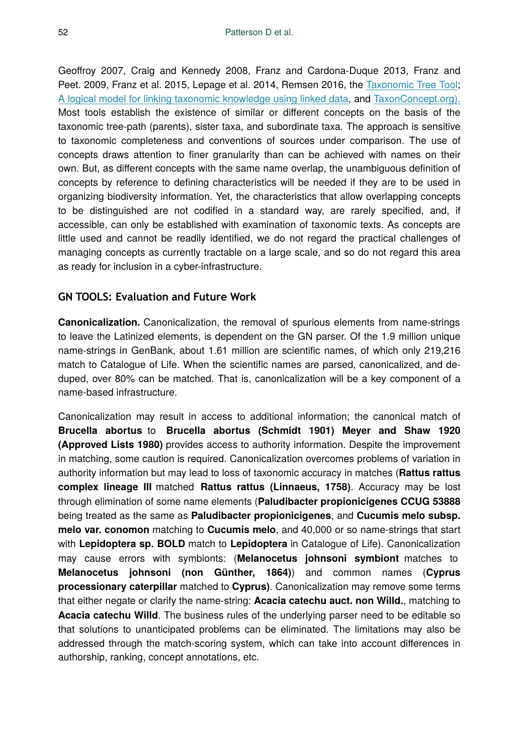Geoffroy 2007, Craig and Kennedy 2008, Franz and Cardona-Duque 2013, Franz and Peet. 2009, Franz et al. 2015, Lepage et al. 2014, Remsen 2016, the Taxonomic Tree Tool; A logical model for linking taxonomic knowledge using linked data, and TaxonConcept.org). Most tools establish the existence of similar or different concepts on the basis of the taxonomic tree-path (parents), sister taxa, and subordinate taxa. The approach is sensitive to taxonomic completeness and conventions of sources under comparison. The use of concepts draws attention to finer granularity than can be achieved with names on their own. But, as different concepts with the same name overlap, the unambiguous definition of concepts by reference to defining characteristics will be needed if they are to be used in organizing biodiversity information. Yet, the characteristics that allow overlapping concepts to be distinguished are not codified in a standard way, are rarely specified, and, if accessible, can only be established with examination of taxonomic texts. As concepts are little used and cannot be readily identified, we do not regard the practical challenges of managing concepts as currently tractable on a large scale, and so do not regard this area as ready for inclusion in a cyber-infrastructure.

## GN TOOLS: Evaluation and Future Work

**Canonicalization.** Canonicalization, the removal of spurious elements from name-strings to leave the Latinized elements, is dependent on the GN parser. Of the 1.9 million unique name-strings in GenBank, about 1.61 million are scientific names, of which only 219,216 match to Catalogue of Life. When the scientific names are parsed, canonicalized, and de-duped, over 80% can be matched. That is, canonicalization will be a key component of a name-based infrastructure.

Canonicalization may result in access to additional information; the canonical match of **Brucella abortus** to **Brucella abortus (Schmidt 1901) Meyer and Shaw 1920 (Approved Lists 1980)** provides access to authority information. Despite the improvement in matching, some caution is required. Canonicalization overcomes problems of variation in authority information but may lead to loss of taxonomic accuracy in matches (**Rattus rattus complex lineage III** matched **Rattus rattus (Linnaeus, 1758)**. Accuracy may be lost through elimination of some name elements (**Paludibacter propionicigenes CCUG 53888** being treated as the same as **Paludibacter propionicigenes**, and **Cucumis melo subsp. melo var. conomon** matching to **Cucumis melo**, and 40,000 or so name-strings that start with **Lepidoptera sp. BOLD** match to **Lepidoptera** in Catalogue of Life). Canonicalization may cause errors with symbionts: (**Melanocetus johnsoni symbiont** matches to **Melanocetus johnsoni (non Günther, 1864)**) and common names (**Cyprus processionary caterpillar** matched to **Cyprus)**. Canonicalization may remove some terms that either negate or clarify the name-string: **Acacia catechu auct. non Willd.**, matching to **Acacia catechu Willd**. The business rules of the underlying parser need to be editable so that solutions to unanticipated problems can be eliminated. The limitations may also be addressed through the match-scoring system, which can take into account differences in authorship, ranking, concept annotations, etc.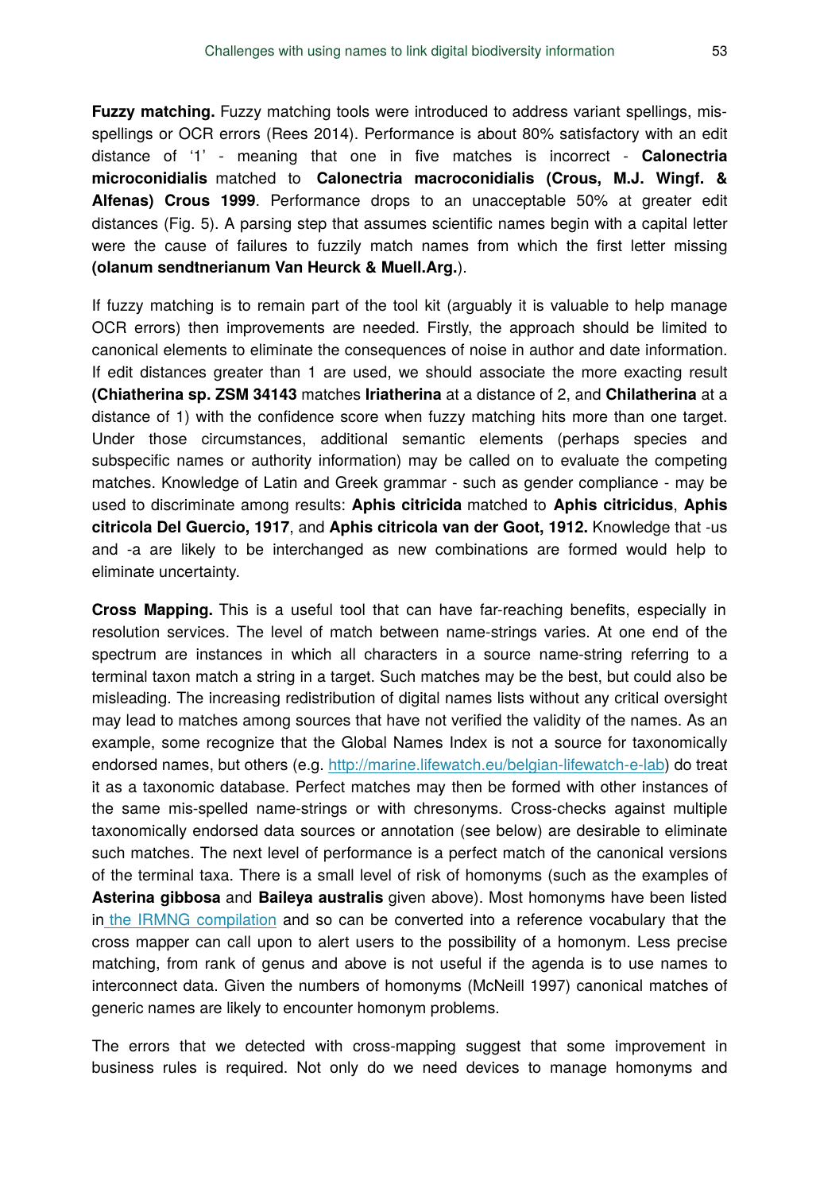**Fuzzy matching.** Fuzzy matching tools were introduced to address variant spellings, mis-spellings or OCR errors (Rees 2014). Performance is about 80% satisfactory with an edit distance of '1' - meaning that one in five matches is incorrect - **Calonectria microconidialis** matched to **Calonectria macroconidialis (Crous, M.J. Wingf. & Alfenas) Crous 1999**. Performance drops to an unacceptable 50% at greater edit distances (Fig. 5). A parsing step that assumes scientific names begin with a capital letter were the cause of failures to fuzzily match names from which the first letter missing **(olanum sendtnerianum Van Heurck & Muell.Arg.**).

If fuzzy matching is to remain part of the tool kit (arguably it is valuable to help manage OCR errors) then improvements are needed. Firstly, the approach should be limited to canonical elements to eliminate the consequences of noise in author and date information. If edit distances greater than 1 are used, we should associate the more exacting result **(Chiatherina sp. ZSM 34143** matches **Iriatherina** at a distance of 2, and **Chilatherina** at a distance of 1) with the confidence score when fuzzy matching hits more than one target. Under those circumstances, additional semantic elements (perhaps species and subspecific names or authority information) may be called on to evaluate the competing matches. Knowledge of Latin and Greek grammar - such as gender compliance - may be used to discriminate among results: **Aphis citricida** matched to **Aphis citricidus**, **Aphis citricola Del Guercio, 1917**, and **Aphis citricola van der Goot, 1912.** Knowledge that -us and -a are likely to be interchanged as new combinations are formed would help to eliminate uncertainty.

**Cross Mapping.** This is a useful tool that can have far-reaching benefits, especially in resolution services. The level of match between name-strings varies. At one end of the spectrum are instances in which all characters in a source name-string referring to a terminal taxon match a string in a target. Such matches may be the best, but could also be misleading. The increasing redistribution of digital names lists without any critical oversight may lead to matches among sources that have not verified the validity of the names. As an example, some recognize that the Global Names Index is not a source for taxonomically endorsed names, but others (e.g. http://marine.lifewatch.eu/belgian-lifewatch-e-lab) do treat it as a taxonomic database. Perfect matches may then be formed with other instances of the same mis-spelled name-strings or with chresonyms. Cross-checks against multiple taxonomically endorsed data sources or annotation (see below) are desirable to eliminate such matches. The next level of performance is a perfect match of the canonical versions of the terminal taxa. There is a small level of risk of homonyms (such as the examples of **Asterina gibbosa** and **Baileya australis** given above). Most homonyms have been listed in the IRMNG compilation and so can be converted into a reference vocabulary that the cross mapper can call upon to alert users to the possibility of a homonym. Less precise matching, from rank of genus and above is not useful if the agenda is to use names to interconnect data. Given the numbers of homonyms (McNeill 1997) canonical matches of generic names are likely to encounter homonym problems.

The errors that we detected with cross-mapping suggest that some improvement in business rules is required. Not only do we need devices to manage homonyms and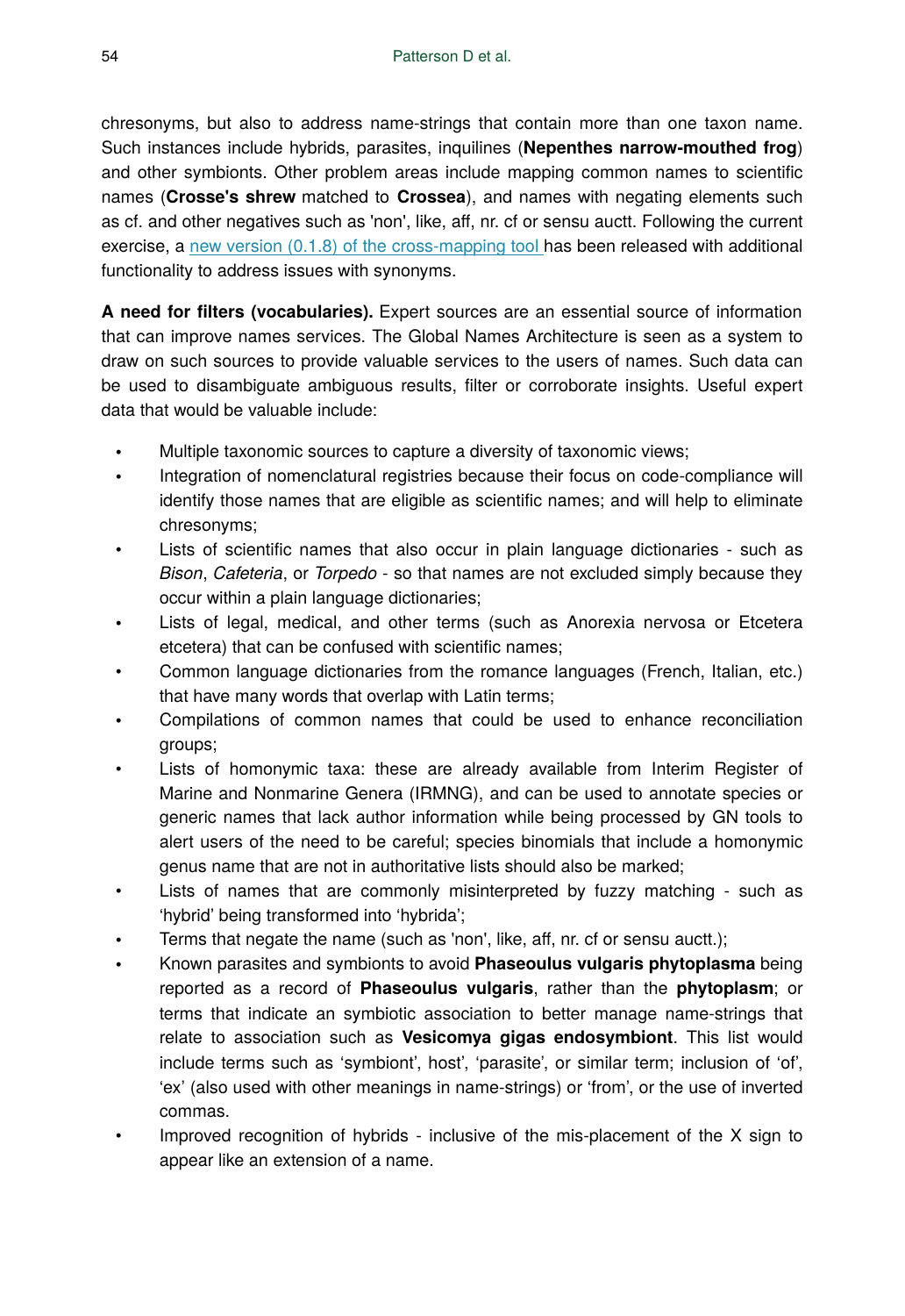chresonyms, but also to address name-strings that contain more than one taxon name. Such instances include hybrids, parasites, inquilines (**Nepenthes narrow-mouthed frog**) and other symbionts. Other problem areas include mapping common names to scientific names (**Crosse's shrew** matched to **Crossea**), and names with negating elements such as cf. and other negatives such as 'non', like, aff, nr. cf or sensu auctt. Following the current exercise, a [new version (0.1.8) of the cross-mapping tool](#) has been released with additional functionality to address issues with synonyms.

**A need for filters (vocabularies).** Expert sources are an essential source of information that can improve names services. The Global Names Architecture is seen as a system to draw on such sources to provide valuable services to the users of names. Such data can be used to disambiguate ambiguous results, filter or corroborate insights. Useful expert data that would be valuable include:

- Multiple taxonomic sources to capture a diversity of taxonomic views;
- Integration of nomenclatural registries because their focus on code-compliance will identify those names that are eligible as scientific names; and will help to eliminate chresonyms;
- Lists of scientific names that also occur in plain language dictionaries - such as *Bison*, *Cafeteria*, or *Torpedo* - so that names are not excluded simply because they occur within a plain language dictionaries;
- Lists of legal, medical, and other terms (such as Anorexia nervosa or Etcetera etcetera) that can be confused with scientific names;
- Common language dictionaries from the romance languages (French, Italian, etc.) that have many words that overlap with Latin terms;
- Compilations of common names that could be used to enhance reconciliation groups;
- Lists of homonymic taxa: these are already available from Interim Register of Marine and Nonmarine Genera (IRMNG), and can be used to annotate species or generic names that lack author information while being processed by GN tools to alert users of the need to be careful; species binomials that include a homonymic genus name that are not in authoritative lists should also be marked;
- Lists of names that are commonly misinterpreted by fuzzy matching - such as 'hybrid' being transformed into 'hybrida';
- Terms that negate the name (such as 'non', like, aff, nr. cf or sensu auctt.);
- Known parasites and symbionts to avoid **Phaseoulus vulgaris phytoplasma** being reported as a record of **Phaseoulus vulgaris**, rather than the **phytoplasm**; or terms that indicate an symbiotic association to better manage name-strings that relate to association such as **Vesicomya gigas endosymbiont**. This list would include terms such as 'symbiont', host', 'parasite', or similar term; inclusion of 'of', 'ex' (also used with other meanings in name-strings) or 'from', or the use of inverted commas.
- Improved recognition of hybrids - inclusive of the mis-placement of the X sign to appear like an extension of a name.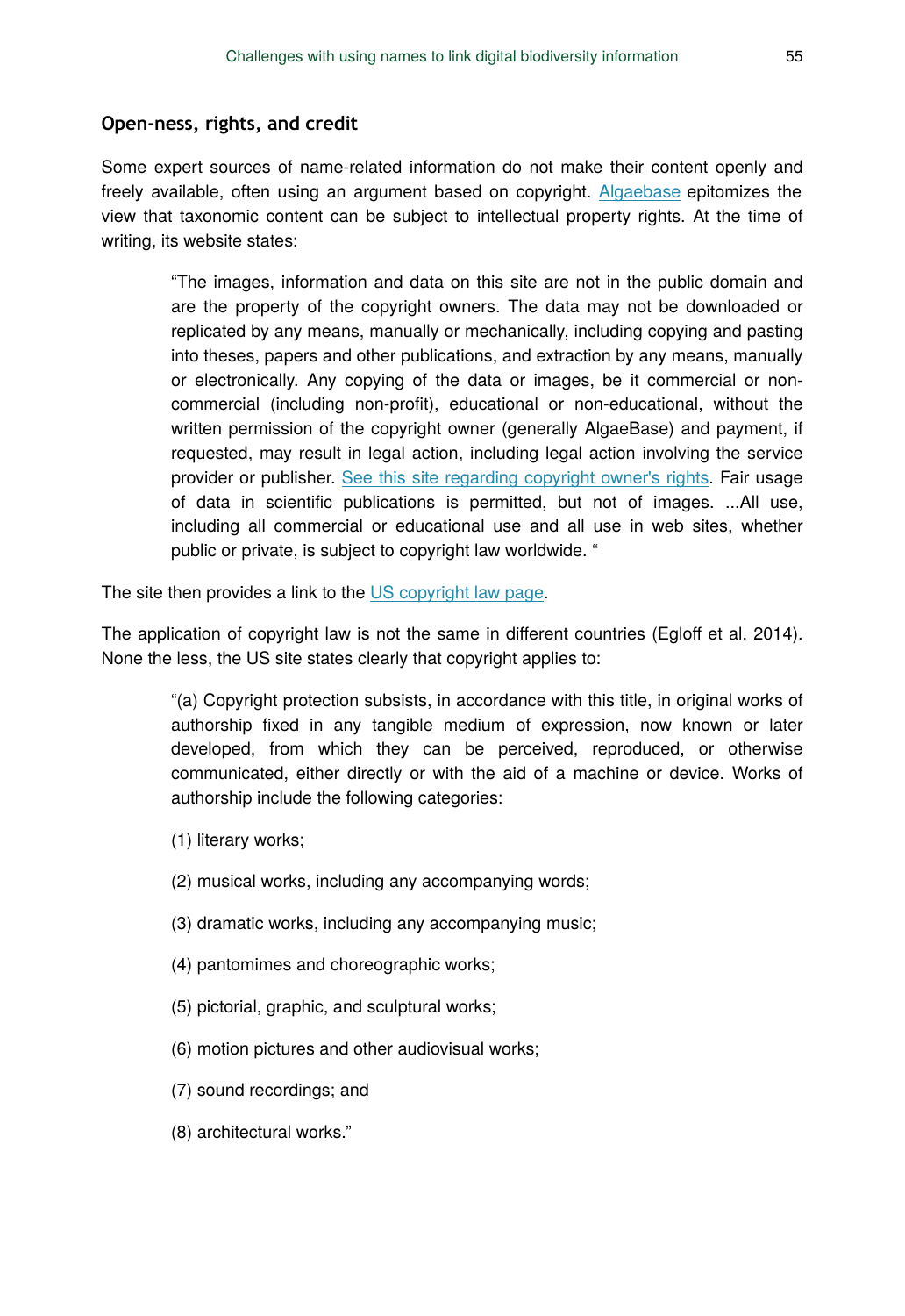### Open-ness, rights, and credit

Some expert sources of name-related information do not make their content openly and freely available, often using an argument based on copyright. [Algaebase](https://www.algaebase.org) epitomizes the view that taxonomic content can be subject to intellectual property rights. At the time of writing, its website states:

> "The images, information and data on this site are not in the public domain and are the property of the copyright owners. The data may not be downloaded or replicated by any means, manually or mechanically, including copying and pasting into theses, papers and other publications, and extraction by any means, manually or electronically. Any copying of the data or images, be it commercial or non-commercial (including non-profit), educational or non-educational, without the written permission of the copyright owner (generally AlgaeBase) and payment, if requested, may result in legal action, including legal action involving the service provider or publisher. See this site regarding copyright owner's rights. Fair usage of data in scientific publications is permitted, but not of images. ...All use, including all commercial or educational use and all use in web sites, whether public or private, is subject to copyright law worldwide. "

The site then provides a link to the US copyright law page.

The application of copyright law is not the same in different countries (Egloff et al. 2014). None the less, the US site states clearly that copyright applies to:

> "(a) Copyright protection subsists, in accordance with this title, in original works of authorship fixed in any tangible medium of expression, now known or later developed, from which they can be perceived, reproduced, or otherwise communicated, either directly or with the aid of a machine or device. Works of authorship include the following categories:
>
> (1) literary works;
>
> (2) musical works, including any accompanying words;
>
> (3) dramatic works, including any accompanying music;
>
> (4) pantomimes and choreographic works;
>
> (5) pictorial, graphic, and sculptural works;
>
> (6) motion pictures and other audiovisual works;
>
> (7) sound recordings; and
>
> (8) architectural works."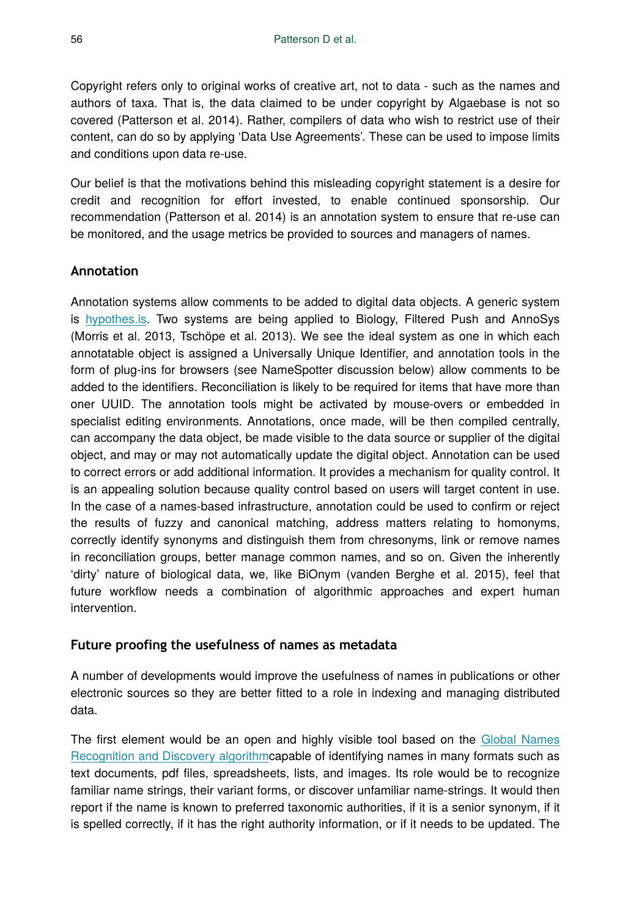Copyright refers only to original works of creative art, not to data - such as the names and authors of taxa. That is, the data claimed to be under copyright by Algaebase is not so covered (Patterson et al. 2014). Rather, compilers of data who wish to restrict use of their content, can do so by applying 'Data Use Agreements'. These can be used to impose limits and conditions upon data re-use.

Our belief is that the motivations behind this misleading copyright statement is a desire for credit and recognition for effort invested, to enable continued sponsorship. Our recommendation (Patterson et al. 2014) is an annotation system to ensure that re-use can be monitored, and the usage metrics be provided to sources and managers of names.

### Annotation

Annotation systems allow comments to be added to digital data objects. A generic system is [hypothes.is](hypothes.is). Two systems are being applied to Biology, Filtered Push and AnnoSys (Morris et al. 2013, Tschöpe et al. 2013). We see the ideal system as one in which each annotatable object is assigned a Universally Unique Identifier, and annotation tools in the form of plug-ins for browsers (see NameSpotter discussion below) allow comments to be added to the identifiers. Reconciliation is likely to be required for items that have more than oner UUID. The annotation tools might be activated by mouse-overs or embedded in specialist editing environments. Annotations, once made, will be then compiled centrally, can accompany the data object, be made visible to the data source or supplier of the digital object, and may or may not automatically update the digital object. Annotation can be used to correct errors or add additional information. It provides a mechanism for quality control. It is an appealing solution because quality control based on users will target content in use. In the case of a names-based infrastructure, annotation could be used to confirm or reject the results of fuzzy and canonical matching, address matters relating to homonyms, correctly identify synonyms and distinguish them from chresonyms, link or remove names in reconciliation groups, better manage common names, and so on. Given the inherently 'dirty' nature of biological data, we, like BiOnym (vanden Berghe et al. 2015), feel that future workflow needs a combination of algorithmic approaches and expert human intervention.

### Future proofing the usefulness of names as metadata

A number of developments would improve the usefulness of names in publications or other electronic sources so they are better fitted to a role in indexing and managing distributed data.

The first element would be an open and highly visible tool based on the Global Names Recognition and Discovery algorithmcapable of identifying names in many formats such as text documents, pdf files, spreadsheets, lists, and images. Its role would be to recognize familiar name strings, their variant forms, or discover unfamiliar name-strings. It would then report if the name is known to preferred taxonomic authorities, if it is a senior synonym, if it is spelled correctly, if it has the right authority information, or if it needs to be updated. The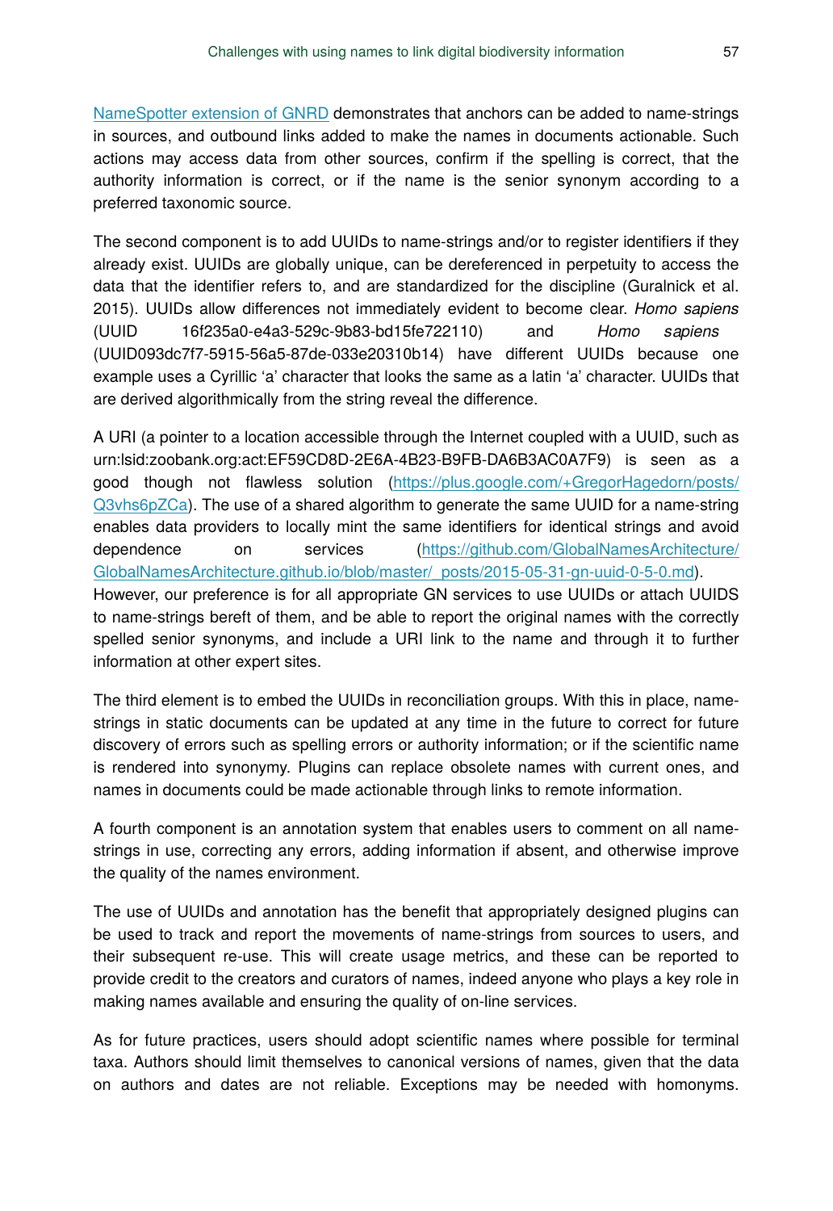NameSpotter extension of GNRD demonstrates that anchors can be added to name-strings in sources, and outbound links added to make the names in documents actionable. Such actions may access data from other sources, confirm if the spelling is correct, that the authority information is correct, or if the name is the senior synonym according to a preferred taxonomic source.

The second component is to add UUIDs to name-strings and/or to register identifiers if they already exist. UUIDs are globally unique, can be dereferenced in perpetuity to access the data that the identifier refers to, and are standardized for the discipline (Guralnick et al. 2015). UUIDs allow differences not immediately evident to become clear. *Homo sapiens* (UUID 16f235a0-e4a3-529c-9b83-bd15fe722110) and *Homo sapiens* (UUID093dc7f7-5915-56a5-87de-033e20310b14) have different UUIDs because one example uses a Cyrillic 'a' character that looks the same as a latin 'a' character. UUIDs that are derived algorithmically from the string reveal the difference.

A URI (a pointer to a location accessible through the Internet coupled with a UUID, such as urn:lsid:zoobank.org:act:EF59CD8D-2E6A-4B23-B9FB-DA6B3AC0A7F9) is seen as a good though not flawless solution (https://plus.google.com/+GregorHagedorn/posts/Q3vhs6pZCa). The use of a shared algorithm to generate the same UUID for a name-string enables data providers to locally mint the same identifiers for identical strings and avoid dependence on services (https://github.com/GlobalNamesArchitecture/GlobalNamesArchitecture.github.io/blob/master/_posts/2015-05-31-gn-uuid-0-5-0.md). However, our preference is for all appropriate GN services to use UUIDs or attach UUIDS to name-strings bereft of them, and be able to report the original names with the correctly spelled senior synonyms, and include a URI link to the name and through it to further information at other expert sites.

The third element is to embed the UUIDs in reconciliation groups. With this in place, name-strings in static documents can be updated at any time in the future to correct for future discovery of errors such as spelling errors or authority information; or if the scientific name is rendered into synonymy. Plugins can replace obsolete names with current ones, and names in documents could be made actionable through links to remote information.

A fourth component is an annotation system that enables users to comment on all name-strings in use, correcting any errors, adding information if absent, and otherwise improve the quality of the names environment.

The use of UUIDs and annotation has the benefit that appropriately designed plugins can be used to track and report the movements of name-strings from sources to users, and their subsequent re-use. This will create usage metrics, and these can be reported to provide credit to the creators and curators of names, indeed anyone who plays a key role in making names available and ensuring the quality of on-line services.

As for future practices, users should adopt scientific names where possible for terminal taxa. Authors should limit themselves to canonical versions of names, given that the data on authors and dates are not reliable. Exceptions may be needed with homonyms.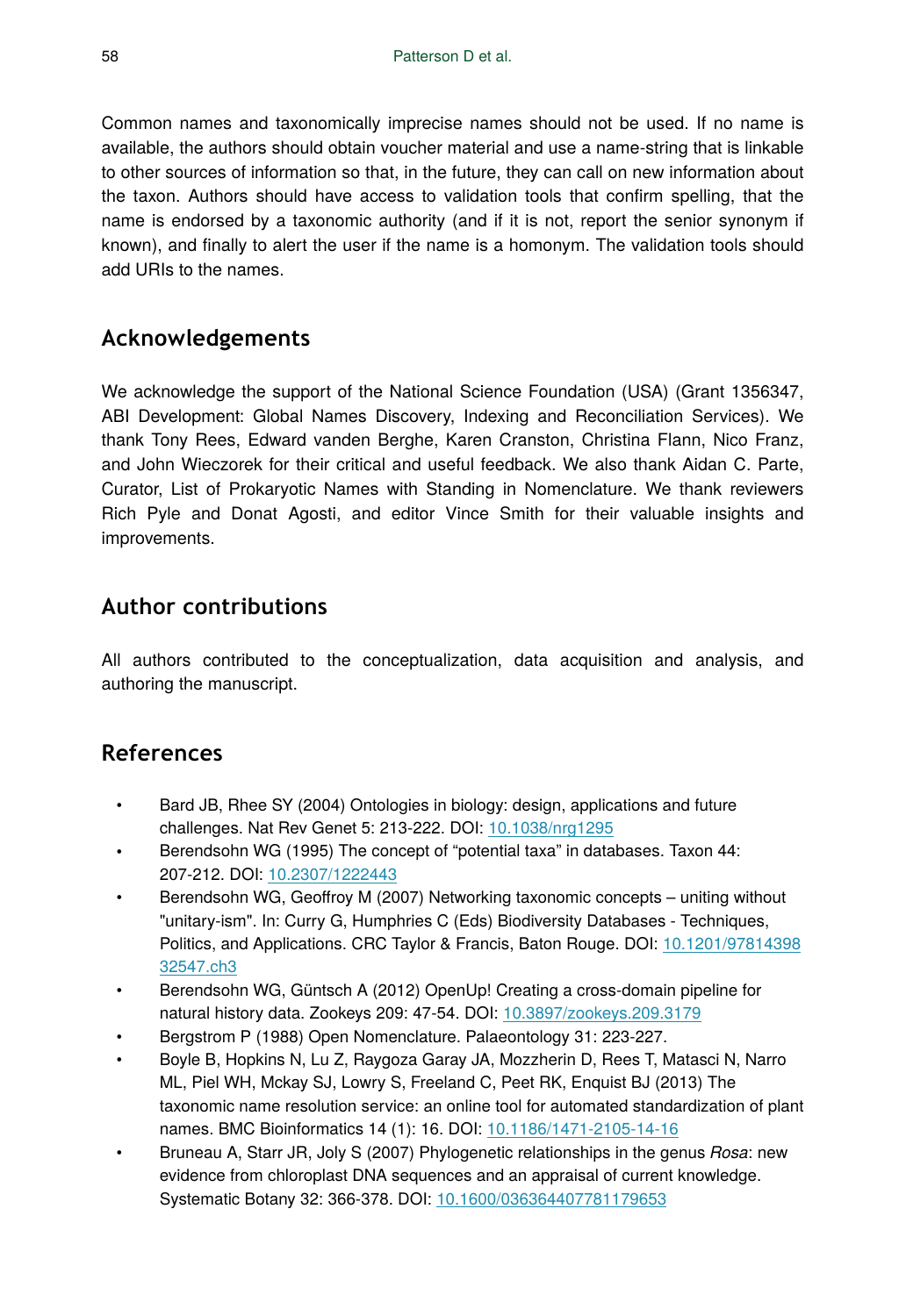Common names and taxonomically imprecise names should not be used. If no name is available, the authors should obtain voucher material and use a name-string that is linkable to other sources of information so that, in the future, they can call on new information about the taxon. Authors should have access to validation tools that confirm spelling, that the name is endorsed by a taxonomic authority (and if it is not, report the senior synonym if known), and finally to alert the user if the name is a homonym. The validation tools should add URIs to the names.

## Acknowledgements

We acknowledge the support of the National Science Foundation (USA) (Grant 1356347, ABI Development: Global Names Discovery, Indexing and Reconciliation Services). We thank Tony Rees, Edward vanden Berghe, Karen Cranston, Christina Flann, Nico Franz, and John Wieczorek for their critical and useful feedback. We also thank Aidan C. Parte, Curator, List of Prokaryotic Names with Standing in Nomenclature. We thank reviewers Rich Pyle and Donat Agosti, and editor Vince Smith for their valuable insights and improvements.

## Author contributions

All authors contributed to the conceptualization, data acquisition and analysis, and authoring the manuscript.

## References

- Bard JB, Rhee SY (2004) Ontologies in biology: design, applications and future challenges. Nat Rev Genet 5: 213-222. DOI: 10.1038/nrg1295
- Berendsohn WG (1995) The concept of "potential taxa" in databases. Taxon 44: 207-212. DOI: 10.2307/1222443
- Berendsohn WG, Geoffroy M (2007) Networking taxonomic concepts – uniting without "unitary-ism". In: Curry G, Humphries C (Eds) Biodiversity Databases - Techniques, Politics, and Applications. CRC Taylor & Francis, Baton Rouge. DOI: 10.1201/9781439832547.ch3
- Berendsohn WG, Güntsch A (2012) OpenUp! Creating a cross-domain pipeline for natural history data. Zookeys 209: 47-54. DOI: 10.3897/zookeys.209.3179
- Bergstrom P (1988) Open Nomenclature. Palaeontology 31: 223-227.
- Boyle B, Hopkins N, Lu Z, Raygoza Garay JA, Mozzherin D, Rees T, Matasci N, Narro ML, Piel WH, Mckay SJ, Lowry S, Freeland C, Peet RK, Enquist BJ (2013) The taxonomic name resolution service: an online tool for automated standardization of plant names. BMC Bioinformatics 14 (1): 16. DOI: 10.1186/1471-2105-14-16
- Bruneau A, Starr JR, Joly S (2007) Phylogenetic relationships in the genus *Rosa*: new evidence from chloroplast DNA sequences and an appraisal of current knowledge. Systematic Botany 32: 366-378. DOI: 10.1600/036364407781179653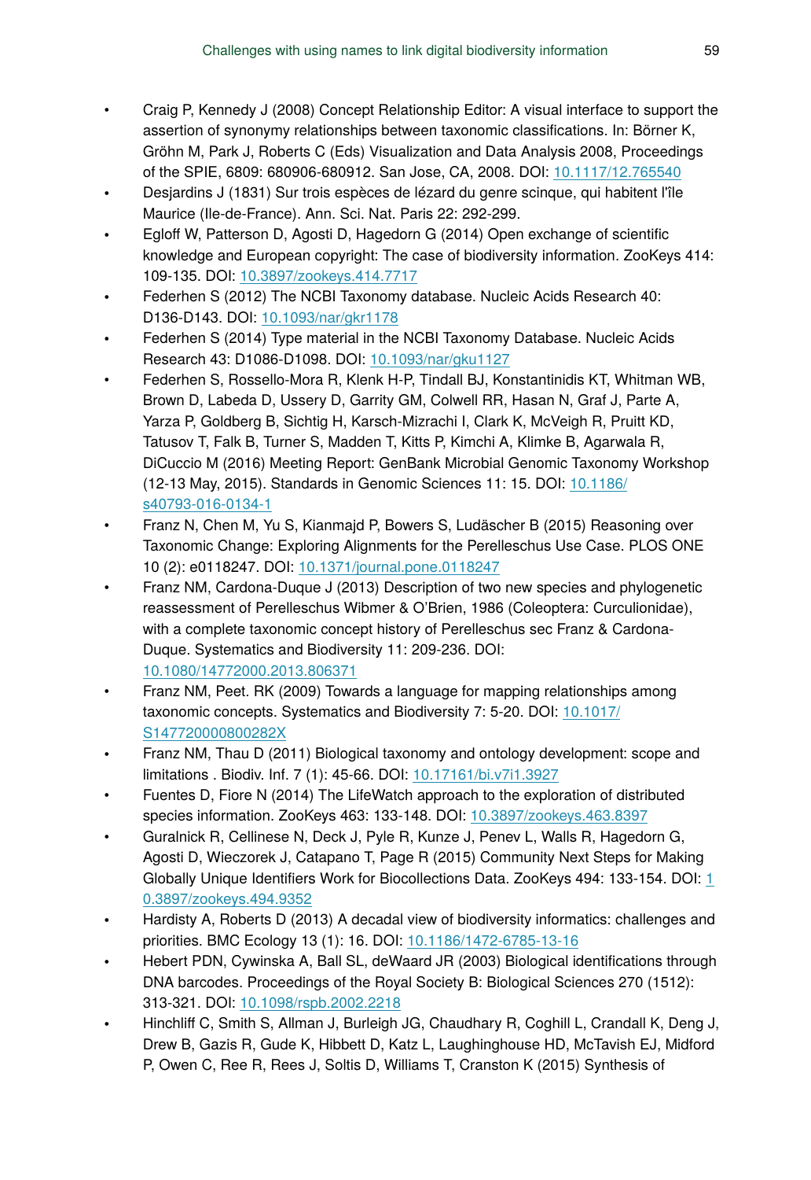- Craig P, Kennedy J (2008) Concept Relationship Editor: A visual interface to support the assertion of synonymy relationships between taxonomic classifications. In: Börner K, Gröhn M, Park J, Roberts C (Eds) Visualization and Data Analysis 2008, Proceedings of the SPIE, 6809: 680906-680912. San Jose, CA, 2008. DOI: 10.1117/12.765540
- Desjardins J (1831) Sur trois espèces de lézard du genre scinque, qui habitent l'île Maurice (Ile-de-France). Ann. Sci. Nat. Paris 22: 292-299.
- Egloff W, Patterson D, Agosti D, Hagedorn G (2014) Open exchange of scientific knowledge and European copyright: The case of biodiversity information. ZooKeys 414: 109-135. DOI: 10.3897/zookeys.414.7717
- Federhen S (2012) The NCBI Taxonomy database. Nucleic Acids Research 40: D136-D143. DOI: 10.1093/nar/gkr1178
- Federhen S (2014) Type material in the NCBI Taxonomy Database. Nucleic Acids Research 43: D1086-D1098. DOI: 10.1093/nar/gku1127
- Federhen S, Rossello-Mora R, Klenk H-P, Tindall BJ, Konstantinidis KT, Whitman WB, Brown D, Labeda D, Ussery D, Garrity GM, Colwell RR, Hasan N, Graf J, Parte A, Yarza P, Goldberg B, Sichtig H, Karsch-Mizrachi I, Clark K, McVeigh R, Pruitt KD, Tatusov T, Falk B, Turner S, Madden T, Kitts P, Kimchi A, Klimke B, Agarwala R, DiCuccio M (2016) Meeting Report: GenBank Microbial Genomic Taxonomy Workshop (12-13 May, 2015). Standards in Genomic Sciences 11: 15. DOI: 10.1186/s40793-016-0134-1
- Franz N, Chen M, Yu S, Kianmajd P, Bowers S, Ludäscher B (2015) Reasoning over Taxonomic Change: Exploring Alignments for the Perelleschus Use Case. PLOS ONE 10 (2): e0118247. DOI: 10.1371/journal.pone.0118247
- Franz NM, Cardona-Duque J (2013) Description of two new species and phylogenetic reassessment of Perelleschus Wibmer & O'Brien, 1986 (Coleoptera: Curculionidae), with a complete taxonomic concept history of Perelleschus sec Franz & Cardona-Duque. Systematics and Biodiversity 11: 209-236. DOI: 10.1080/14772000.2013.806371
- Franz NM, Peet. RK (2009) Towards a language for mapping relationships among taxonomic concepts. Systematics and Biodiversity 7: 5-20. DOI: 10.1017/S147720000800282X
- Franz NM, Thau D (2011) Biological taxonomy and ontology development: scope and limitations . Biodiv. Inf. 7 (1): 45-66. DOI: 10.17161/bi.v7i1.3927
- Fuentes D, Fiore N (2014) The LifeWatch approach to the exploration of distributed species information. ZooKeys 463: 133-148. DOI: 10.3897/zookeys.463.8397
- Guralnick R, Cellinese N, Deck J, Pyle R, Kunze J, Penev L, Walls R, Hagedorn G, Agosti D, Wieczorek J, Catapano T, Page R (2015) Community Next Steps for Making Globally Unique Identifiers Work for Biocollections Data. ZooKeys 494: 133-154. DOI: 10.3897/zookeys.494.9352
- Hardisty A, Roberts D (2013) A decadal view of biodiversity informatics: challenges and priorities. BMC Ecology 13 (1): 16. DOI: 10.1186/1472-6785-13-16
- Hebert PDN, Cywinska A, Ball SL, deWaard JR (2003) Biological identifications through DNA barcodes. Proceedings of the Royal Society B: Biological Sciences 270 (1512): 313-321. DOI: 10.1098/rspb.2002.2218
- Hinchliff C, Smith S, Allman J, Burleigh JG, Chaudhary R, Coghill L, Crandall K, Deng J, Drew B, Gazis R, Gude K, Hibbett D, Katz L, Laughinghouse HD, McTavish EJ, Midford P, Owen C, Ree R, Rees J, Soltis D, Williams T, Cranston K (2015) Synthesis of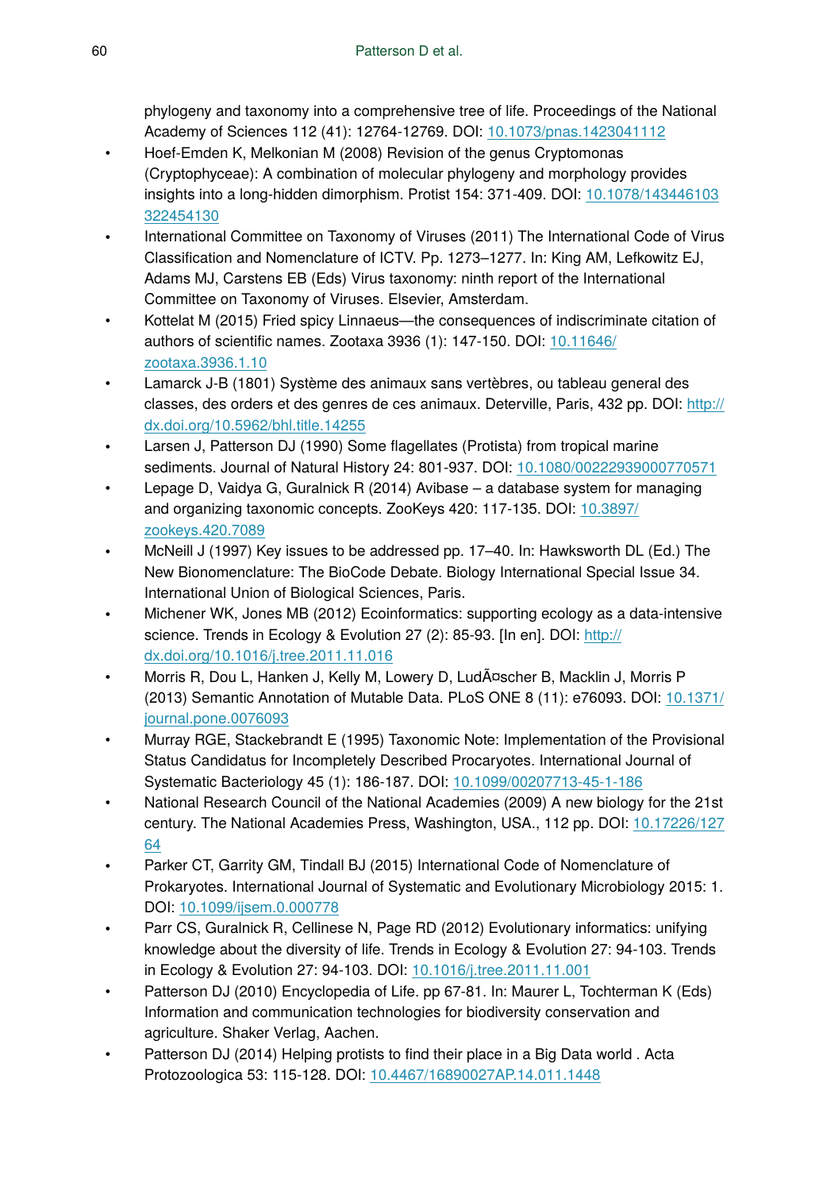phylogeny and taxonomy into a comprehensive tree of life. Proceedings of the National Academy of Sciences 112 (41): 12764-12769. DOI: 10.1073/pnas.1423041112

- Hoef-Emden K, Melkonian M (2008) Revision of the genus Cryptomonas (Cryptophyceae): A combination of molecular phylogeny and morphology provides insights into a long-hidden dimorphism. Protist 154: 371-409. DOI: 10.1078/143446103322454130
- International Committee on Taxonomy of Viruses (2011) The International Code of Virus Classification and Nomenclature of ICTV. Pp. 1273–1277. In: King AM, Lefkowitz EJ, Adams MJ, Carstens EB (Eds) Virus taxonomy: ninth report of the International Committee on Taxonomy of Viruses. Elsevier, Amsterdam.
- Kottelat M (2015) Fried spicy Linnaeus—the consequences of indiscriminate citation of authors of scientific names. Zootaxa 3936 (1): 147-150. DOI: 10.11646/zootaxa.3936.1.10
- Lamarck J-B (1801) Système des animaux sans vertèbres, ou tableau general des classes, des orders et des genres de ces animaux. Deterville, Paris, 432 pp. DOI: http://dx.doi.org/10.5962/bhl.title.14255
- Larsen J, Patterson DJ (1990) Some flagellates (Protista) from tropical marine sediments. Journal of Natural History 24: 801-937. DOI: 10.1080/00222939000770571
- Lepage D, Vaidya G, Guralnick R (2014) Avibase – a database system for managing and organizing taxonomic concepts. ZooKeys 420: 117-135. DOI: 10.3897/zookeys.420.7089
- McNeill J (1997) Key issues to be addressed pp. 17–40. In: Hawksworth DL (Ed.) The New Bionomenclature: The BioCode Debate. Biology International Special Issue 34. International Union of Biological Sciences, Paris.
- Michener WK, Jones MB (2012) Ecoinformatics: supporting ecology as a data-intensive science. Trends in Ecology & Evolution 27 (2): 85-93. [In en]. DOI: http://dx.doi.org/10.1016/j.tree.2011.11.016
- Morris R, Dou L, Hanken J, Kelly M, Lowery D, LudÃ¤scher B, Macklin J, Morris P (2013) Semantic Annotation of Mutable Data. PLoS ONE 8 (11): e76093. DOI: 10.1371/journal.pone.0076093
- Murray RGE, Stackebrandt E (1995) Taxonomic Note: Implementation of the Provisional Status Candidatus for Incompletely Described Procaryotes. International Journal of Systematic Bacteriology 45 (1): 186-187. DOI: 10.1099/00207713-45-1-186
- National Research Council of the National Academies (2009) A new biology for the 21st century. The National Academies Press, Washington, USA., 112 pp. DOI: 10.17226/12764
- Parker CT, Garrity GM, Tindall BJ (2015) International Code of Nomenclature of Prokaryotes. International Journal of Systematic and Evolutionary Microbiology 2015: 1. DOI: 10.1099/ijsem.0.000778
- Parr CS, Guralnick R, Cellinese N, Page RD (2012) Evolutionary informatics: unifying knowledge about the diversity of life. Trends in Ecology & Evolution 27: 94-103. Trends in Ecology & Evolution 27: 94-103. DOI: 10.1016/j.tree.2011.11.001
- Patterson DJ (2010) Encyclopedia of Life. pp 67-81. In: Maurer L, Tochterman K (Eds) Information and communication technologies for biodiversity conservation and agriculture. Shaker Verlag, Aachen.
- Patterson DJ (2014) Helping protists to find their place in a Big Data world . Acta Protozoologica 53: 115-128. DOI: 10.4467/16890027AP.14.011.1448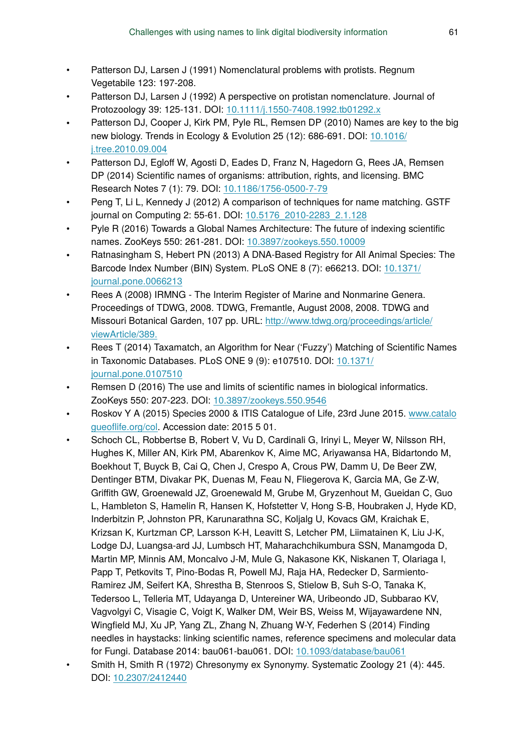- Patterson DJ, Larsen J (1991) Nomenclatural problems with protists. Regnum Vegetabile 123: 197-208.
- Patterson DJ, Larsen J (1992) A perspective on protistan nomenclature. Journal of Protozoology 39: 125-131. DOI: 10.1111/j.1550-7408.1992.tb01292.x
- Patterson DJ, Cooper J, Kirk PM, Pyle RL, Remsen DP (2010) Names are key to the big new biology. Trends in Ecology & Evolution 25 (12): 686-691. DOI: 10.1016/j.tree.2010.09.004
- Patterson DJ, Egloff W, Agosti D, Eades D, Franz N, Hagedorn G, Rees JA, Remsen DP (2014) Scientific names of organisms: attribution, rights, and licensing. BMC Research Notes 7 (1): 79. DOI: 10.1186/1756-0500-7-79
- Peng T, Li L, Kennedy J (2012) A comparison of techniques for name matching. GSTF journal on Computing 2: 55-61. DOI: 10.5176_2010-2283_2.1.128
- Pyle R (2016) Towards a Global Names Architecture: The future of indexing scientific names. ZooKeys 550: 261-281. DOI: 10.3897/zookeys.550.10009
- Ratnasingham S, Hebert PN (2013) A DNA-Based Registry for All Animal Species: The Barcode Index Number (BIN) System. PLoS ONE 8 (7): e66213. DOI: 10.1371/journal.pone.0066213
- Rees A (2008) IRMNG - The Interim Register of Marine and Nonmarine Genera. Proceedings of TDWG, 2008. TDWG, Fremantle, August 2008, 2008. TDWG and Missouri Botanical Garden, 107 pp. URL: http://www.tdwg.org/proceedings/article/viewArticle/389.
- Rees T (2014) Taxamatch, an Algorithm for Near ('Fuzzy') Matching of Scientific Names in Taxonomic Databases. PLoS ONE 9 (9): e107510. DOI: 10.1371/journal.pone.0107510
- Remsen D (2016) The use and limits of scientific names in biological informatics. ZooKeys 550: 207-223. DOI: 10.3897/zookeys.550.9546
- Roskov Y A (2015) Species 2000 & ITIS Catalogue of Life, 23rd June 2015. www.catalogueoflife.org/col. Accession date: 2015 5 01.
- Schoch CL, Robbertse B, Robert V, Vu D, Cardinali G, Irinyi L, Meyer W, Nilsson RH, Hughes K, Miller AN, Kirk PM, Abarenkov K, Aime MC, Ariyawansa HA, Bidartondo M, Boekhout T, Buyck B, Cai Q, Chen J, Crespo A, Crous PW, Damm U, De Beer ZW, Dentinger BTM, Divakar PK, Duenas M, Feau N, Fliegerova K, Garcia MA, Ge Z-W, Griffith GW, Groenewald JZ, Groenewald M, Grube M, Gryzenhout M, Gueidan C, Guo L, Hambleton S, Hamelin R, Hansen K, Hofstetter V, Hong S-B, Houbraken J, Hyde KD, Inderbitzin P, Johnston PR, Karunarathna SC, Koljalg U, Kovacs GM, Kraichak E, Krizsan K, Kurtzman CP, Larsson K-H, Leavitt S, Letcher PM, Liimatainen K, Liu J-K, Lodge DJ, Luangsa-ard JJ, Lumbsch HT, Maharachchikumbura SSN, Manamgoda D, Martin MP, Minnis AM, Moncalvo J-M, Mule G, Nakasone KK, Niskanen T, Olariaga I, Papp T, Petkovits T, Pino-Bodas R, Powell MJ, Raja HA, Redecker D, Sarmiento-Ramirez JM, Seifert KA, Shrestha B, Stenroos S, Stielow B, Suh S-O, Tanaka K, Tedersoo L, Telleria MT, Udayanga D, Untereiner WA, Uribeondo JD, Subbarao KV, Vagvolgyi C, Visagie C, Voigt K, Walker DM, Weir BS, Weiss M, Wijayawardene NN, Wingfield MJ, Xu JP, Yang ZL, Zhang N, Zhuang W-Y, Federhen S (2014) Finding needles in haystacks: linking scientific names, reference specimens and molecular data for Fungi. Database 2014: bau061-bau061. DOI: 10.1093/database/bau061
- Smith H, Smith R (1972) Chresonymy ex Synonymy. Systematic Zoology 21 (4): 445. DOI: 10.2307/2412440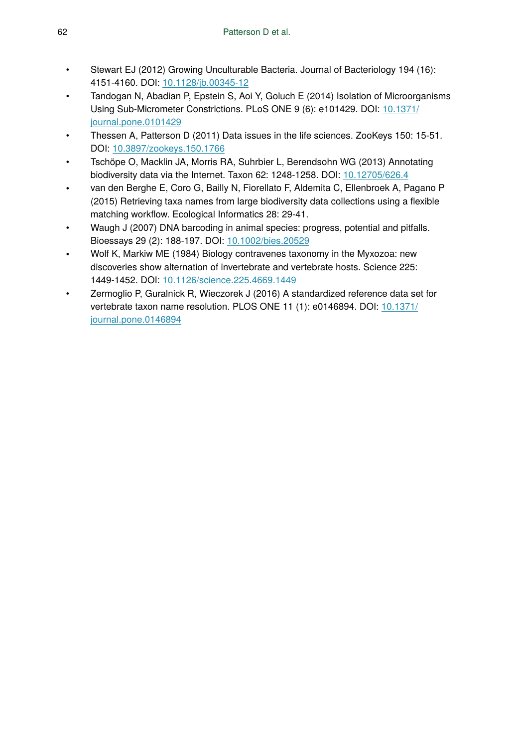- Stewart EJ (2012) Growing Unculturable Bacteria. Journal of Bacteriology 194 (16): 4151-4160. DOI: 10.1128/jb.00345-12
- Tandogan N, Abadian P, Epstein S, Aoi Y, Goluch E (2014) Isolation of Microorganisms Using Sub-Micrometer Constrictions. PLoS ONE 9 (6): e101429. DOI: 10.1371/journal.pone.0101429
- Thessen A, Patterson D (2011) Data issues in the life sciences. ZooKeys 150: 15-51. DOI: 10.3897/zookeys.150.1766
- Tschöpe O, Macklin JA, Morris RA, Suhrbier L, Berendsohn WG (2013) Annotating biodiversity data via the Internet. Taxon 62: 1248-1258. DOI: 10.12705/626.4
- van den Berghe E, Coro G, Bailly N, Fiorellato F, Aldemita C, Ellenbroek A, Pagano P (2015) Retrieving taxa names from large biodiversity data collections using a flexible matching workflow. Ecological Informatics 28: 29-41.
- Waugh J (2007) DNA barcoding in animal species: progress, potential and pitfalls. Bioessays 29 (2): 188-197. DOI: 10.1002/bies.20529
- Wolf K, Markiw ME (1984) Biology contravenes taxonomy in the Myxozoa: new discoveries show alternation of invertebrate and vertebrate hosts. Science 225: 1449-1452. DOI: 10.1126/science.225.4669.1449
- Zermoglio P, Guralnick R, Wieczorek J (2016) A standardized reference data set for vertebrate taxon name resolution. PLOS ONE 11 (1): e0146894. DOI: 10.1371/journal.pone.0146894